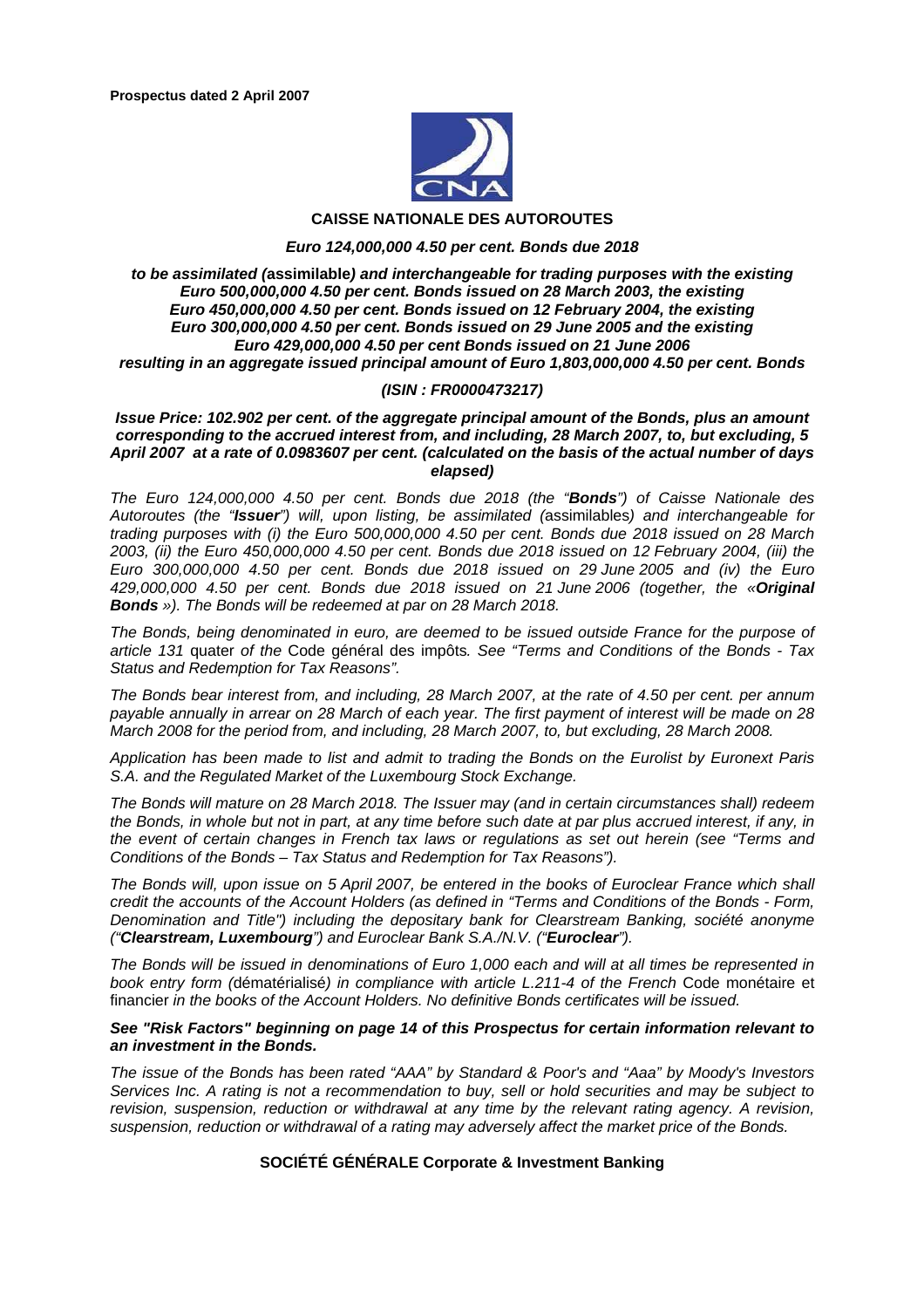**Prospectus dated 2 April 2007**

**CAISSE NATIONALE DES AUTOROUTES**

***Euro 124,000,000 4.50 per cent. Bonds due 2018***

***to be assimilated (*****assimilable*****) and interchangeable for trading purposes with the existing Euro 500,000,000 4.50 per cent. Bonds issued on 28 March 2003, the existing Euro 450,000,000 4.50 per cent. Bonds issued on 12 February 2004, the existing Euro 300,000,000 4.50 per cent. Bonds issued on 29 June 2005 and the existing Euro 429,000,000 4.50 per cent Bonds issued on 21 June 2006 resulting in an aggregate issued principal amount of Euro 1,803,000,000 4.50 per cent. Bonds***

***(ISIN : FR0000473217)***

***Issue Price: 102.902 per cent. of the aggregate principal amount of the Bonds, plus an amount corresponding to the accrued interest from, and including, 28 March 2007, to, but excluding, 5 April 2007 at a rate of 0.0983607 per cent. (calculated on the basis of the actual number of days elapsed)***

*The Euro 124,000,000 4.50 per cent. Bonds due 2018 (the "**Bonds**") of Caisse Nationale des Autoroutes (the "**Issuer**") will, upon listing, be assimilated (*assimilables*) and interchangeable for trading purposes with (i) the Euro 500,000,000 4.50 per cent. Bonds due 2018 issued on 28 March 2003, (ii) the Euro 450,000,000 4.50 per cent. Bonds due 2018 issued on 12 February 2004, (iii) the Euro 300,000,000 4.50 per cent. Bonds due 2018 issued on 29 June 2005 and (iv) the Euro 429,000,000 4.50 per cent. Bonds due 2018 issued on 21 June 2006 (together, the «**Original Bonds** »). The Bonds will be redeemed at par on 28 March 2018.*

*The Bonds, being denominated in euro, are deemed to be issued outside France for the purpose of article 131* quater *of the* Code général des impôts*. See "Terms and Conditions of the Bonds - Tax Status and Redemption for Tax Reasons".*

*The Bonds bear interest from, and including, 28 March 2007, at the rate of 4.50 per cent. per annum payable annually in arrear on 28 March of each year. The first payment of interest will be made on 28 March 2008 for the period from, and including, 28 March 2007, to, but excluding, 28 March 2008.*

*Application has been made to list and admit to trading the Bonds on the Eurolist by Euronext Paris S.A. and the Regulated Market of the Luxembourg Stock Exchange.*

*The Bonds will mature on 28 March 2018. The Issuer may (and in certain circumstances shall) redeem the Bonds, in whole but not in part, at any time before such date at par plus accrued interest, if any, in the event of certain changes in French tax laws or regulations as set out herein (see "Terms and Conditions of the Bonds – Tax Status and Redemption for Tax Reasons").*

*The Bonds will, upon issue on 5 April 2007, be entered in the books of Euroclear France which shall credit the accounts of the Account Holders (as defined in "Terms and Conditions of the Bonds - Form, Denomination and Title") including the depositary bank for Clearstream Banking, société anonyme ("**Clearstream, Luxembourg**") and Euroclear Bank S.A./N.V. ("**Euroclear**").*

*The Bonds will be issued in denominations of Euro 1,000 each and will at all times be represented in book entry form (*dématérialisé*) in compliance with article L.211-4 of the French* Code monétaire et financier *in the books of the Account Holders. No definitive Bonds certificates will be issued.*

***See "Risk Factors" beginning on page 14 of this Prospectus for certain information relevant to an investment in the Bonds.***

*The issue of the Bonds has been rated "AAA" by Standard & Poor's and "Aaa" by Moody's Investors Services Inc. A rating is not a recommendation to buy, sell or hold securities and may be subject to revision, suspension, reduction or withdrawal at any time by the relevant rating agency. A revision, suspension, reduction or withdrawal of a rating may adversely affect the market price of the Bonds.*

**SOCIÉTÉ GÉNÉRALE Corporate & Investment Banking**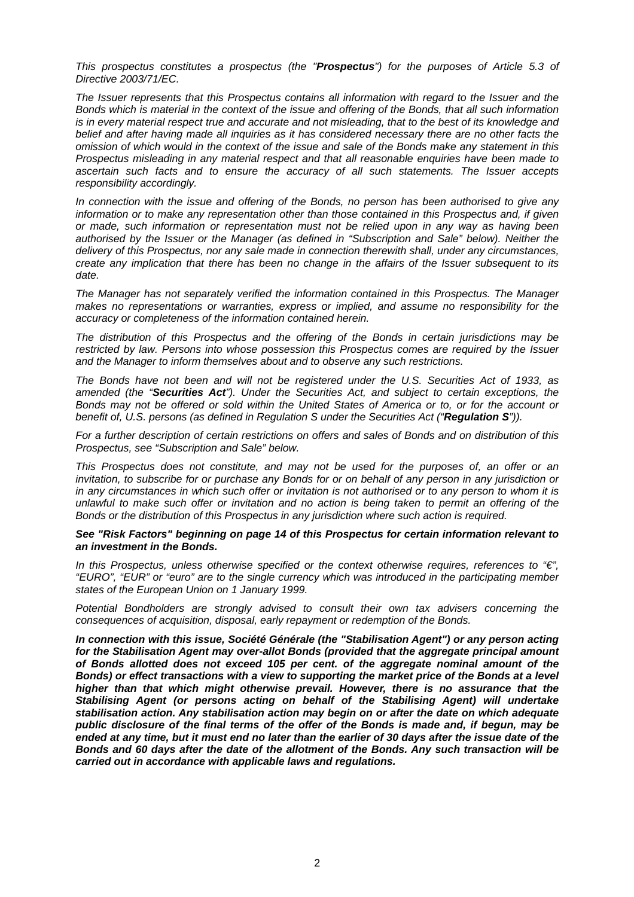*This prospectus constitutes a prospectus (the "**Prospectus**") for the purposes of Article 5.3 of Directive 2003/71/EC.*

*The Issuer represents that this Prospectus contains all information with regard to the Issuer and the Bonds which is material in the context of the issue and offering of the Bonds, that all such information is in every material respect true and accurate and not misleading, that to the best of its knowledge and belief and after having made all inquiries as it has considered necessary there are no other facts the omission of which would in the context of the issue and sale of the Bonds make any statement in this Prospectus misleading in any material respect and that all reasonable enquiries have been made to ascertain such facts and to ensure the accuracy of all such statements. The Issuer accepts responsibility accordingly.*

*In connection with the issue and offering of the Bonds, no person has been authorised to give any information or to make any representation other than those contained in this Prospectus and, if given or made, such information or representation must not be relied upon in any way as having been authorised by the Issuer or the Manager (as defined in "Subscription and Sale" below). Neither the delivery of this Prospectus, nor any sale made in connection therewith shall, under any circumstances, create any implication that there has been no change in the affairs of the Issuer subsequent to its date.*

*The Manager has not separately verified the information contained in this Prospectus. The Manager makes no representations or warranties, express or implied, and assume no responsibility for the accuracy or completeness of the information contained herein.*

*The distribution of this Prospectus and the offering of the Bonds in certain jurisdictions may be restricted by law. Persons into whose possession this Prospectus comes are required by the Issuer and the Manager to inform themselves about and to observe any such restrictions.*

*The Bonds have not been and will not be registered under the U.S. Securities Act of 1933, as amended (the "**Securities Act**"). Under the Securities Act, and subject to certain exceptions, the Bonds may not be offered or sold within the United States of America or to, or for the account or benefit of, U.S. persons (as defined in Regulation S under the Securities Act ("**Regulation S**")).*

*For a further description of certain restrictions on offers and sales of Bonds and on distribution of this Prospectus, see "Subscription and Sale" below.*

*This Prospectus does not constitute, and may not be used for the purposes of, an offer or an invitation, to subscribe for or purchase any Bonds for or on behalf of any person in any jurisdiction or in any circumstances in which such offer or invitation is not authorised or to any person to whom it is unlawful to make such offer or invitation and no action is being taken to permit an offering of the Bonds or the distribution of this Prospectus in any jurisdiction where such action is required.*

***See "Risk Factors" beginning on page 14 of this Prospectus for certain information relevant to an investment in the Bonds.***

*In this Prospectus, unless otherwise specified or the context otherwise requires, references to "€", "EURO", "EUR" or "euro" are to the single currency which was introduced in the participating member states of the European Union on 1 January 1999.*

*Potential Bondholders are strongly advised to consult their own tax advisers concerning the consequences of acquisition, disposal, early repayment or redemption of the Bonds.*

***In connection with this issue, Société Générale (the "Stabilisation Agent") or any person acting for the Stabilisation Agent may over-allot Bonds (provided that the aggregate principal amount of Bonds allotted does not exceed 105 per cent. of the aggregate nominal amount of the Bonds) or effect transactions with a view to supporting the market price of the Bonds at a level higher than that which might otherwise prevail. However, there is no assurance that the Stabilising Agent (or persons acting on behalf of the Stabilising Agent) will undertake stabilisation action. Any stabilisation action may begin on or after the date on which adequate public disclosure of the final terms of the offer of the Bonds is made and, if begun, may be ended at any time, but it must end no later than the earlier of 30 days after the issue date of the Bonds and 60 days after the date of the allotment of the Bonds. Any such transaction will be carried out in accordance with applicable laws and regulations.***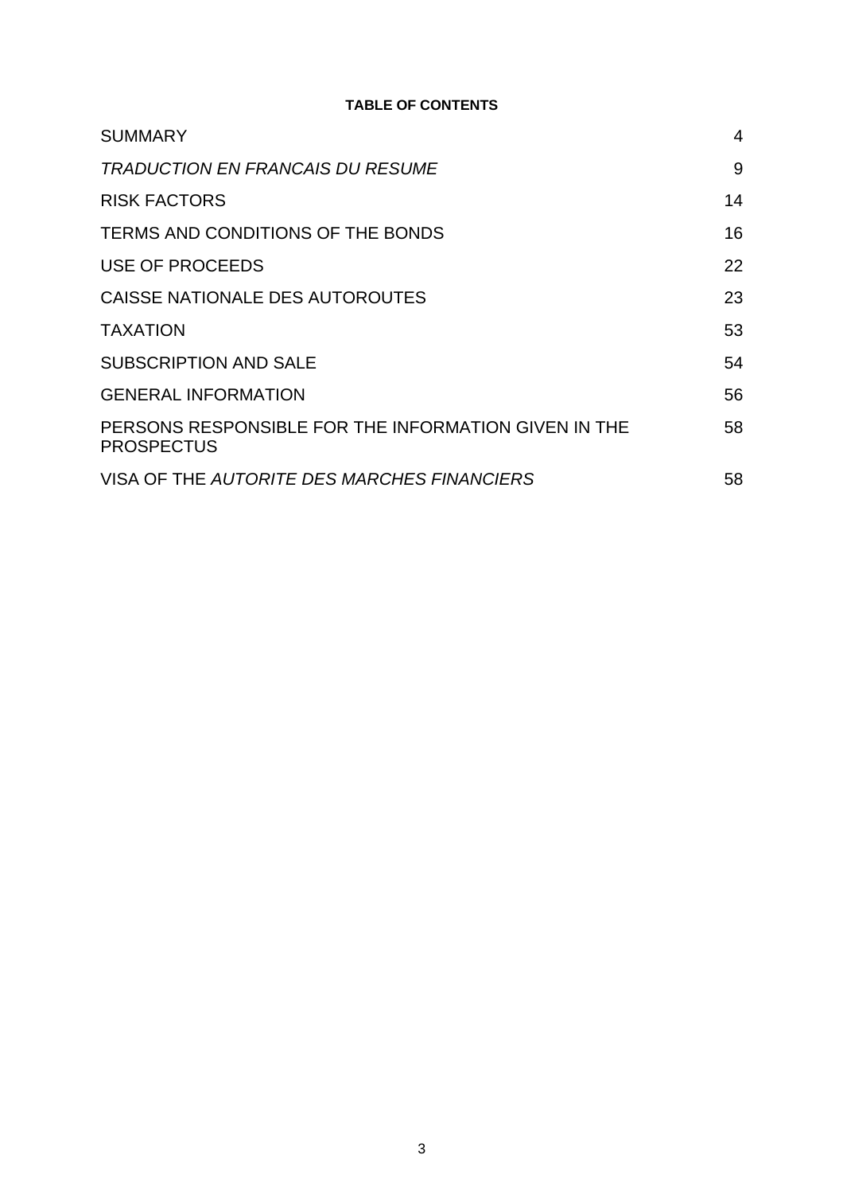**TABLE OF CONTENTS**

| | |
|---|---|
| SUMMARY | 4 |
| *TRADUCTION EN FRANCAIS DU RESUME* | 9 |
| RISK FACTORS | 14 |
| TERMS AND CONDITIONS OF THE BONDS | 16 |
| USE OF PROCEEDS | 22 |
| CAISSE NATIONALE DES AUTOROUTES | 23 |
| TAXATION | 53 |
| SUBSCRIPTION AND SALE | 54 |
| GENERAL INFORMATION | 56 |
| PERSONS RESPONSIBLE FOR THE INFORMATION GIVEN IN THE PROSPECTUS | 58 |
| VISA OF THE *AUTORITE DES MARCHES FINANCIERS* | 58 |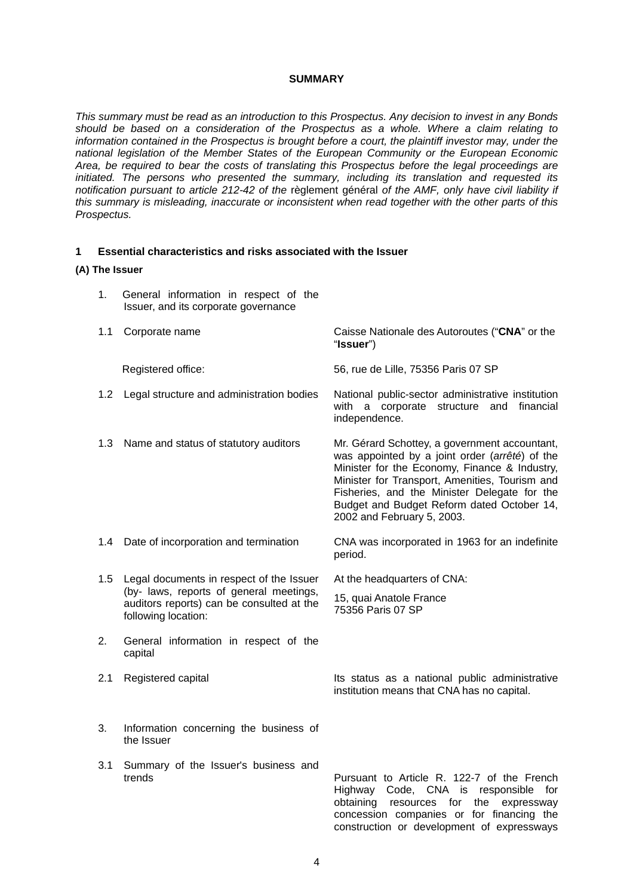**SUMMARY**

*This summary must be read as an introduction to this Prospectus. Any decision to invest in any Bonds should be based on a consideration of the Prospectus as a whole. Where a claim relating to information contained in the Prospectus is brought before a court, the plaintiff investor may, under the national legislation of the Member States of the European Community or the European Economic Area, be required to bear the costs of translating this Prospectus before the legal proceedings are initiated. The persons who presented the summary, including its translation and requested its notification pursuant to article 212-42 of the* règlement général *of the AMF, only have civil liability if this summary is misleading, inaccurate or inconsistent when read together with the other parts of this Prospectus.*

## 1 Essential characteristics and risks associated with the Issuer

### (A) The Issuer

| | | |
|---|---|---|
| 1. | General information in respect of the Issuer, and its corporate governance | |
| 1.1 | Corporate name | Caisse Nationale des Autoroutes ("**CNA**" or the "**Issuer**") |
| | Registered office: | 56, rue de Lille, 75356 Paris 07 SP |
| 1.2 | Legal structure and administration bodies | National public-sector administrative institution with a corporate structure and financial independence. |
| 1.3 | Name and status of statutory auditors | Mr. Gérard Schottey, a government accountant, was appointed by a joint order (*arrêté*) of the Minister for the Economy, Finance & Industry, Minister for Transport, Amenities, Tourism and Fisheries, and the Minister Delegate for the Budget and Budget Reform dated October 14, 2002 and February 5, 2003. |
| 1.4 | Date of incorporation and termination | CNA was incorporated in 1963 for an indefinite period. |
| 1.5 | Legal documents in respect of the Issuer (by- laws, reports of general meetings, auditors reports) can be consulted at the following location: | At the headquarters of CNA:<br>15, quai Anatole France<br>75356 Paris 07 SP |
| 2. | General information in respect of the capital | |
| 2.1 | Registered capital | Its status as a national public administrative institution means that CNA has no capital. |
| 3. | Information concerning the business of the Issuer | |
| 3.1 | Summary of the Issuer's business and trends | Pursuant to Article R. 122-7 of the French Highway Code, CNA is responsible for obtaining resources for the expressway concession companies or for financing the construction or development of expressways |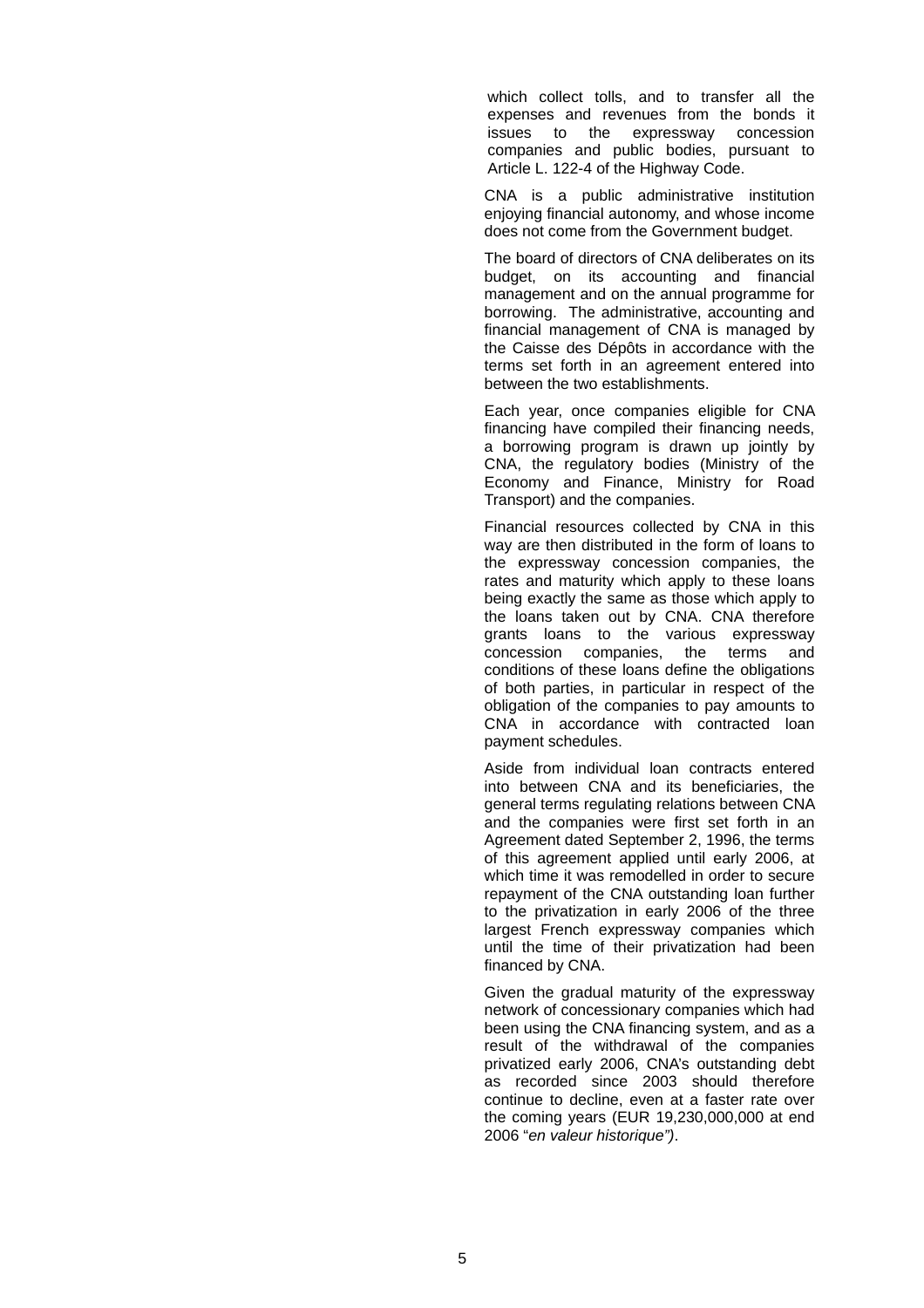which collect tolls, and to transfer all the expenses and revenues from the bonds it issues to the expressway concession companies and public bodies, pursuant to Article L. 122-4 of the Highway Code.

CNA is a public administrative institution enjoying financial autonomy, and whose income does not come from the Government budget.

The board of directors of CNA deliberates on its budget, on its accounting and financial management and on the annual programme for borrowing. The administrative, accounting and financial management of CNA is managed by the Caisse des Dépôts in accordance with the terms set forth in an agreement entered into between the two establishments.

Each year, once companies eligible for CNA financing have compiled their financing needs, a borrowing program is drawn up jointly by CNA, the regulatory bodies (Ministry of the Economy and Finance, Ministry for Road Transport) and the companies.

Financial resources collected by CNA in this way are then distributed in the form of loans to the expressway concession companies, the rates and maturity which apply to these loans being exactly the same as those which apply to the loans taken out by CNA. CNA therefore grants loans to the various expressway concession companies, the terms and conditions of these loans define the obligations of both parties, in particular in respect of the obligation of the companies to pay amounts to CNA in accordance with contracted loan payment schedules.

Aside from individual loan contracts entered into between CNA and its beneficiaries, the general terms regulating relations between CNA and the companies were first set forth in an Agreement dated September 2, 1996, the terms of this agreement applied until early 2006, at which time it was remodelled in order to secure repayment of the CNA outstanding loan further to the privatization in early 2006 of the three largest French expressway companies which until the time of their privatization had been financed by CNA.

Given the gradual maturity of the expressway network of concessionary companies which had been using the CNA financing system, and as a result of the withdrawal of the companies privatized early 2006, CNA's outstanding debt as recorded since 2003 should therefore continue to decline, even at a faster rate over the coming years (EUR 19,230,000,000 at end 2006 "*en valeur historique")*.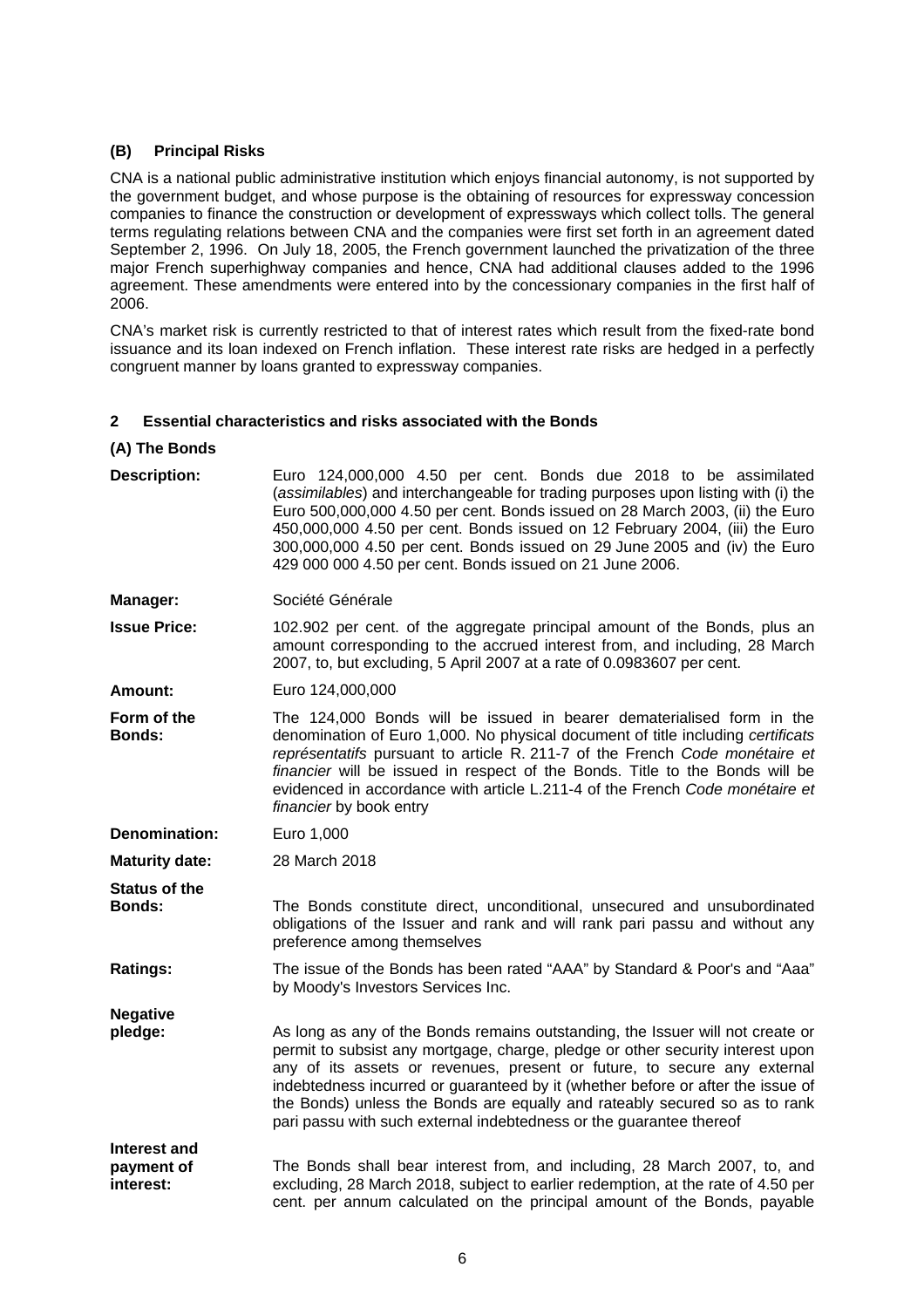### (B) Principal Risks

CNA is a national public administrative institution which enjoys financial autonomy, is not supported by the government budget, and whose purpose is the obtaining of resources for expressway concession companies to finance the construction or development of expressways which collect tolls. The general terms regulating relations between CNA and the companies were first set forth in an agreement dated September 2, 1996. On July 18, 2005, the French government launched the privatization of the three major French superhighway companies and hence, CNA had additional clauses added to the 1996 agreement. These amendments were entered into by the concessionary companies in the first half of 2006.

CNA's market risk is currently restricted to that of interest rates which result from the fixed-rate bond issuance and its loan indexed on French inflation. These interest rate risks are hedged in a perfectly congruent manner by loans granted to expressway companies.

## 2 Essential characteristics and risks associated with the Bonds

### (A) The Bonds

| | |
|---|---|
| **Description:** | Euro 124,000,000 4.50 per cent. Bonds due 2018 to be assimilated (*assimilables*) and interchangeable for trading purposes upon listing with (i) the Euro 500,000,000 4.50 per cent. Bonds issued on 28 March 2003, (ii) the Euro 450,000,000 4.50 per cent. Bonds issued on 12 February 2004, (iii) the Euro 300,000,000 4.50 per cent. Bonds issued on 29 June 2005 and (iv) the Euro 429 000 000 4.50 per cent. Bonds issued on 21 June 2006. |
| **Manager:** | Société Générale |
| **Issue Price:** | 102.902 per cent. of the aggregate principal amount of the Bonds, plus an amount corresponding to the accrued interest from, and including, 28 March 2007, to, but excluding, 5 April 2007 at a rate of 0.0983607 per cent. |
| **Amount:** | Euro 124,000,000 |
| **Form of the Bonds:** | The 124,000 Bonds will be issued in bearer dematerialised form in the denomination of Euro 1,000. No physical document of title including *certificats représentatifs* pursuant to article R. 211-7 of the French *Code monétaire et financier* will be issued in respect of the Bonds. Title to the Bonds will be evidenced in accordance with article L.211-4 of the French *Code monétaire et financier* by book entry |
| **Denomination:** | Euro 1,000 |
| **Maturity date:** | 28 March 2018 |
| **Status of the Bonds:** | The Bonds constitute direct, unconditional, unsecured and unsubordinated obligations of the Issuer and rank and will rank pari passu and without any preference among themselves |
| **Ratings:** | The issue of the Bonds has been rated "AAA" by Standard & Poor's and "Aaa" by Moody's Investors Services Inc. |
| **Negative pledge:** | As long as any of the Bonds remains outstanding, the Issuer will not create or permit to subsist any mortgage, charge, pledge or other security interest upon any of its assets or revenues, present or future, to secure any external indebtedness incurred or guaranteed by it (whether before or after the issue of the Bonds) unless the Bonds are equally and rateably secured so as to rank pari passu with such external indebtedness or the guarantee thereof |
| **Interest and payment of interest:** | The Bonds shall bear interest from, and including, 28 March 2007, to, and excluding, 28 March 2018, subject to earlier redemption, at the rate of 4.50 per cent. per annum calculated on the principal amount of the Bonds, payable |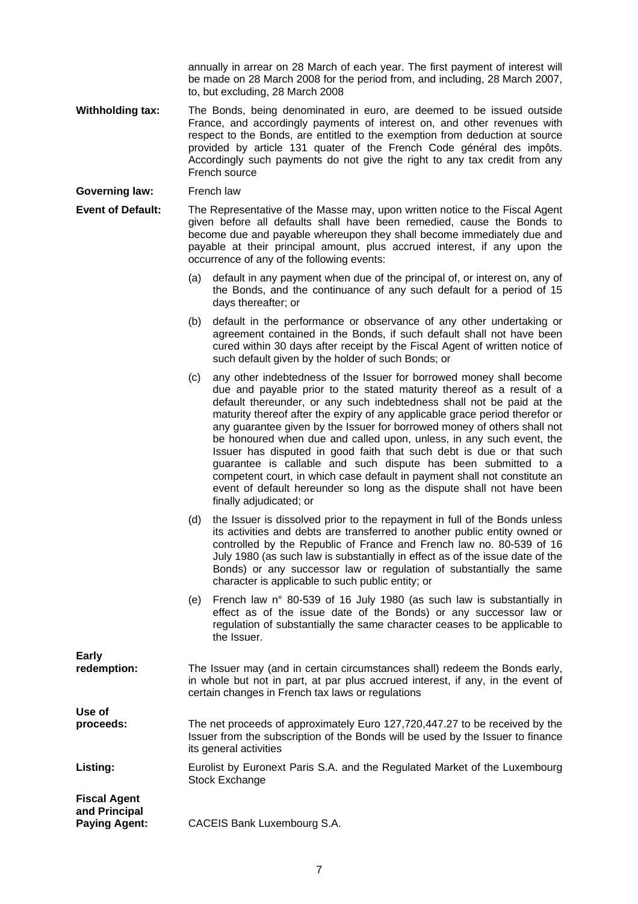annually in arrear on 28 March of each year. The first payment of interest will be made on 28 March 2008 for the period from, and including, 28 March 2007, to, but excluding, 28 March 2008

**Withholding tax:** The Bonds, being denominated in euro, are deemed to be issued outside France, and accordingly payments of interest on, and other revenues with respect to the Bonds, are entitled to the exemption from deduction at source provided by article 131 quater of the French Code général des impôts. Accordingly such payments do not give the right to any tax credit from any French source

**Governing law:** French law

**Event of Default:** The Representative of the Masse may, upon written notice to the Fiscal Agent given before all defaults shall have been remedied, cause the Bonds to become due and payable whereupon they shall become immediately due and payable at their principal amount, plus accrued interest, if any upon the occurrence of any of the following events:

(a) default in any payment when due of the principal of, or interest on, any of the Bonds, and the continuance of any such default for a period of 15 days thereafter; or

(b) default in the performance or observance of any other undertaking or agreement contained in the Bonds, if such default shall not have been cured within 30 days after receipt by the Fiscal Agent of written notice of such default given by the holder of such Bonds; or

(c) any other indebtedness of the Issuer for borrowed money shall become due and payable prior to the stated maturity thereof as a result of a default thereunder, or any such indebtedness shall not be paid at the maturity thereof after the expiry of any applicable grace period therefor or any guarantee given by the Issuer for borrowed money of others shall not be honoured when due and called upon, unless, in any such event, the Issuer has disputed in good faith that such debt is due or that such guarantee is callable and such dispute has been submitted to a competent court, in which case default in payment shall not constitute an event of default hereunder so long as the dispute shall not have been finally adjudicated; or

(d) the Issuer is dissolved prior to the repayment in full of the Bonds unless its activities and debts are transferred to another public entity owned or controlled by the Republic of France and French law no. 80-539 of 16 July 1980 (as such law is substantially in effect as of the issue date of the Bonds) or any successor law or regulation of substantially the same character is applicable to such public entity; or

(e) French law n° 80-539 of 16 July 1980 (as such law is substantially in effect as of the issue date of the Bonds) or any successor law or regulation of substantially the same character ceases to be applicable to the Issuer.

**Early redemption:** The Issuer may (and in certain circumstances shall) redeem the Bonds early, in whole but not in part, at par plus accrued interest, if any, in the event of certain changes in French tax laws or regulations

**Use of proceeds:** The net proceeds of approximately Euro 127,720,447.27 to be received by the Issuer from the subscription of the Bonds will be used by the Issuer to finance its general activities

**Listing:** Eurolist by Euronext Paris S.A. and the Regulated Market of the Luxembourg Stock Exchange

**Fiscal Agent and Principal Paying Agent:** CACEIS Bank Luxembourg S.A.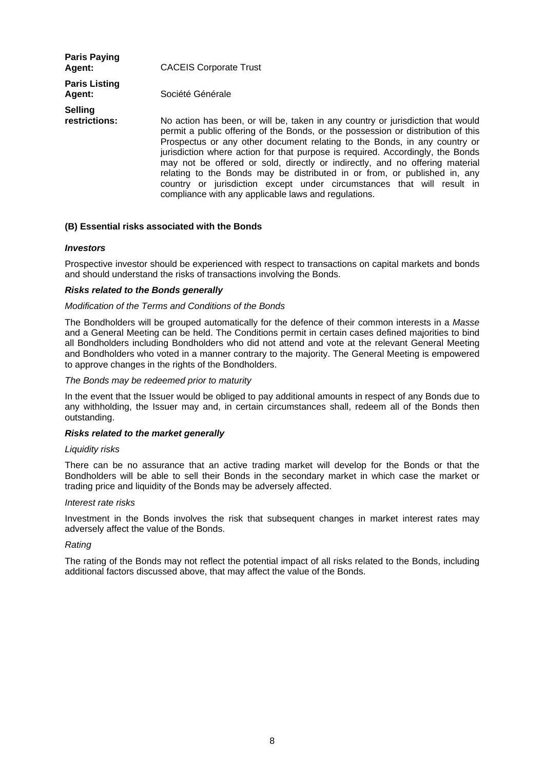| | |
|---|---|
| **Paris Paying Agent:** | CACEIS Corporate Trust |
| **Paris Listing Agent:** | Société Générale |
| **Selling restrictions:** | No action has been, or will be, taken in any country or jurisdiction that would permit a public offering of the Bonds, or the possession or distribution of this Prospectus or any other document relating to the Bonds, in any country or jurisdiction where action for that purpose is required. Accordingly, the Bonds may not be offered or sold, directly or indirectly, and no offering material relating to the Bonds may be distributed in or from, or published in, any country or jurisdiction except under circumstances that will result in compliance with any applicable laws and regulations. |

**(B) Essential risks associated with the Bonds**

***Investors***

Prospective investor should be experienced with respect to transactions on capital markets and bonds and should understand the risks of transactions involving the Bonds.

***Risks related to the Bonds generally***

*Modification of the Terms and Conditions of the Bonds*

The Bondholders will be grouped automatically for the defence of their common interests in a *Masse* and a General Meeting can be held. The Conditions permit in certain cases defined majorities to bind all Bondholders including Bondholders who did not attend and vote at the relevant General Meeting and Bondholders who voted in a manner contrary to the majority. The General Meeting is empowered to approve changes in the rights of the Bondholders.

*The Bonds may be redeemed prior to maturity*

In the event that the Issuer would be obliged to pay additional amounts in respect of any Bonds due to any withholding, the Issuer may and, in certain circumstances shall, redeem all of the Bonds then outstanding.

***Risks related to the market generally***

*Liquidity risks*

There can be no assurance that an active trading market will develop for the Bonds or that the Bondholders will be able to sell their Bonds in the secondary market in which case the market or trading price and liquidity of the Bonds may be adversely affected.

*Interest rate risks*

Investment in the Bonds involves the risk that subsequent changes in market interest rates may adversely affect the value of the Bonds.

*Rating*

The rating of the Bonds may not reflect the potential impact of all risks related to the Bonds, including additional factors discussed above, that may affect the value of the Bonds.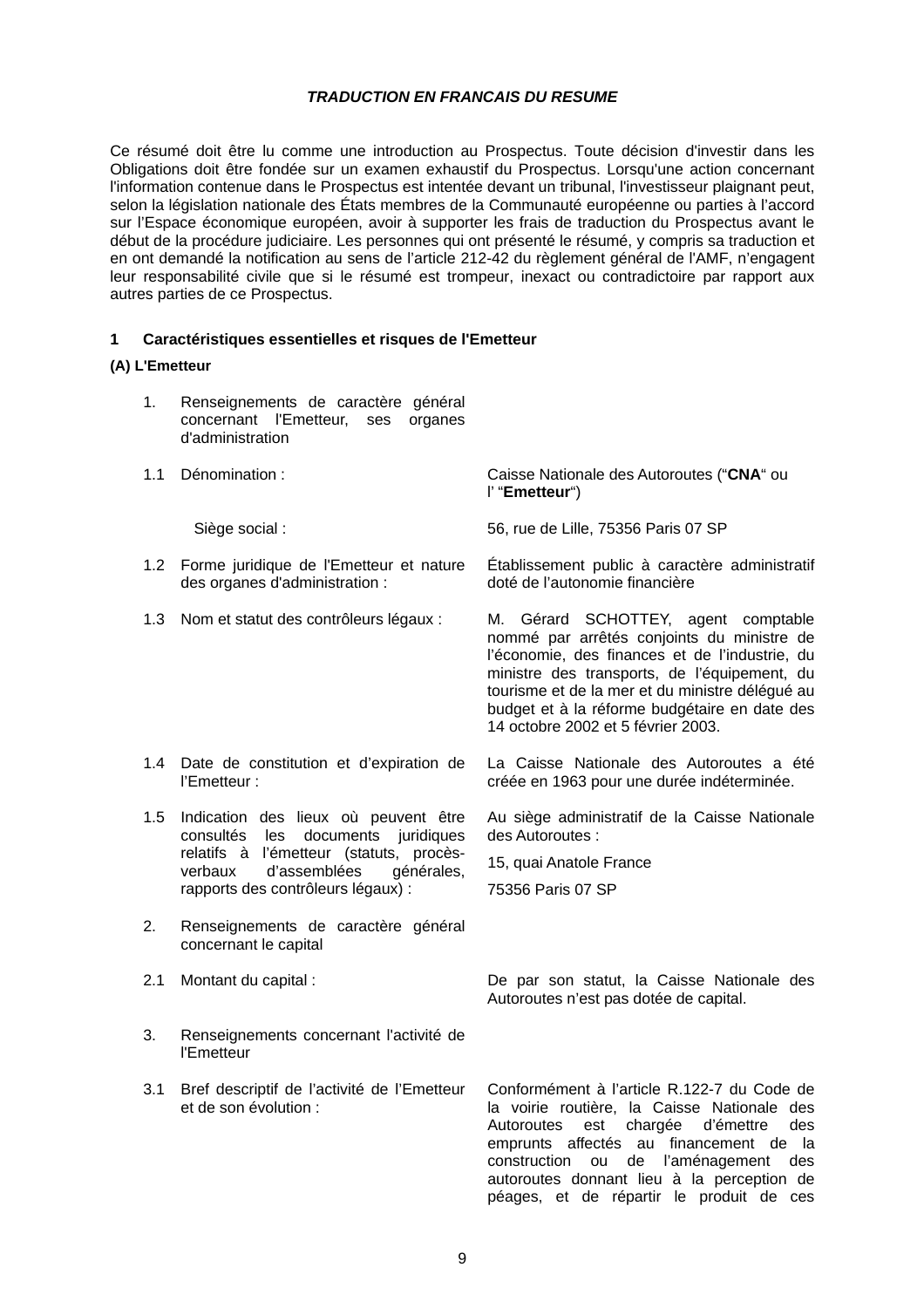*TRADUCTION EN FRANCAIS DU RESUME*

Ce résumé doit être lu comme une introduction au Prospectus. Toute décision d'investir dans les Obligations doit être fondée sur un examen exhaustif du Prospectus. Lorsqu'une action concernant l'information contenue dans le Prospectus est intentée devant un tribunal, l'investisseur plaignant peut, selon la législation nationale des États membres de la Communauté européenne ou parties à l'accord sur l'Espace économique européen, avoir à supporter les frais de traduction du Prospectus avant le début de la procédure judiciaire. Les personnes qui ont présenté le résumé, y compris sa traduction et en ont demandé la notification au sens de l'article 212-42 du règlement général de l'AMF, n'engagent leur responsabilité civile que si le résumé est trompeur, inexact ou contradictoire par rapport aux autres parties de ce Prospectus.

## 1 Caractéristiques essentielles et risques de l'Emetteur

### (A) L'Emetteur

| | | |
|---|---|---|
| 1. | Renseignements de caractère général concernant l'Emetteur, ses organes d'administration | |
| 1.1 | Dénomination : | Caisse Nationale des Autoroutes ("**CNA**" ou l' "**Emetteur**") |
| | Siège social : | 56, rue de Lille, 75356 Paris 07 SP |
| 1.2 | Forme juridique de l'Emetteur et nature des organes d'administration : | Établissement public à caractère administratif doté de l'autonomie financière |
| 1.3 | Nom et statut des contrôleurs légaux : | M. Gérard SCHOTTEY, agent comptable nommé par arrêtés conjoints du ministre de l'économie, des finances et de l'industrie, du ministre des transports, de l'équipement, du tourisme et de la mer et du ministre délégué au budget et à la réforme budgétaire en date des 14 octobre 2002 et 5 février 2003. |
| 1.4 | Date de constitution et d'expiration de l'Emetteur : | La Caisse Nationale des Autoroutes a été créée en 1963 pour une durée indéterminée. |
| 1.5 | Indication des lieux où peuvent être consultés les documents juridiques relatifs à l'émetteur (statuts, procès-verbaux d'assemblées générales, rapports des contrôleurs légaux) : | Au siège administratif de la Caisse Nationale des Autoroutes :<br>15, quai Anatole France<br>75356 Paris 07 SP |
| 2. | Renseignements de caractère général concernant le capital | |
| 2.1 | Montant du capital : | De par son statut, la Caisse Nationale des Autoroutes n'est pas dotée de capital. |
| 3. | Renseignements concernant l'activité de l'Emetteur | |
| 3.1 | Bref descriptif de l'activité de l'Emetteur et de son évolution : | Conformément à l'article R.122-7 du Code de la voirie routière, la Caisse Nationale des Autoroutes est chargée d'émettre des emprunts affectés au financement de la construction ou de l'aménagement des autoroutes donnant lieu à la perception de péages, et de répartir le produit de ces |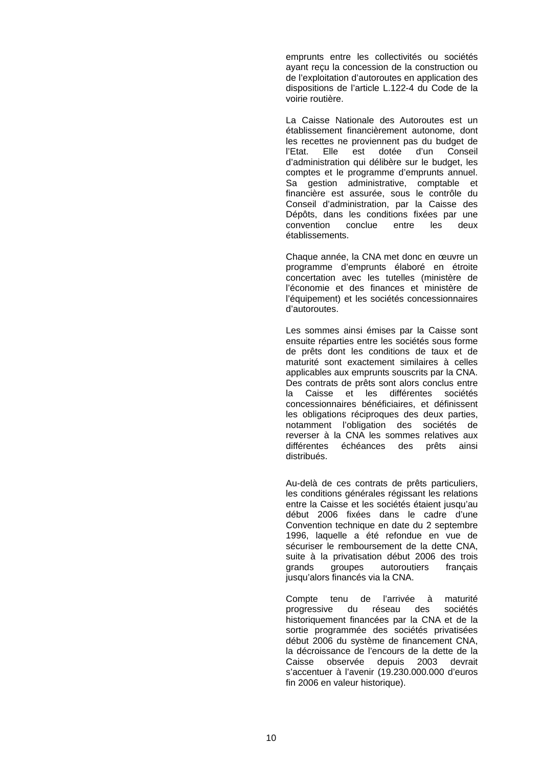emprunts entre les collectivités ou sociétés ayant reçu la concession de la construction ou de l'exploitation d'autoroutes en application des dispositions de l'article L.122-4 du Code de la voirie routière.

La Caisse Nationale des Autoroutes est un établissement financièrement autonome, dont les recettes ne proviennent pas du budget de l'Etat. Elle est dotée d'un Conseil d'administration qui délibère sur le budget, les comptes et le programme d'emprunts annuel. Sa gestion administrative, comptable et financière est assurée, sous le contrôle du Conseil d'administration, par la Caisse des Dépôts, dans les conditions fixées par une convention conclue entre les deux établissements.

Chaque année, la CNA met donc en œuvre un programme d'emprunts élaboré en étroite concertation avec les tutelles (ministère de l'économie et des finances et ministère de l'équipement) et les sociétés concessionnaires d'autoroutes.

Les sommes ainsi émises par la Caisse sont ensuite réparties entre les sociétés sous forme de prêts dont les conditions de taux et de maturité sont exactement similaires à celles applicables aux emprunts souscrits par la CNA. Des contrats de prêts sont alors conclus entre la Caisse et les différentes sociétés concessionnaires bénéficiaires, et définissent les obligations réciproques des deux parties, notamment l'obligation des sociétés de reverser à la CNA les sommes relatives aux différentes échéances des prêts ainsi distribués.

Au-delà de ces contrats de prêts particuliers, les conditions générales régissant les relations entre la Caisse et les sociétés étaient jusqu'au début 2006 fixées dans le cadre d'une Convention technique en date du 2 septembre 1996, laquelle a été refondue en vue de sécuriser le remboursement de la dette CNA, suite à la privatisation début 2006 des trois grands groupes autoroutiers français jusqu'alors financés via la CNA.

Compte tenu de l'arrivée à maturité progressive du réseau des sociétés historiquement financées par la CNA et de la sortie programmée des sociétés privatisées début 2006 du système de financement CNA, la décroissance de l'encours de la dette de la Caisse observée depuis 2003 devrait s'accentuer à l'avenir (19.230.000.000 d'euros fin 2006 en valeur historique).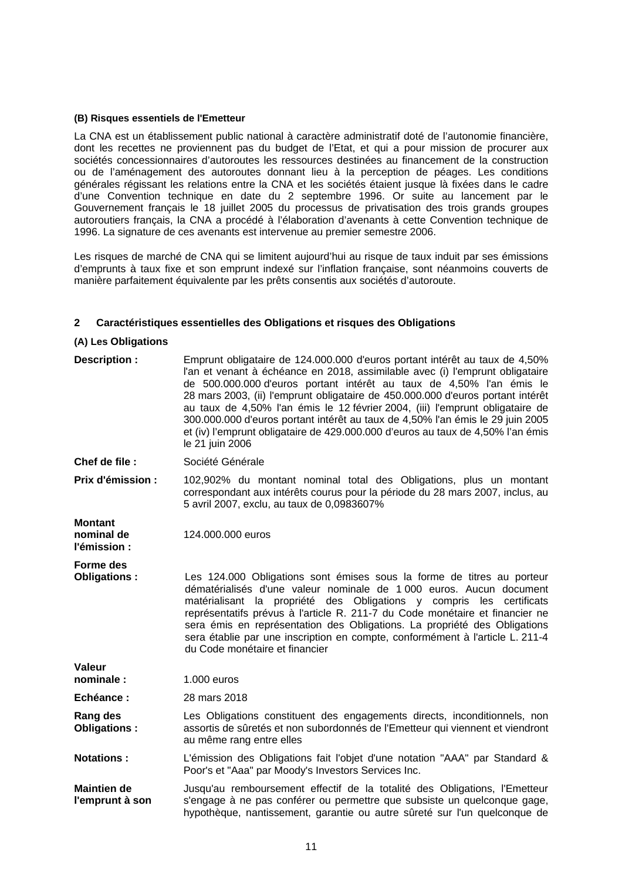#### (B) Risques essentiels de l'Emetteur

La CNA est un établissement public national à caractère administratif doté de l'autonomie financière, dont les recettes ne proviennent pas du budget de l'Etat, et qui a pour mission de procurer aux sociétés concessionnaires d'autoroutes les ressources destinées au financement de la construction ou de l'aménagement des autoroutes donnant lieu à la perception de péages. Les conditions générales régissant les relations entre la CNA et les sociétés étaient jusque là fixées dans le cadre d'une Convention technique en date du 2 septembre 1996. Or suite au lancement par le Gouvernement français le 18 juillet 2005 du processus de privatisation des trois grands groupes autoroutiers français, la CNA a procédé à l'élaboration d'avenants à cette Convention technique de 1996. La signature de ces avenants est intervenue au premier semestre 2006.

Les risques de marché de CNA qui se limitent aujourd'hui au risque de taux induit par ses émissions d'emprunts à taux fixe et son emprunt indexé sur l'inflation française, sont néanmoins couverts de manière parfaitement équivalente par les prêts consentis aux sociétés d'autoroute.

## 2 Caractéristiques essentielles des Obligations et risques des Obligations

#### (A) Les Obligations

| | |
|---|---|
| **Description :** | Emprunt obligataire de 124.000.000 d'euros portant intérêt au taux de 4,50% l'an et venant à échéance en 2018, assimilable avec (i) l'emprunt obligataire de 500.000.000 d'euros portant intérêt au taux de 4,50% l'an émis le 28 mars 2003, (ii) l'emprunt obligataire de 450.000.000 d'euros portant intérêt au taux de 4,50% l'an émis le 12 février 2004, (iii) l'emprunt obligataire de 300.000.000 d'euros portant intérêt au taux de 4,50% l'an émis le 29 juin 2005 et (iv) l'emprunt obligataire de 429.000.000 d'euros au taux de 4,50% l'an émis le 21 juin 2006 |
| **Chef de file :** | Société Générale |
| **Prix d'émission :** | 102,902% du montant nominal total des Obligations, plus un montant correspondant aux intérêts courus pour la période du 28 mars 2007, inclus, au 5 avril 2007, exclu, au taux de 0,0983607% |
| **Montant nominal de l'émission :** | 124.000.000 euros |
| **Forme des Obligations :** | Les 124.000 Obligations sont émises sous la forme de titres au porteur dématérialisés d'une valeur nominale de 1 000 euros. Aucun document matérialisant la propriété des Obligations y compris les certificats représentatifs prévus à l'article R. 211-7 du Code monétaire et financier ne sera émis en représentation des Obligations. La propriété des Obligations sera établie par une inscription en compte, conformément à l'article L. 211-4 du Code monétaire et financier |
| **Valeur nominale :** | 1.000 euros |
| **Echéance :** | 28 mars 2018 |
| **Rang des Obligations :** | Les Obligations constituent des engagements directs, inconditionnels, non assortis de sûretés et non subordonnés de l'Emetteur qui viennent et viendront au même rang entre elles |
| **Notations :** | L'émission des Obligations fait l'objet d'une notation "AAA" par Standard & Poor's et "Aaa" par Moody's Investors Services Inc. |
| **Maintien de l'emprunt à son** | Jusqu'au remboursement effectif de la totalité des Obligations, l'Emetteur s'engage à ne pas conférer ou permettre que subsiste un quelconque gage, hypothèque, nantissement, garantie ou autre sûreté sur l'un quelconque de |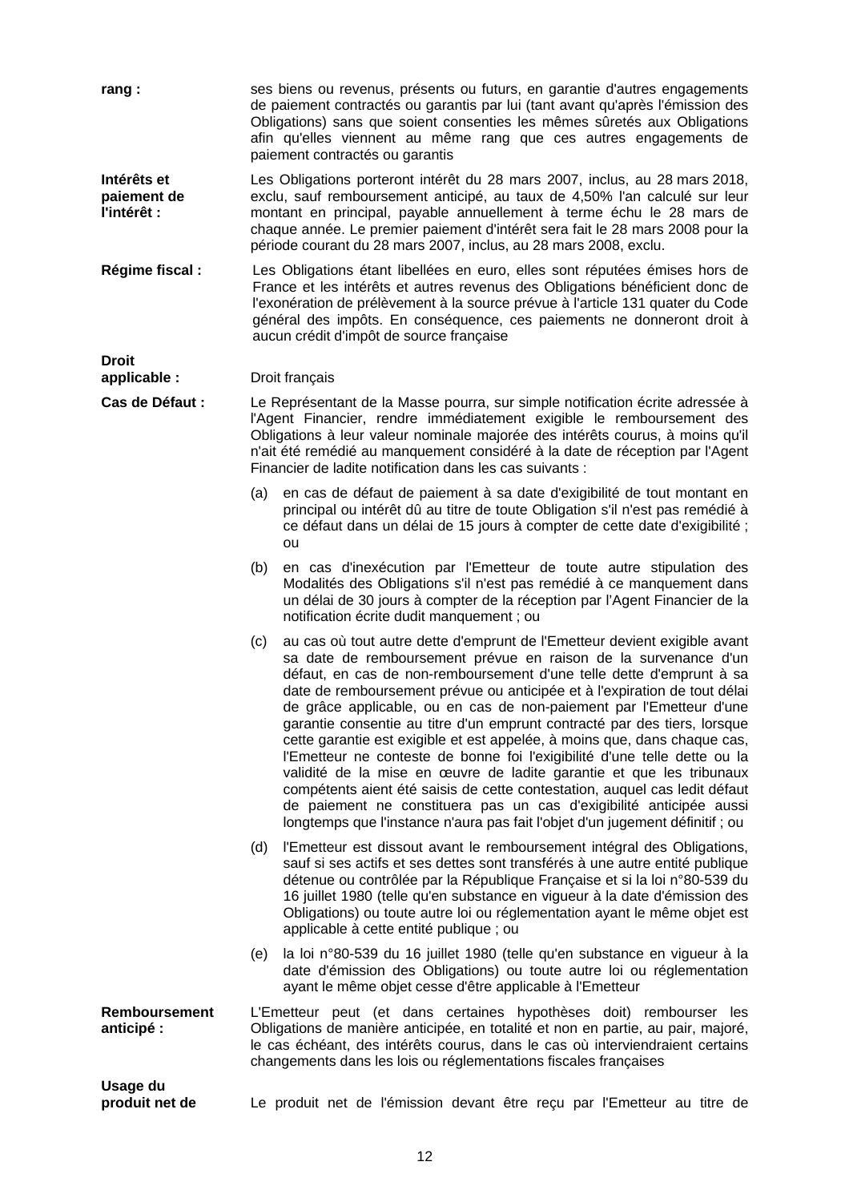| | |
|---|---|
| **rang :** | ses biens ou revenus, présents ou futurs, en garantie d'autres engagements de paiement contractés ou garantis par lui (tant avant qu'après l'émission des Obligations) sans que soient consenties les mêmes sûretés aux Obligations afin qu'elles viennent au même rang que ces autres engagements de paiement contractés ou garantis |
| **Intérêts et paiement de l'intérêt :** | Les Obligations porteront intérêt du 28 mars 2007, inclus, au 28 mars 2018, exclu, sauf remboursement anticipé, au taux de 4,50% l'an calculé sur leur montant en principal, payable annuellement à terme échu le 28 mars de chaque année. Le premier paiement d'intérêt sera fait le 28 mars 2008 pour la période courant du 28 mars 2007, inclus, au 28 mars 2008, exclu. |
| **Régime fiscal :** | Les Obligations étant libellées en euro, elles sont réputées émises hors de France et les intérêts et autres revenus des Obligations bénéficient donc de l'exonération de prélèvement à la source prévue à l'article 131 quater du Code général des impôts. En conséquence, ces paiements ne donneront droit à aucun crédit d'impôt de source française |
| **Droit applicable :** | Droit français |
| **Cas de Défaut :** | Le Représentant de la Masse pourra, sur simple notification écrite adressée à l'Agent Financier, rendre immédiatement exigible le remboursement des Obligations à leur valeur nominale majorée des intérêts courus, à moins qu'il n'ait été remédié au manquement considéré à la date de réception par l'Agent Financier de ladite notification dans les cas suivants :<br><br>(a) en cas de défaut de paiement à sa date d'exigibilité de tout montant en principal ou intérêt dû au titre de toute Obligation s'il n'est pas remédié à ce défaut dans un délai de 15 jours à compter de cette date d'exigibilité ; ou<br><br>(b) en cas d'inexécution par l'Emetteur de toute autre stipulation des Modalités des Obligations s'il n'est pas remédié à ce manquement dans un délai de 30 jours à compter de la réception par l'Agent Financier de la notification écrite dudit manquement ; ou<br><br>(c) au cas où tout autre dette d'emprunt de l'Emetteur devient exigible avant sa date de remboursement prévue en raison de la survenance d'un défaut, en cas de non-remboursement d'une telle dette d'emprunt à sa date de remboursement prévue ou anticipée et à l'expiration de tout délai de grâce applicable, ou en cas de non-paiement par l'Emetteur d'une garantie consentie au titre d'un emprunt contracté par des tiers, lorsque cette garantie est exigible et est appelée, à moins que, dans chaque cas, l'Emetteur ne conteste de bonne foi l'exigibilité d'une telle dette ou la validité de la mise en œuvre de ladite garantie et que les tribunaux compétents aient été saisis de cette contestation, auquel cas ledit défaut de paiement ne constituera pas un cas d'exigibilité anticipée aussi longtemps que l'instance n'aura pas fait l'objet d'un jugement définitif ; ou<br><br>(d) l'Emetteur est dissout avant le remboursement intégral des Obligations, sauf si ses actifs et ses dettes sont transférés à une autre entité publique détenue ou contrôlée par la République Française et si la loi n°80-539 du 16 juillet 1980 (telle qu'en substance en vigueur à la date d'émission des Obligations) ou toute autre loi ou réglementation ayant le même objet est applicable à cette entité publique ; ou<br><br>(e) la loi n°80-539 du 16 juillet 1980 (telle qu'en substance en vigueur à la date d'émission des Obligations) ou toute autre loi ou réglementation ayant le même objet cesse d'être applicable à l'Emetteur |
| **Remboursement anticipé :** | L'Emetteur peut (et dans certaines hypothèses doit) rembourser les Obligations de manière anticipée, en totalité et non en partie, au pair, majoré, le cas échéant, des intérêts courus, dans le cas où interviendraient certains changements dans les lois ou réglementations fiscales françaises |
| **Usage du produit net de** | Le produit net de l'émission devant être reçu par l'Emetteur au titre de |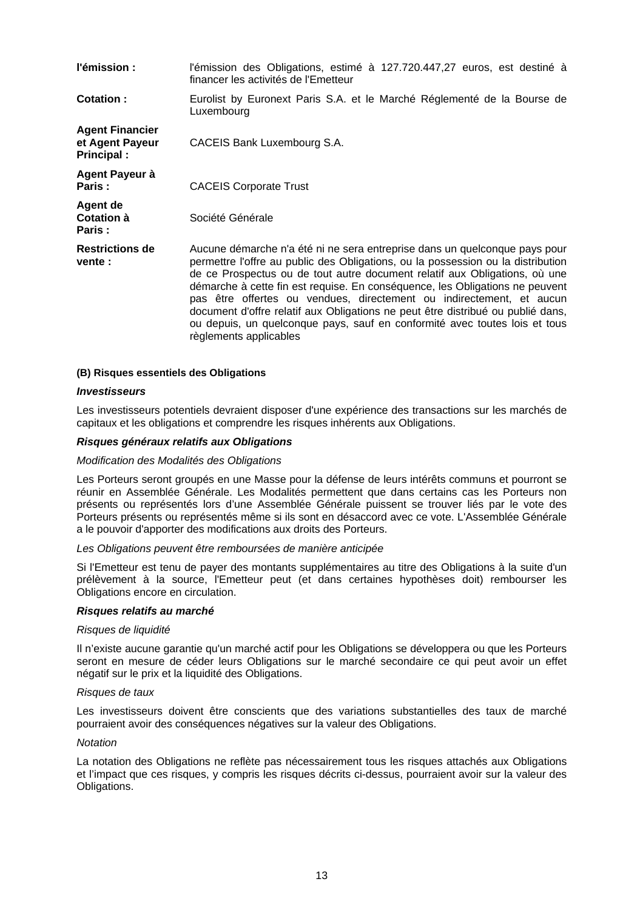| | |
|---|---|
| **l'émission :** | l'émission des Obligations, estimé à 127.720.447,27 euros, est destiné à financer les activités de l'Emetteur |
| **Cotation :** | Eurolist by Euronext Paris S.A. et le Marché Réglementé de la Bourse de Luxembourg |
| **Agent Financier et Agent Payeur Principal :** | CACEIS Bank Luxembourg S.A. |
| **Agent Payeur à Paris :** | CACEIS Corporate Trust |
| **Agent de Cotation à Paris :** | Société Générale |
| **Restrictions de vente :** | Aucune démarche n'a été ni ne sera entreprise dans un quelconque pays pour permettre l'offre au public des Obligations, ou la possession ou la distribution de ce Prospectus ou de tout autre document relatif aux Obligations, où une démarche à cette fin est requise. En conséquence, les Obligations ne peuvent pas être offertes ou vendues, directement ou indirectement, et aucun document d'offre relatif aux Obligations ne peut être distribué ou publié dans, ou depuis, un quelconque pays, sauf en conformité avec toutes lois et tous règlements applicables |

**(B) Risques essentiels des Obligations**

***Investisseurs***

Les investisseurs potentiels devraient disposer d'une expérience des transactions sur les marchés de capitaux et les obligations et comprendre les risques inhérents aux Obligations.

***Risques généraux relatifs aux Obligations***

*Modification des Modalités des Obligations*

Les Porteurs seront groupés en une Masse pour la défense de leurs intérêts communs et pourront se réunir en Assemblée Générale. Les Modalités permettent que dans certains cas les Porteurs non présents ou représentés lors d'une Assemblée Générale puissent se trouver liés par le vote des Porteurs présents ou représentés même si ils sont en désaccord avec ce vote. L'Assemblée Générale a le pouvoir d'apporter des modifications aux droits des Porteurs.

*Les Obligations peuvent être remboursées de manière anticipée*

Si l'Emetteur est tenu de payer des montants supplémentaires au titre des Obligations à la suite d'un prélèvement à la source, l'Emetteur peut (et dans certaines hypothèses doit) rembourser les Obligations encore en circulation.

***Risques relatifs au marché***

*Risques de liquidité*

Il n'existe aucune garantie qu'un marché actif pour les Obligations se développera ou que les Porteurs seront en mesure de céder leurs Obligations sur le marché secondaire ce qui peut avoir un effet négatif sur le prix et la liquidité des Obligations.

*Risques de taux*

Les investisseurs doivent être conscients que des variations substantielles des taux de marché pourraient avoir des conséquences négatives sur la valeur des Obligations.

*Notation*

La notation des Obligations ne reflète pas nécessairement tous les risques attachés aux Obligations et l'impact que ces risques, y compris les risques décrits ci-dessus, pourraient avoir sur la valeur des Obligations.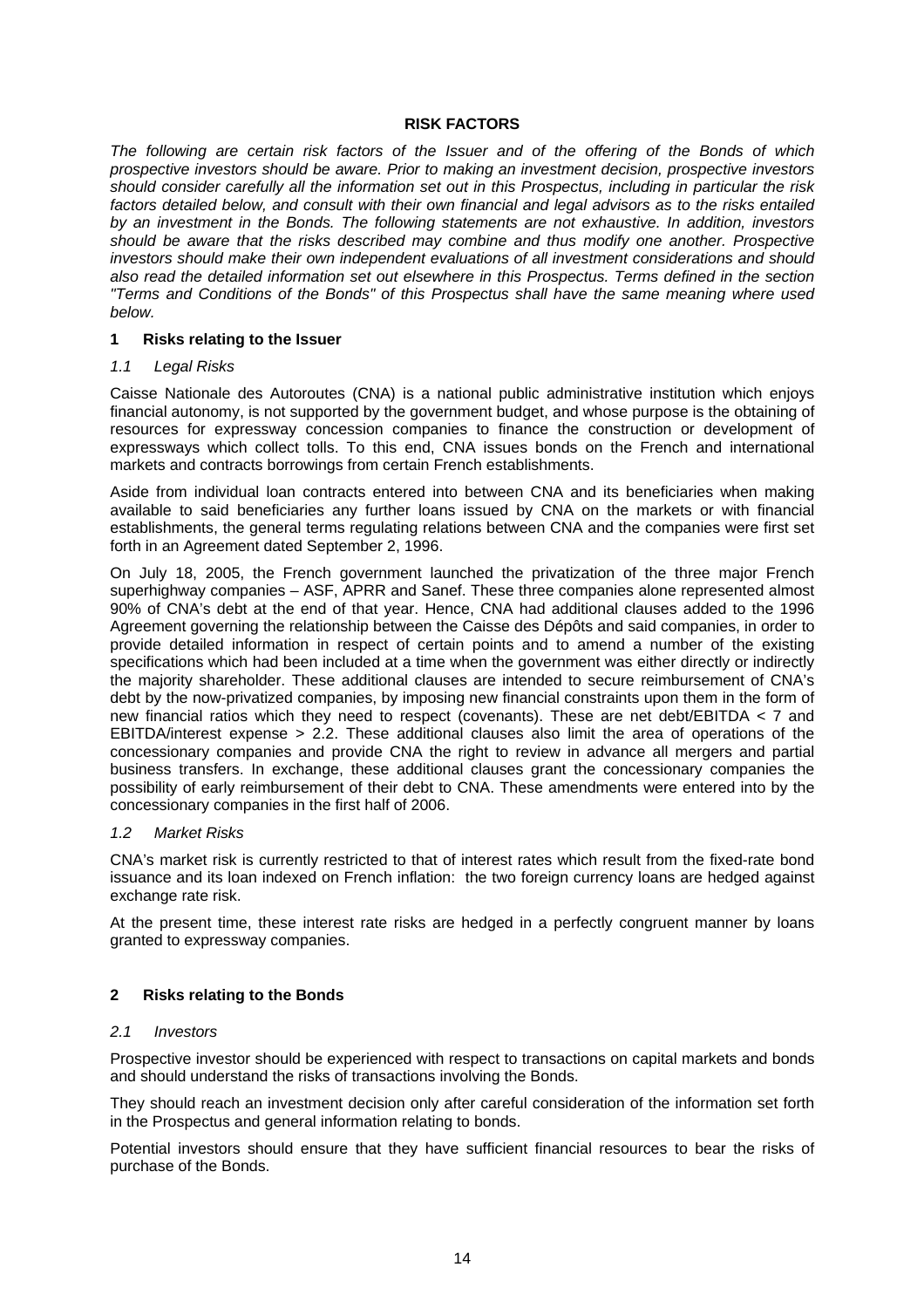## RISK FACTORS

*The following are certain risk factors of the Issuer and of the offering of the Bonds of which prospective investors should be aware. Prior to making an investment decision, prospective investors should consider carefully all the information set out in this Prospectus, including in particular the risk factors detailed below, and consult with their own financial and legal advisors as to the risks entailed by an investment in the Bonds. The following statements are not exhaustive. In addition, investors should be aware that the risks described may combine and thus modify one another. Prospective investors should make their own independent evaluations of all investment considerations and should also read the detailed information set out elsewhere in this Prospectus. Terms defined in the section "Terms and Conditions of the Bonds" of this Prospectus shall have the same meaning where used below.*

### 1 Risks relating to the Issuer

#### *1.1 Legal Risks*

Caisse Nationale des Autoroutes (CNA) is a national public administrative institution which enjoys financial autonomy, is not supported by the government budget, and whose purpose is the obtaining of resources for expressway concession companies to finance the construction or development of expressways which collect tolls. To this end, CNA issues bonds on the French and international markets and contracts borrowings from certain French establishments.

Aside from individual loan contracts entered into between CNA and its beneficiaries when making available to said beneficiaries any further loans issued by CNA on the markets or with financial establishments, the general terms regulating relations between CNA and the companies were first set forth in an Agreement dated September 2, 1996.

On July 18, 2005, the French government launched the privatization of the three major French superhighway companies – ASF, APRR and Sanef. These three companies alone represented almost 90% of CNA's debt at the end of that year. Hence, CNA had additional clauses added to the 1996 Agreement governing the relationship between the Caisse des Dépôts and said companies, in order to provide detailed information in respect of certain points and to amend a number of the existing specifications which had been included at a time when the government was either directly or indirectly the majority shareholder. These additional clauses are intended to secure reimbursement of CNA's debt by the now-privatized companies, by imposing new financial constraints upon them in the form of new financial ratios which they need to respect (covenants). These are net debt/EBITDA < 7 and EBITDA/interest expense > 2.2. These additional clauses also limit the area of operations of the concessionary companies and provide CNA the right to review in advance all mergers and partial business transfers. In exchange, these additional clauses grant the concessionary companies the possibility of early reimbursement of their debt to CNA. These amendments were entered into by the concessionary companies in the first half of 2006.

#### *1.2 Market Risks*

CNA's market risk is currently restricted to that of interest rates which result from the fixed-rate bond issuance and its loan indexed on French inflation: the two foreign currency loans are hedged against exchange rate risk.

At the present time, these interest rate risks are hedged in a perfectly congruent manner by loans granted to expressway companies.

### 2 Risks relating to the Bonds

#### *2.1 Investors*

Prospective investor should be experienced with respect to transactions on capital markets and bonds and should understand the risks of transactions involving the Bonds.

They should reach an investment decision only after careful consideration of the information set forth in the Prospectus and general information relating to bonds.

Potential investors should ensure that they have sufficient financial resources to bear the risks of purchase of the Bonds.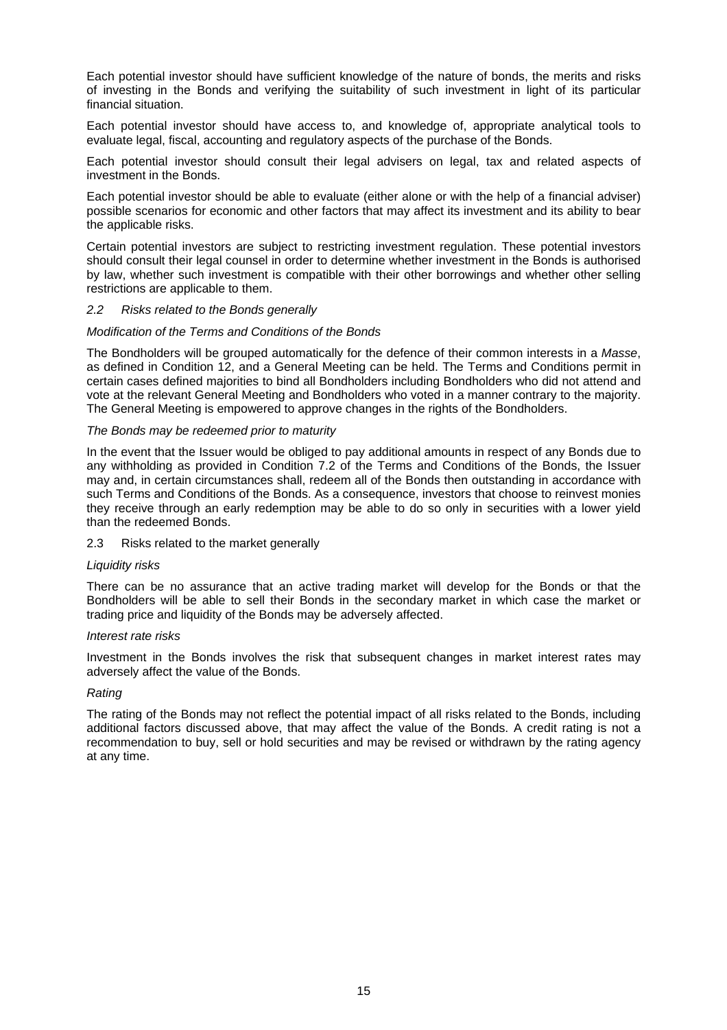Each potential investor should have sufficient knowledge of the nature of bonds, the merits and risks of investing in the Bonds and verifying the suitability of such investment in light of its particular financial situation.

Each potential investor should have access to, and knowledge of, appropriate analytical tools to evaluate legal, fiscal, accounting and regulatory aspects of the purchase of the Bonds.

Each potential investor should consult their legal advisers on legal, tax and related aspects of investment in the Bonds.

Each potential investor should be able to evaluate (either alone or with the help of a financial adviser) possible scenarios for economic and other factors that may affect its investment and its ability to bear the applicable risks.

Certain potential investors are subject to restricting investment regulation. These potential investors should consult their legal counsel in order to determine whether investment in the Bonds is authorised by law, whether such investment is compatible with their other borrowings and whether other selling restrictions are applicable to them.

### *2.2 Risks related to the Bonds generally*

*Modification of the Terms and Conditions of the Bonds*

The Bondholders will be grouped automatically for the defence of their common interests in a *Masse*, as defined in Condition 12, and a General Meeting can be held. The Terms and Conditions permit in certain cases defined majorities to bind all Bondholders including Bondholders who did not attend and vote at the relevant General Meeting and Bondholders who voted in a manner contrary to the majority. The General Meeting is empowered to approve changes in the rights of the Bondholders.

*The Bonds may be redeemed prior to maturity*

In the event that the Issuer would be obliged to pay additional amounts in respect of any Bonds due to any withholding as provided in Condition 7.2 of the Terms and Conditions of the Bonds, the Issuer may and, in certain circumstances shall, redeem all of the Bonds then outstanding in accordance with such Terms and Conditions of the Bonds. As a consequence, investors that choose to reinvest monies they receive through an early redemption may be able to do so only in securities with a lower yield than the redeemed Bonds.

### 2.3 Risks related to the market generally

*Liquidity risks*

There can be no assurance that an active trading market will develop for the Bonds or that the Bondholders will be able to sell their Bonds in the secondary market in which case the market or trading price and liquidity of the Bonds may be adversely affected.

*Interest rate risks*

Investment in the Bonds involves the risk that subsequent changes in market interest rates may adversely affect the value of the Bonds.

*Rating*

The rating of the Bonds may not reflect the potential impact of all risks related to the Bonds, including additional factors discussed above, that may affect the value of the Bonds. A credit rating is not a recommendation to buy, sell or hold securities and may be revised or withdrawn by the rating agency at any time.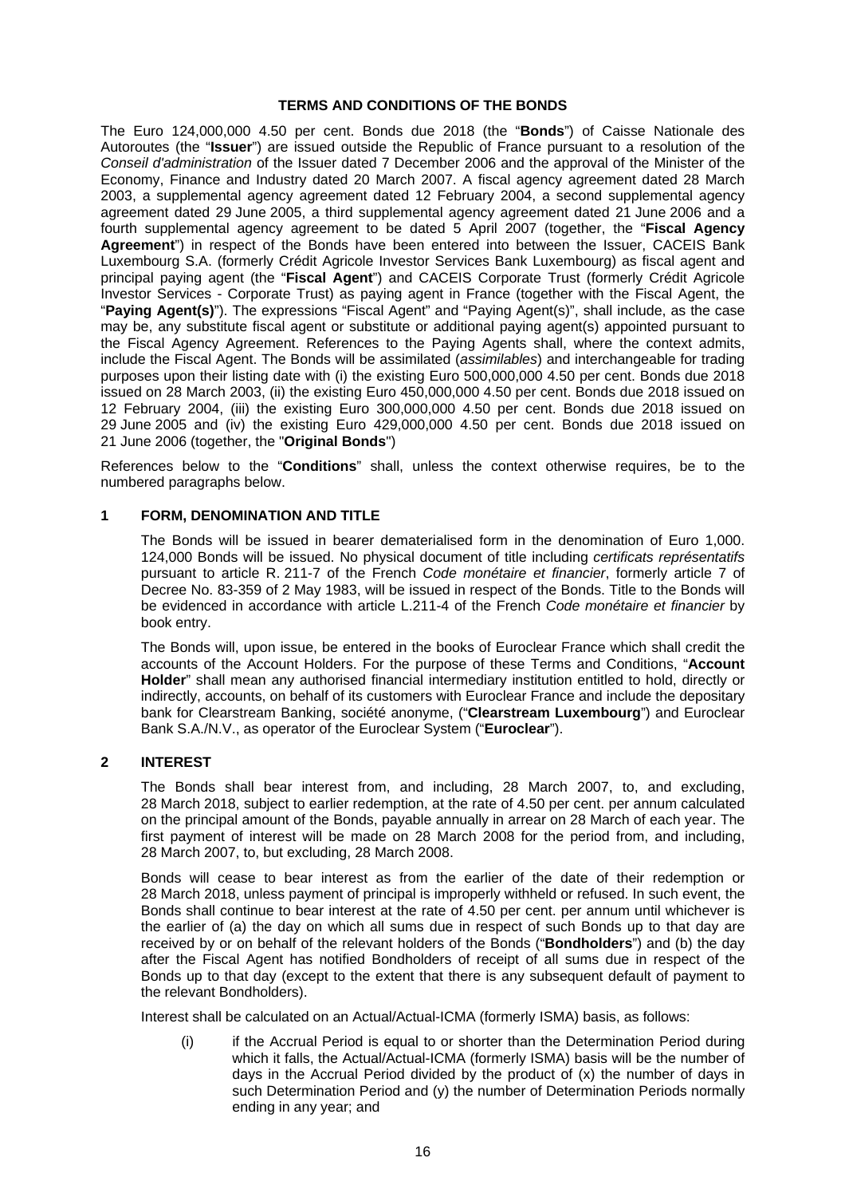## TERMS AND CONDITIONS OF THE BONDS

The Euro 124,000,000 4.50 per cent. Bonds due 2018 (the "**Bonds**") of Caisse Nationale des Autoroutes (the "**Issuer**") are issued outside the Republic of France pursuant to a resolution of the *Conseil d'administration* of the Issuer dated 7 December 2006 and the approval of the Minister of the Economy, Finance and Industry dated 20 March 2007. A fiscal agency agreement dated 28 March 2003, a supplemental agency agreement dated 12 February 2004, a second supplemental agency agreement dated 29 June 2005, a third supplemental agency agreement dated 21 June 2006 and a fourth supplemental agency agreement to be dated 5 April 2007 (together, the "**Fiscal Agency Agreement**") in respect of the Bonds have been entered into between the Issuer, CACEIS Bank Luxembourg S.A. (formerly Crédit Agricole Investor Services Bank Luxembourg) as fiscal agent and principal paying agent (the "**Fiscal Agent**") and CACEIS Corporate Trust (formerly Crédit Agricole Investor Services - Corporate Trust) as paying agent in France (together with the Fiscal Agent, the "**Paying Agent(s)**"). The expressions "Fiscal Agent" and "Paying Agent(s)", shall include, as the case may be, any substitute fiscal agent or substitute or additional paying agent(s) appointed pursuant to the Fiscal Agency Agreement. References to the Paying Agents shall, where the context admits, include the Fiscal Agent. The Bonds will be assimilated (*assimilables*) and interchangeable for trading purposes upon their listing date with (i) the existing Euro 500,000,000 4.50 per cent. Bonds due 2018 issued on 28 March 2003, (ii) the existing Euro 450,000,000 4.50 per cent. Bonds due 2018 issued on 12 February 2004, (iii) the existing Euro 300,000,000 4.50 per cent. Bonds due 2018 issued on 29 June 2005 and (iv) the existing Euro 429,000,000 4.50 per cent. Bonds due 2018 issued on 21 June 2006 (together, the "**Original Bonds**")

References below to the "**Conditions**" shall, unless the context otherwise requires, be to the numbered paragraphs below.

### 1 FORM, DENOMINATION AND TITLE

The Bonds will be issued in bearer dematerialised form in the denomination of Euro 1,000. 124,000 Bonds will be issued. No physical document of title including *certificats représentatifs* pursuant to article R. 211-7 of the French *Code monétaire et financier*, formerly article 7 of Decree No. 83-359 of 2 May 1983, will be issued in respect of the Bonds. Title to the Bonds will be evidenced in accordance with article L.211-4 of the French *Code monétaire et financier* by book entry.

The Bonds will, upon issue, be entered in the books of Euroclear France which shall credit the accounts of the Account Holders. For the purpose of these Terms and Conditions, "**Account Holder**" shall mean any authorised financial intermediary institution entitled to hold, directly or indirectly, accounts, on behalf of its customers with Euroclear France and include the depositary bank for Clearstream Banking, société anonyme, ("**Clearstream Luxembourg**") and Euroclear Bank S.A./N.V., as operator of the Euroclear System ("**Euroclear**").

### 2 INTEREST

The Bonds shall bear interest from, and including, 28 March 2007, to, and excluding, 28 March 2018, subject to earlier redemption, at the rate of 4.50 per cent. per annum calculated on the principal amount of the Bonds, payable annually in arrear on 28 March of each year. The first payment of interest will be made on 28 March 2008 for the period from, and including, 28 March 2007, to, but excluding, 28 March 2008.

Bonds will cease to bear interest as from the earlier of the date of their redemption or 28 March 2018, unless payment of principal is improperly withheld or refused. In such event, the Bonds shall continue to bear interest at the rate of 4.50 per cent. per annum until whichever is the earlier of (a) the day on which all sums due in respect of such Bonds up to that day are received by or on behalf of the relevant holders of the Bonds ("**Bondholders**") and (b) the day after the Fiscal Agent has notified Bondholders of receipt of all sums due in respect of the Bonds up to that day (except to the extent that there is any subsequent default of payment to the relevant Bondholders).

Interest shall be calculated on an Actual/Actual-ICMA (formerly ISMA) basis, as follows:

(i) if the Accrual Period is equal to or shorter than the Determination Period during which it falls, the Actual/Actual-ICMA (formerly ISMA) basis will be the number of days in the Accrual Period divided by the product of (x) the number of days in such Determination Period and (y) the number of Determination Periods normally ending in any year; and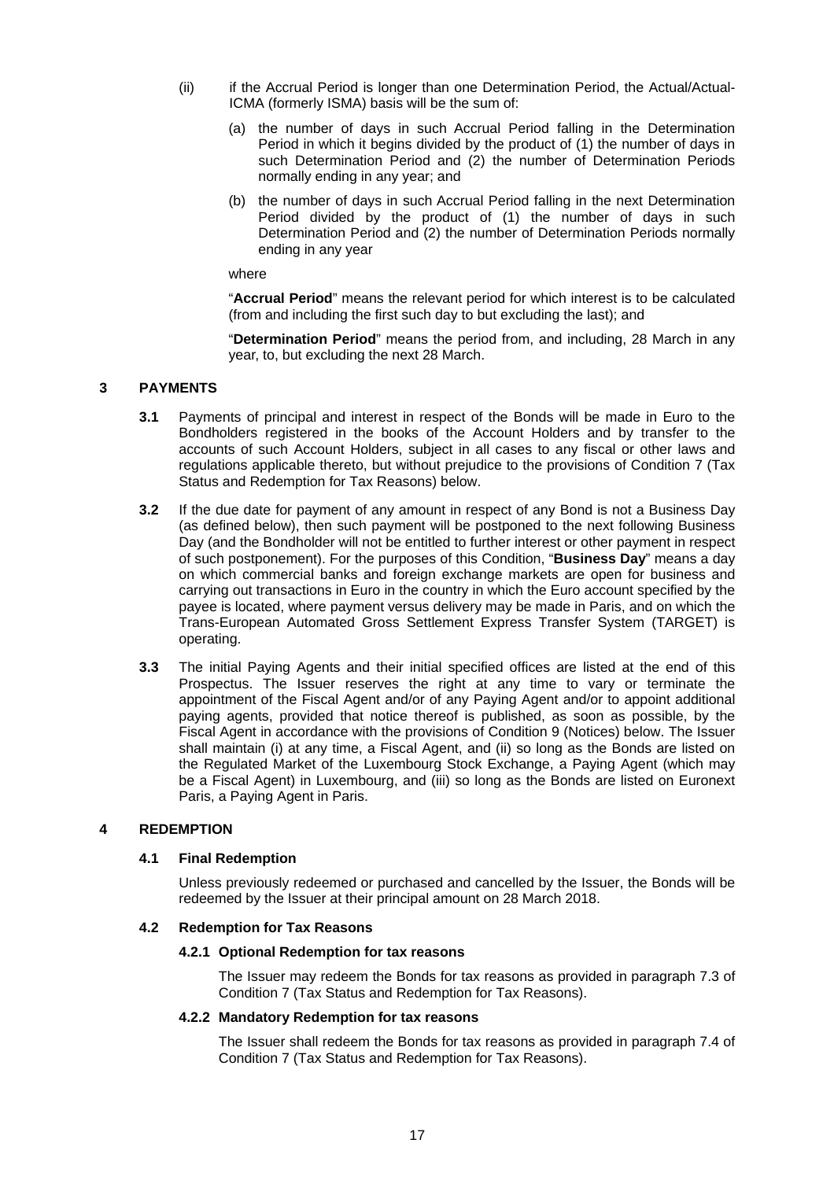(ii) if the Accrual Period is longer than one Determination Period, the Actual/Actual-ICMA (formerly ISMA) basis will be the sum of:

(a) the number of days in such Accrual Period falling in the Determination Period in which it begins divided by the product of (1) the number of days in such Determination Period and (2) the number of Determination Periods normally ending in any year; and

(b) the number of days in such Accrual Period falling in the next Determination Period divided by the product of (1) the number of days in such Determination Period and (2) the number of Determination Periods normally ending in any year

where

"**Accrual Period**" means the relevant period for which interest is to be calculated (from and including the first such day to but excluding the last); and

"**Determination Period**" means the period from, and including, 28 March in any year, to, but excluding the next 28 March.

## 3 PAYMENTS

**3.1** Payments of principal and interest in respect of the Bonds will be made in Euro to the Bondholders registered in the books of the Account Holders and by transfer to the accounts of such Account Holders, subject in all cases to any fiscal or other laws and regulations applicable thereto, but without prejudice to the provisions of Condition 7 (Tax Status and Redemption for Tax Reasons) below.

**3.2** If the due date for payment of any amount in respect of any Bond is not a Business Day (as defined below), then such payment will be postponed to the next following Business Day (and the Bondholder will not be entitled to further interest or other payment in respect of such postponement). For the purposes of this Condition, "**Business Day**" means a day on which commercial banks and foreign exchange markets are open for business and carrying out transactions in Euro in the country in which the Euro account specified by the payee is located, where payment versus delivery may be made in Paris, and on which the Trans-European Automated Gross Settlement Express Transfer System (TARGET) is operating.

**3.3** The initial Paying Agents and their initial specified offices are listed at the end of this Prospectus. The Issuer reserves the right at any time to vary or terminate the appointment of the Fiscal Agent and/or of any Paying Agent and/or to appoint additional paying agents, provided that notice thereof is published, as soon as possible, by the Fiscal Agent in accordance with the provisions of Condition 9 (Notices) below. The Issuer shall maintain (i) at any time, a Fiscal Agent, and (ii) so long as the Bonds are listed on the Regulated Market of the Luxembourg Stock Exchange, a Paying Agent (which may be a Fiscal Agent) in Luxembourg, and (iii) so long as the Bonds are listed on Euronext Paris, a Paying Agent in Paris.

## 4 REDEMPTION

### 4.1 Final Redemption

Unless previously redeemed or purchased and cancelled by the Issuer, the Bonds will be redeemed by the Issuer at their principal amount on 28 March 2018.

### 4.2 Redemption for Tax Reasons

#### 4.2.1 Optional Redemption for tax reasons

The Issuer may redeem the Bonds for tax reasons as provided in paragraph 7.3 of Condition 7 (Tax Status and Redemption for Tax Reasons).

#### 4.2.2 Mandatory Redemption for tax reasons

The Issuer shall redeem the Bonds for tax reasons as provided in paragraph 7.4 of Condition 7 (Tax Status and Redemption for Tax Reasons).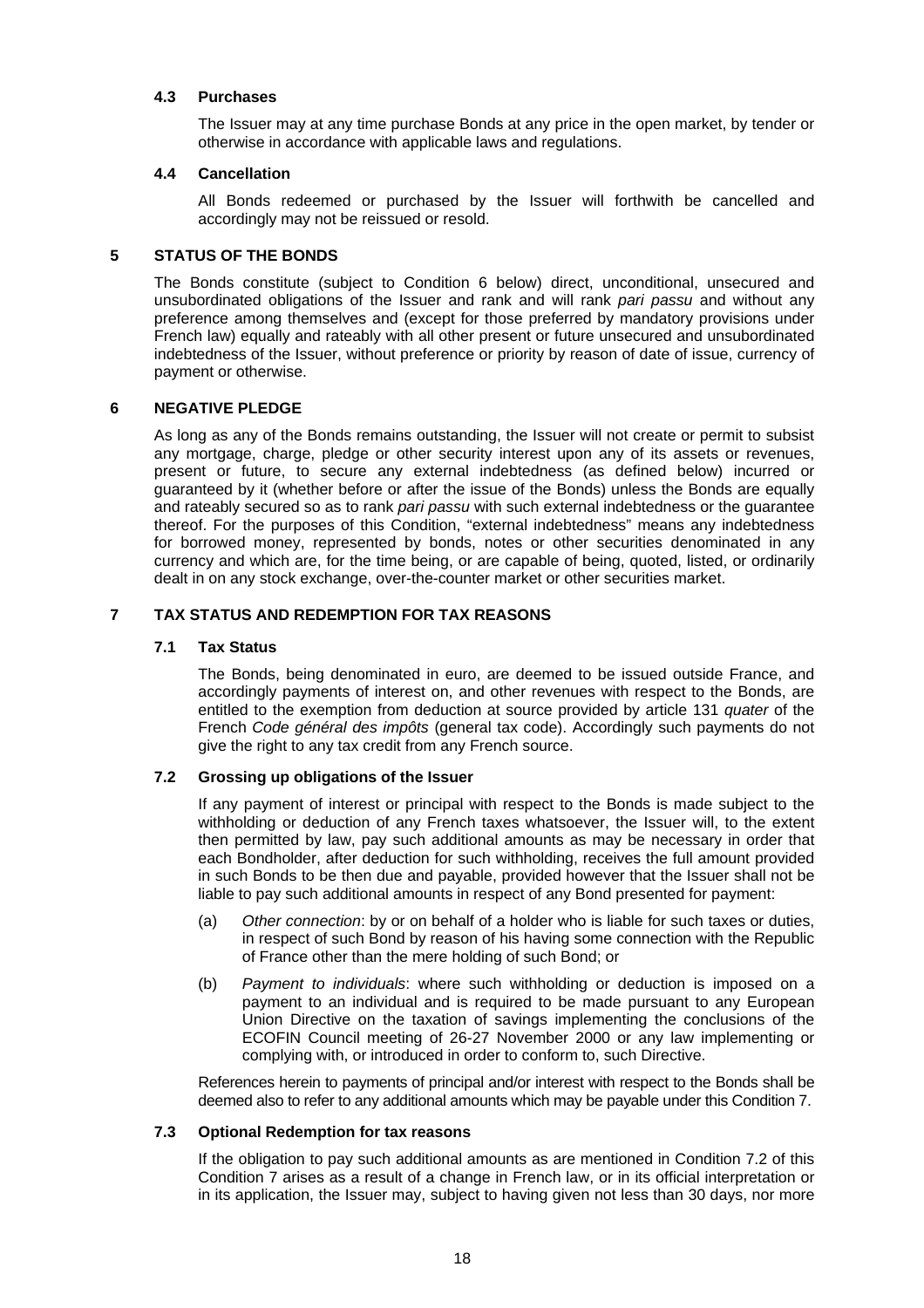### 4.3 Purchases

The Issuer may at any time purchase Bonds at any price in the open market, by tender or otherwise in accordance with applicable laws and regulations.

### 4.4 Cancellation

All Bonds redeemed or purchased by the Issuer will forthwith be cancelled and accordingly may not be reissued or resold.

## 5 STATUS OF THE BONDS

The Bonds constitute (subject to Condition 6 below) direct, unconditional, unsecured and unsubordinated obligations of the Issuer and rank and will rank *pari passu* and without any preference among themselves and (except for those preferred by mandatory provisions under French law) equally and rateably with all other present or future unsecured and unsubordinated indebtedness of the Issuer, without preference or priority by reason of date of issue, currency of payment or otherwise.

## 6 NEGATIVE PLEDGE

As long as any of the Bonds remains outstanding, the Issuer will not create or permit to subsist any mortgage, charge, pledge or other security interest upon any of its assets or revenues, present or future, to secure any external indebtedness (as defined below) incurred or guaranteed by it (whether before or after the issue of the Bonds) unless the Bonds are equally and rateably secured so as to rank *pari passu* with such external indebtedness or the guarantee thereof. For the purposes of this Condition, "external indebtedness" means any indebtedness for borrowed money, represented by bonds, notes or other securities denominated in any currency and which are, for the time being, or are capable of being, quoted, listed, or ordinarily dealt in on any stock exchange, over-the-counter market or other securities market.

## 7 TAX STATUS AND REDEMPTION FOR TAX REASONS

### 7.1 Tax Status

The Bonds, being denominated in euro, are deemed to be issued outside France, and accordingly payments of interest on, and other revenues with respect to the Bonds, are entitled to the exemption from deduction at source provided by article 131 *quater* of the French *Code général des impôts* (general tax code). Accordingly such payments do not give the right to any tax credit from any French source.

### 7.2 Grossing up obligations of the Issuer

If any payment of interest or principal with respect to the Bonds is made subject to the withholding or deduction of any French taxes whatsoever, the Issuer will, to the extent then permitted by law, pay such additional amounts as may be necessary in order that each Bondholder, after deduction for such withholding, receives the full amount provided in such Bonds to be then due and payable, provided however that the Issuer shall not be liable to pay such additional amounts in respect of any Bond presented for payment:

(a) *Other connection*: by or on behalf of a holder who is liable for such taxes or duties, in respect of such Bond by reason of his having some connection with the Republic of France other than the mere holding of such Bond; or

(b) *Payment to individuals*: where such withholding or deduction is imposed on a payment to an individual and is required to be made pursuant to any European Union Directive on the taxation of savings implementing the conclusions of the ECOFIN Council meeting of 26-27 November 2000 or any law implementing or complying with, or introduced in order to conform to, such Directive.

References herein to payments of principal and/or interest with respect to the Bonds shall be deemed also to refer to any additional amounts which may be payable under this Condition 7.

### 7.3 Optional Redemption for tax reasons

If the obligation to pay such additional amounts as are mentioned in Condition 7.2 of this Condition 7 arises as a result of a change in French law, or in its official interpretation or in its application, the Issuer may, subject to having given not less than 30 days, nor more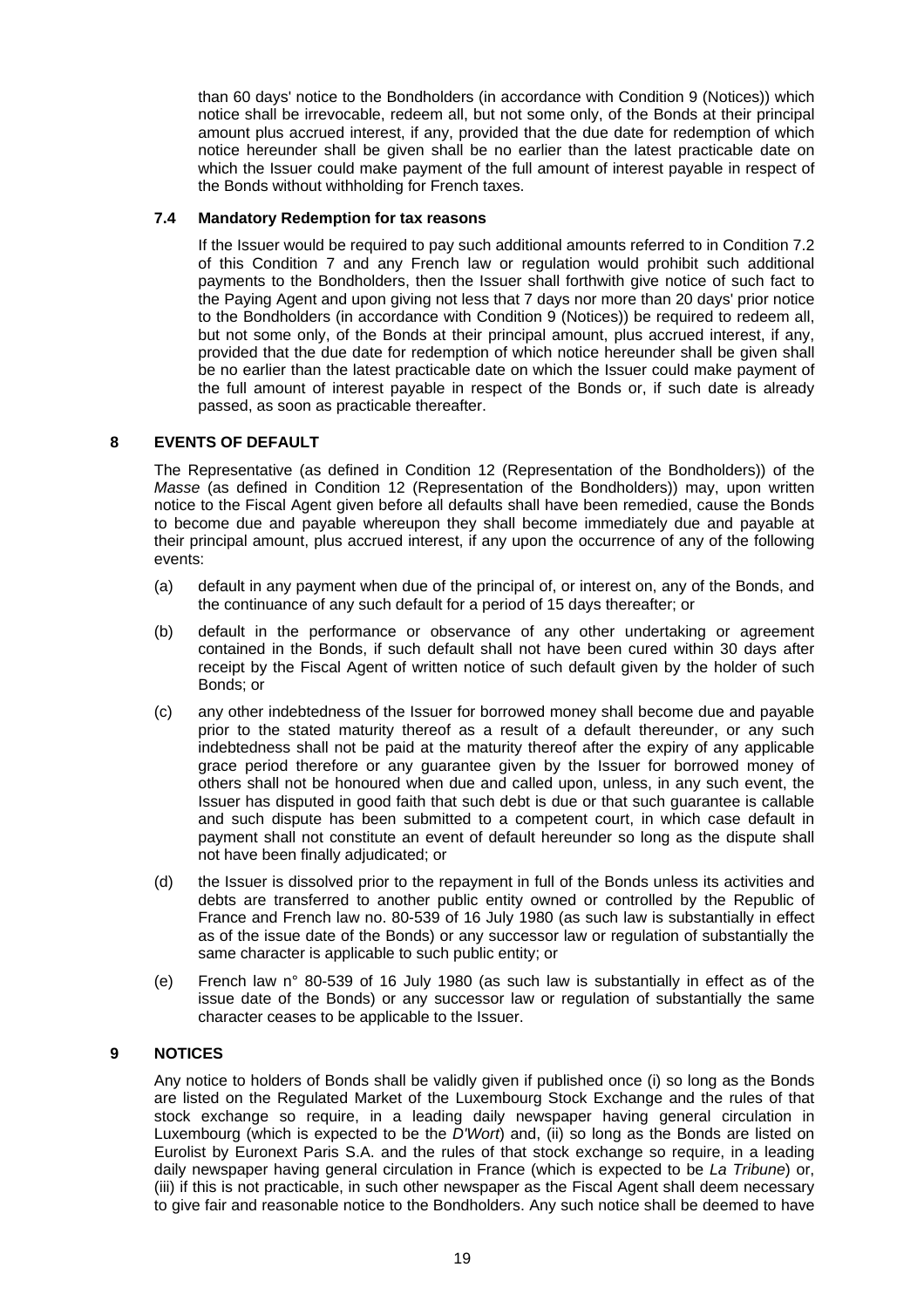than 60 days' notice to the Bondholders (in accordance with Condition 9 (Notices)) which notice shall be irrevocable, redeem all, but not some only, of the Bonds at their principal amount plus accrued interest, if any, provided that the due date for redemption of which notice hereunder shall be given shall be no earlier than the latest practicable date on which the Issuer could make payment of the full amount of interest payable in respect of the Bonds without withholding for French taxes.

### 7.4 Mandatory Redemption for tax reasons

If the Issuer would be required to pay such additional amounts referred to in Condition 7.2 of this Condition 7 and any French law or regulation would prohibit such additional payments to the Bondholders, then the Issuer shall forthwith give notice of such fact to the Paying Agent and upon giving not less that 7 days nor more than 20 days' prior notice to the Bondholders (in accordance with Condition 9 (Notices)) be required to redeem all, but not some only, of the Bonds at their principal amount, plus accrued interest, if any, provided that the due date for redemption of which notice hereunder shall be given shall be no earlier than the latest practicable date on which the Issuer could make payment of the full amount of interest payable in respect of the Bonds or, if such date is already passed, as soon as practicable thereafter.

## 8 EVENTS OF DEFAULT

The Representative (as defined in Condition 12 (Representation of the Bondholders)) of the *Masse* (as defined in Condition 12 (Representation of the Bondholders)) may, upon written notice to the Fiscal Agent given before all defaults shall have been remedied, cause the Bonds to become due and payable whereupon they shall become immediately due and payable at their principal amount, plus accrued interest, if any upon the occurrence of any of the following events:

(a) default in any payment when due of the principal of, or interest on, any of the Bonds, and the continuance of any such default for a period of 15 days thereafter; or

(b) default in the performance or observance of any other undertaking or agreement contained in the Bonds, if such default shall not have been cured within 30 days after receipt by the Fiscal Agent of written notice of such default given by the holder of such Bonds; or

(c) any other indebtedness of the Issuer for borrowed money shall become due and payable prior to the stated maturity thereof as a result of a default thereunder, or any such indebtedness shall not be paid at the maturity thereof after the expiry of any applicable grace period therefore or any guarantee given by the Issuer for borrowed money of others shall not be honoured when due and called upon, unless, in any such event, the Issuer has disputed in good faith that such debt is due or that such guarantee is callable and such dispute has been submitted to a competent court, in which case default in payment shall not constitute an event of default hereunder so long as the dispute shall not have been finally adjudicated; or

(d) the Issuer is dissolved prior to the repayment in full of the Bonds unless its activities and debts are transferred to another public entity owned or controlled by the Republic of France and French law no. 80-539 of 16 July 1980 (as such law is substantially in effect as of the issue date of the Bonds) or any successor law or regulation of substantially the same character is applicable to such public entity; or

(e) French law n° 80-539 of 16 July 1980 (as such law is substantially in effect as of the issue date of the Bonds) or any successor law or regulation of substantially the same character ceases to be applicable to the Issuer.

## 9 NOTICES

Any notice to holders of Bonds shall be validly given if published once (i) so long as the Bonds are listed on the Regulated Market of the Luxembourg Stock Exchange and the rules of that stock exchange so require, in a leading daily newspaper having general circulation in Luxembourg (which is expected to be the *D'Wort*) and, (ii) so long as the Bonds are listed on Eurolist by Euronext Paris S.A. and the rules of that stock exchange so require, in a leading daily newspaper having general circulation in France (which is expected to be *La Tribune*) or, (iii) if this is not practicable, in such other newspaper as the Fiscal Agent shall deem necessary to give fair and reasonable notice to the Bondholders. Any such notice shall be deemed to have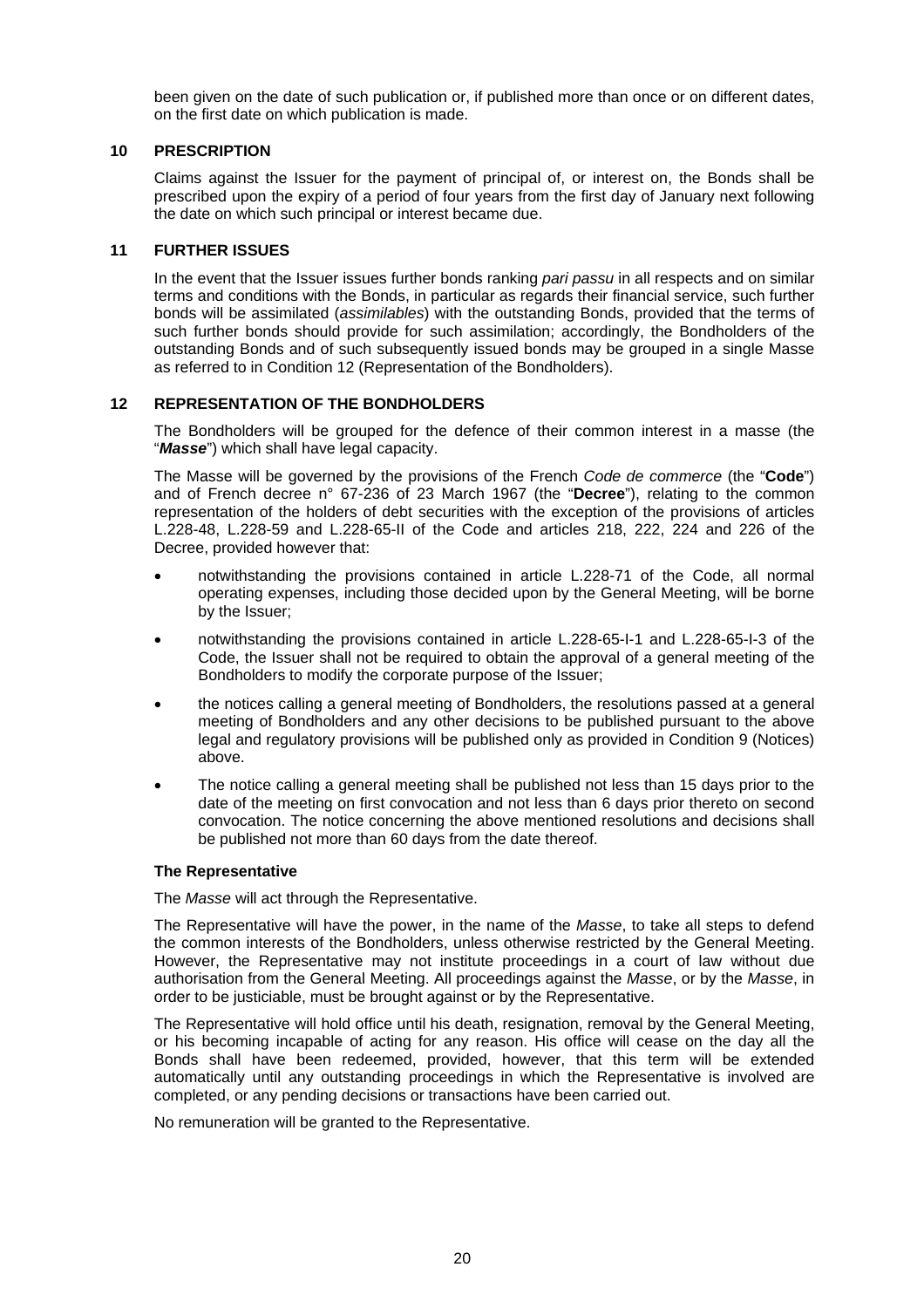been given on the date of such publication or, if published more than once or on different dates, on the first date on which publication is made.

## 10 PRESCRIPTION

Claims against the Issuer for the payment of principal of, or interest on, the Bonds shall be prescribed upon the expiry of a period of four years from the first day of January next following the date on which such principal or interest became due.

## 11 FURTHER ISSUES

In the event that the Issuer issues further bonds ranking *pari passu* in all respects and on similar terms and conditions with the Bonds, in particular as regards their financial service, such further bonds will be assimilated (*assimilables*) with the outstanding Bonds, provided that the terms of such further bonds should provide for such assimilation; accordingly, the Bondholders of the outstanding Bonds and of such subsequently issued bonds may be grouped in a single Masse as referred to in Condition 12 (Representation of the Bondholders).

## 12 REPRESENTATION OF THE BONDHOLDERS

The Bondholders will be grouped for the defence of their common interest in a masse (the "***Masse***") which shall have legal capacity.

The Masse will be governed by the provisions of the French *Code de commerce* (the "**Code**") and of French decree n° 67-236 of 23 March 1967 (the "**Decree**"), relating to the common representation of the holders of debt securities with the exception of the provisions of articles L.228-48, L.228-59 and L.228-65-II of the Code and articles 218, 222, 224 and 226 of the Decree, provided however that:

- notwithstanding the provisions contained in article L.228-71 of the Code, all normal operating expenses, including those decided upon by the General Meeting, will be borne by the Issuer;
- notwithstanding the provisions contained in article L.228-65-I-1 and L.228-65-I-3 of the Code, the Issuer shall not be required to obtain the approval of a general meeting of the Bondholders to modify the corporate purpose of the Issuer;
- the notices calling a general meeting of Bondholders, the resolutions passed at a general meeting of Bondholders and any other decisions to be published pursuant to the above legal and regulatory provisions will be published only as provided in Condition 9 (Notices) above.
- The notice calling a general meeting shall be published not less than 15 days prior to the date of the meeting on first convocation and not less than 6 days prior thereto on second convocation. The notice concerning the above mentioned resolutions and decisions shall be published not more than 60 days from the date thereof.

### The Representative

The *Masse* will act through the Representative.

The Representative will have the power, in the name of the *Masse*, to take all steps to defend the common interests of the Bondholders, unless otherwise restricted by the General Meeting. However, the Representative may not institute proceedings in a court of law without due authorisation from the General Meeting. All proceedings against the *Masse*, or by the *Masse*, in order to be justiciable, must be brought against or by the Representative.

The Representative will hold office until his death, resignation, removal by the General Meeting, or his becoming incapable of acting for any reason. His office will cease on the day all the Bonds shall have been redeemed, provided, however, that this term will be extended automatically until any outstanding proceedings in which the Representative is involved are completed, or any pending decisions or transactions have been carried out.

No remuneration will be granted to the Representative.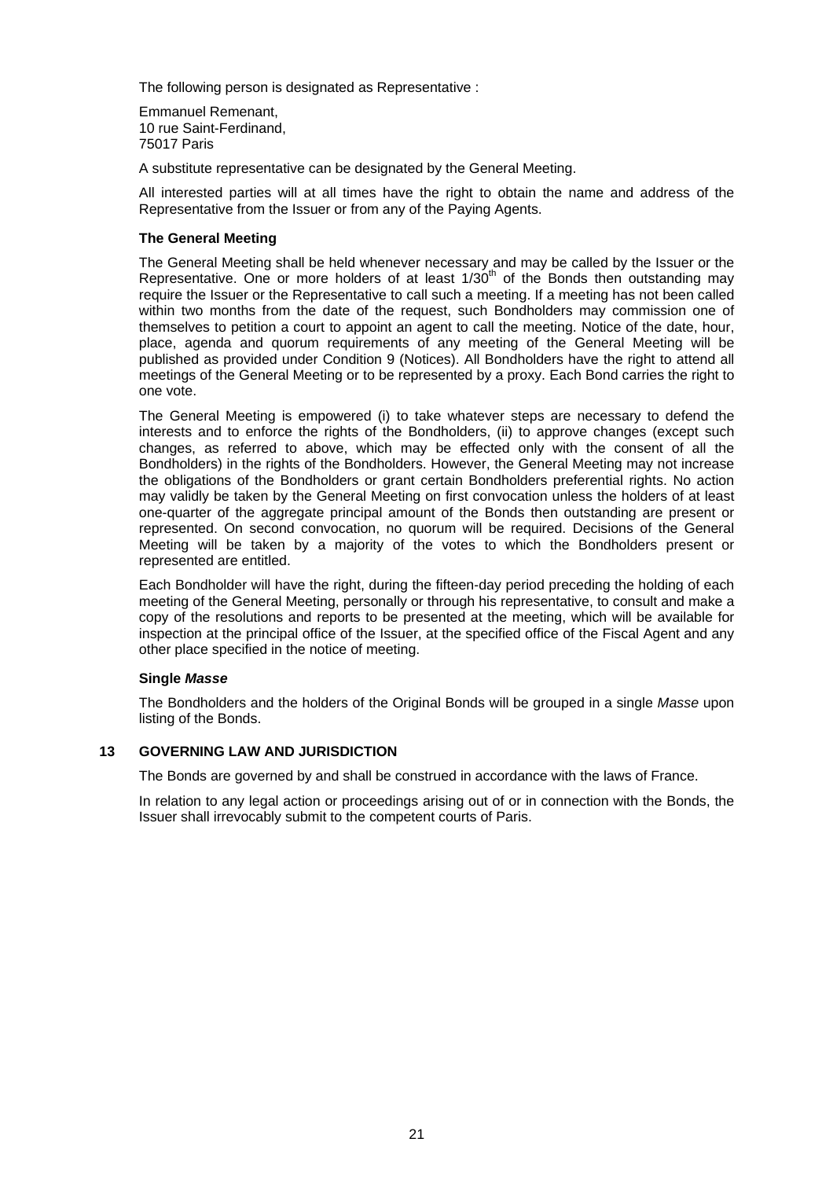The following person is designated as Representative :

Emmanuel Remenant,
10 rue Saint-Ferdinand,
75017 Paris

A substitute representative can be designated by the General Meeting.

All interested parties will at all times have the right to obtain the name and address of the Representative from the Issuer or from any of the Paying Agents.

**The General Meeting**

The General Meeting shall be held whenever necessary and may be called by the Issuer or the Representative. One or more holders of at least $1/30^{th}$ of the Bonds then outstanding may require the Issuer or the Representative to call such a meeting. If a meeting has not been called within two months from the date of the request, such Bondholders may commission one of themselves to petition a court to appoint an agent to call the meeting. Notice of the date, hour, place, agenda and quorum requirements of any meeting of the General Meeting will be published as provided under Condition 9 (Notices). All Bondholders have the right to attend all meetings of the General Meeting or to be represented by a proxy. Each Bond carries the right to one vote.

The General Meeting is empowered (i) to take whatever steps are necessary to defend the interests and to enforce the rights of the Bondholders, (ii) to approve changes (except such changes, as referred to above, which may be effected only with the consent of all the Bondholders) in the rights of the Bondholders. However, the General Meeting may not increase the obligations of the Bondholders or grant certain Bondholders preferential rights. No action may validly be taken by the General Meeting on first convocation unless the holders of at least one-quarter of the aggregate principal amount of the Bonds then outstanding are present or represented. On second convocation, no quorum will be required. Decisions of the General Meeting will be taken by a majority of the votes to which the Bondholders present or represented are entitled.

Each Bondholder will have the right, during the fifteen-day period preceding the holding of each meeting of the General Meeting, personally or through his representative, to consult and make a copy of the resolutions and reports to be presented at the meeting, which will be available for inspection at the principal office of the Issuer, at the specified office of the Fiscal Agent and any other place specified in the notice of meeting.

**Single *Masse***

The Bondholders and the holders of the Original Bonds will be grouped in a single *Masse* upon listing of the Bonds.

## 13 GOVERNING LAW AND JURISDICTION

The Bonds are governed by and shall be construed in accordance with the laws of France.

In relation to any legal action or proceedings arising out of or in connection with the Bonds, the Issuer shall irrevocably submit to the competent courts of Paris.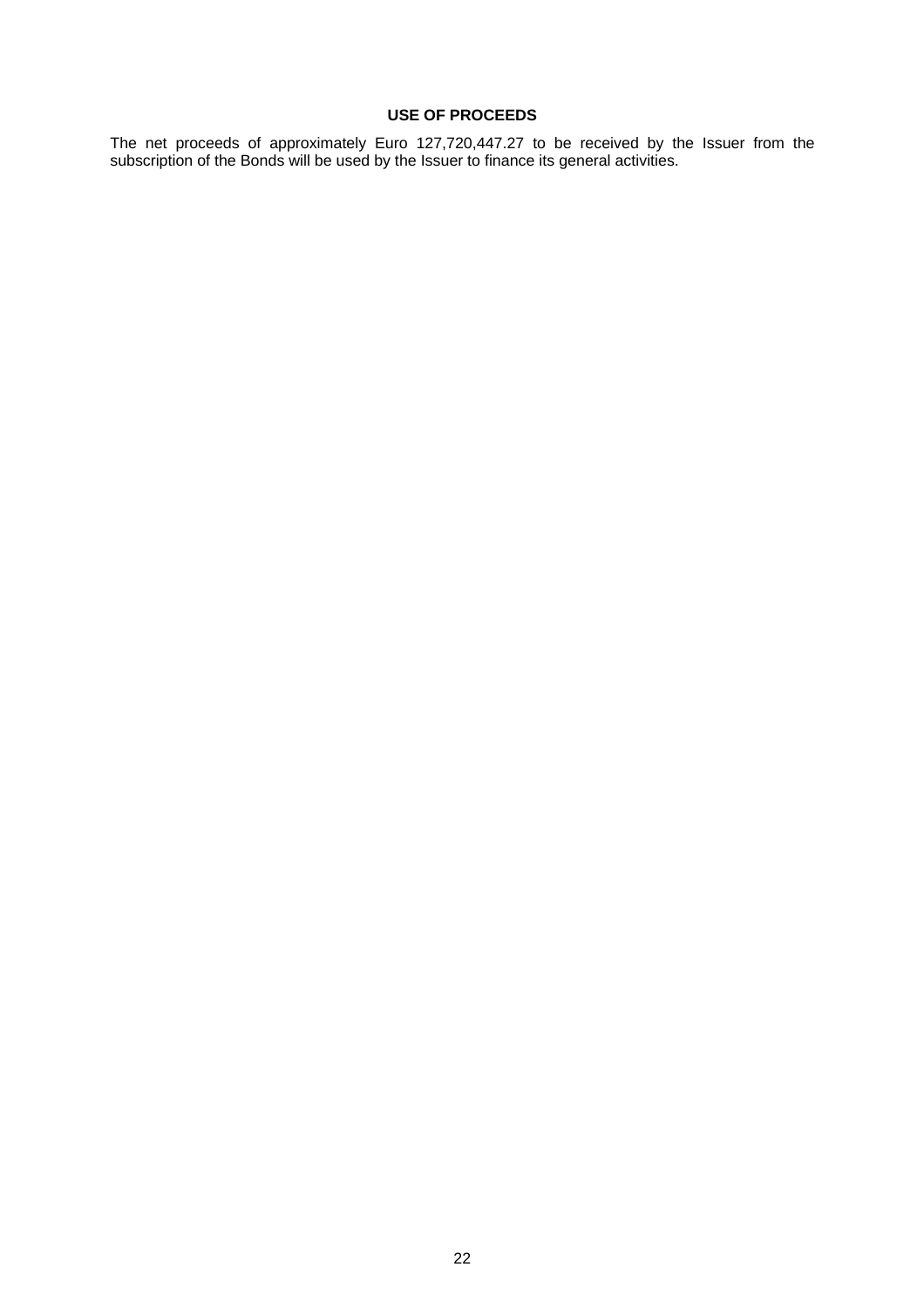## USE OF PROCEEDS

The net proceeds of approximately Euro 127,720,447.27 to be received by the Issuer from the subscription of the Bonds will be used by the Issuer to finance its general activities.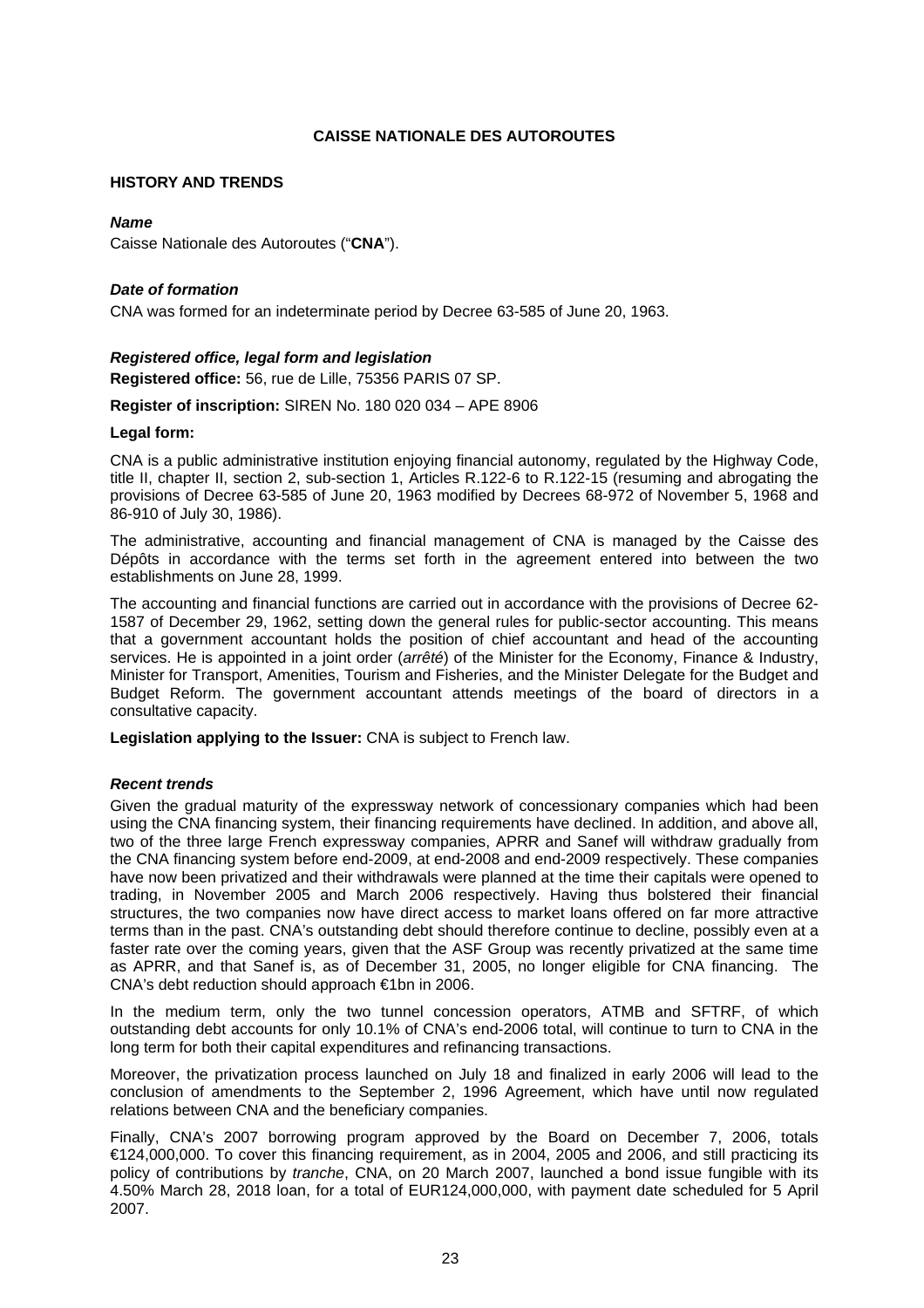# CAISSE NATIONALE DES AUTOROUTES

## HISTORY AND TRENDS

### *Name*

Caisse Nationale des Autoroutes ("**CNA**").

### *Date of formation*

CNA was formed for an indeterminate period by Decree 63-585 of June 20, 1963.

### *Registered office, legal form and legislation*

**Registered office:** 56, rue de Lille, 75356 PARIS 07 SP.

**Register of inscription:** SIREN No. 180 020 034 – APE 8906

**Legal form:**

CNA is a public administrative institution enjoying financial autonomy, regulated by the Highway Code, title II, chapter II, section 2, sub-section 1, Articles R.122-6 to R.122-15 (resuming and abrogating the provisions of Decree 63-585 of June 20, 1963 modified by Decrees 68-972 of November 5, 1968 and 86-910 of July 30, 1986).

The administrative, accounting and financial management of CNA is managed by the Caisse des Dépôts in accordance with the terms set forth in the agreement entered into between the two establishments on June 28, 1999.

The accounting and financial functions are carried out in accordance with the provisions of Decree 62-1587 of December 29, 1962, setting down the general rules for public-sector accounting. This means that a government accountant holds the position of chief accountant and head of the accounting services. He is appointed in a joint order (*arrêté*) of the Minister for the Economy, Finance & Industry, Minister for Transport, Amenities, Tourism and Fisheries, and the Minister Delegate for the Budget and Budget Reform. The government accountant attends meetings of the board of directors in a consultative capacity.

**Legislation applying to the Issuer:** CNA is subject to French law.

### *Recent trends*

Given the gradual maturity of the expressway network of concessionary companies which had been using the CNA financing system, their financing requirements have declined. In addition, and above all, two of the three large French expressway companies, APRR and Sanef will withdraw gradually from the CNA financing system before end-2009, at end-2008 and end-2009 respectively. These companies have now been privatized and their withdrawals were planned at the time their capitals were opened to trading, in November 2005 and March 2006 respectively. Having thus bolstered their financial structures, the two companies now have direct access to market loans offered on far more attractive terms than in the past. CNA's outstanding debt should therefore continue to decline, possibly even at a faster rate over the coming years, given that the ASF Group was recently privatized at the same time as APRR, and that Sanef is, as of December 31, 2005, no longer eligible for CNA financing. The CNA's debt reduction should approach €1bn in 2006.

In the medium term, only the two tunnel concession operators, ATMB and SFTRF, of which outstanding debt accounts for only 10.1% of CNA's end-2006 total, will continue to turn to CNA in the long term for both their capital expenditures and refinancing transactions.

Moreover, the privatization process launched on July 18 and finalized in early 2006 will lead to the conclusion of amendments to the September 2, 1996 Agreement, which have until now regulated relations between CNA and the beneficiary companies.

Finally, CNA's 2007 borrowing program approved by the Board on December 7, 2006, totals €124,000,000. To cover this financing requirement, as in 2004, 2005 and 2006, and still practicing its policy of contributions by *tranche*, CNA, on 20 March 2007, launched a bond issue fungible with its 4.50% March 28, 2018 loan, for a total of EUR124,000,000, with payment date scheduled for 5 April 2007.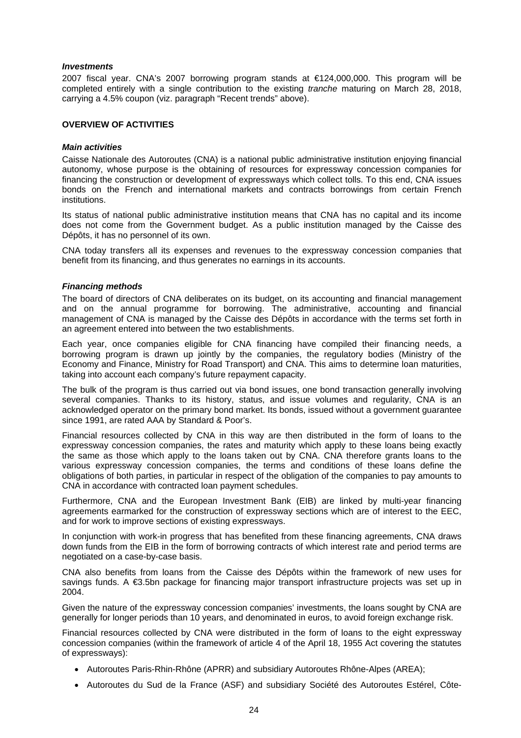***Investments***

2007 fiscal year. CNA's 2007 borrowing program stands at €124,000,000. This program will be completed entirely with a single contribution to the existing *tranche* maturing on March 28, 2018, carrying a 4.5% coupon (viz. paragraph "Recent trends" above).

**OVERVIEW OF ACTIVITIES**

***Main activities***

Caisse Nationale des Autoroutes (CNA) is a national public administrative institution enjoying financial autonomy, whose purpose is the obtaining of resources for expressway concession companies for financing the construction or development of expressways which collect tolls. To this end, CNA issues bonds on the French and international markets and contracts borrowings from certain French institutions.

Its status of national public administrative institution means that CNA has no capital and its income does not come from the Government budget. As a public institution managed by the Caisse des Dépôts, it has no personnel of its own.

CNA today transfers all its expenses and revenues to the expressway concession companies that benefit from its financing, and thus generates no earnings in its accounts.

***Financing methods***

The board of directors of CNA deliberates on its budget, on its accounting and financial management and on the annual programme for borrowing. The administrative, accounting and financial management of CNA is managed by the Caisse des Dépôts in accordance with the terms set forth in an agreement entered into between the two establishments.

Each year, once companies eligible for CNA financing have compiled their financing needs, a borrowing program is drawn up jointly by the companies, the regulatory bodies (Ministry of the Economy and Finance, Ministry for Road Transport) and CNA. This aims to determine loan maturities, taking into account each company's future repayment capacity.

The bulk of the program is thus carried out via bond issues, one bond transaction generally involving several companies. Thanks to its history, status, and issue volumes and regularity, CNA is an acknowledged operator on the primary bond market. Its bonds, issued without a government guarantee since 1991, are rated AAA by Standard & Poor's.

Financial resources collected by CNA in this way are then distributed in the form of loans to the expressway concession companies, the rates and maturity which apply to these loans being exactly the same as those which apply to the loans taken out by CNA. CNA therefore grants loans to the various expressway concession companies, the terms and conditions of these loans define the obligations of both parties, in particular in respect of the obligation of the companies to pay amounts to CNA in accordance with contracted loan payment schedules.

Furthermore, CNA and the European Investment Bank (EIB) are linked by multi-year financing agreements earmarked for the construction of expressway sections which are of interest to the EEC, and for work to improve sections of existing expressways.

In conjunction with work-in progress that has benefited from these financing agreements, CNA draws down funds from the EIB in the form of borrowing contracts of which interest rate and period terms are negotiated on a case-by-case basis.

CNA also benefits from loans from the Caisse des Dépôts within the framework of new uses for savings funds. A €3.5bn package for financing major transport infrastructure projects was set up in 2004.

Given the nature of the expressway concession companies' investments, the loans sought by CNA are generally for longer periods than 10 years, and denominated in euros, to avoid foreign exchange risk.

Financial resources collected by CNA were distributed in the form of loans to the eight expressway concession companies (within the framework of article 4 of the April 18, 1955 Act covering the statutes of expressways):

- Autoroutes Paris-Rhin-Rhône (APRR) and subsidiary Autoroutes Rhône-Alpes (AREA);
- Autoroutes du Sud de la France (ASF) and subsidiary Société des Autoroutes Estérel, Côte-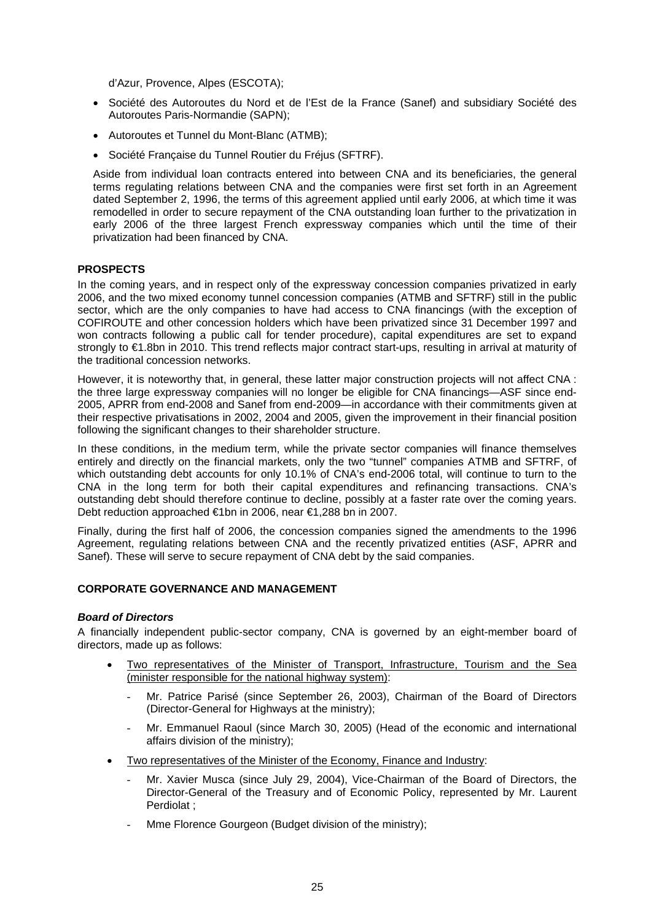d'Azur, Provence, Alpes (ESCOTA);

- Société des Autoroutes du Nord et de l'Est de la France (Sanef) and subsidiary Société des Autoroutes Paris-Normandie (SAPN);
- Autoroutes et Tunnel du Mont-Blanc (ATMB);
- Société Française du Tunnel Routier du Fréjus (SFTRF).

Aside from individual loan contracts entered into between CNA and its beneficiaries, the general terms regulating relations between CNA and the companies were first set forth in an Agreement dated September 2, 1996, the terms of this agreement applied until early 2006, at which time it was remodelled in order to secure repayment of the CNA outstanding loan further to the privatization in early 2006 of the three largest French expressway companies which until the time of their privatization had been financed by CNA.

**PROSPECTS**

In the coming years, and in respect only of the expressway concession companies privatized in early 2006, and the two mixed economy tunnel concession companies (ATMB and SFTRF) still in the public sector, which are the only companies to have had access to CNA financings (with the exception of COFIROUTE and other concession holders which have been privatized since 31 December 1997 and won contracts following a public call for tender procedure), capital expenditures are set to expand strongly to €1.8bn in 2010. This trend reflects major contract start-ups, resulting in arrival at maturity of the traditional concession networks.

However, it is noteworthy that, in general, these latter major construction projects will not affect CNA : the three large expressway companies will no longer be eligible for CNA financings—ASF since end-2005, APRR from end-2008 and Sanef from end-2009—in accordance with their commitments given at their respective privatisations in 2002, 2004 and 2005, given the improvement in their financial position following the significant changes to their shareholder structure.

In these conditions, in the medium term, while the private sector companies will finance themselves entirely and directly on the financial markets, only the two "tunnel" companies ATMB and SFTRF, of which outstanding debt accounts for only 10.1% of CNA's end-2006 total, will continue to turn to the CNA in the long term for both their capital expenditures and refinancing transactions. CNA's outstanding debt should therefore continue to decline, possibly at a faster rate over the coming years. Debt reduction approached €1bn in 2006, near €1,288 bn in 2007.

Finally, during the first half of 2006, the concession companies signed the amendments to the 1996 Agreement, regulating relations between CNA and the recently privatized entities (ASF, APRR and Sanef). These will serve to secure repayment of CNA debt by the said companies.

**CORPORATE GOVERNANCE AND MANAGEMENT**

***Board of Directors***

A financially independent public-sector company, CNA is governed by an eight-member board of directors, made up as follows:

- Two representatives of the Minister of Transport, Infrastructure, Tourism and the Sea (minister responsible for the national highway system):
  - Mr. Patrice Parisé (since September 26, 2003), Chairman of the Board of Directors (Director-General for Highways at the ministry);
  - Mr. Emmanuel Raoul (since March 30, 2005) (Head of the economic and international affairs division of the ministry);
- Two representatives of the Minister of the Economy, Finance and Industry:
  - Mr. Xavier Musca (since July 29, 2004), Vice-Chairman of the Board of Directors, the Director-General of the Treasury and of Economic Policy, represented by Mr. Laurent Perdiolat ;
  - Mme Florence Gourgeon (Budget division of the ministry);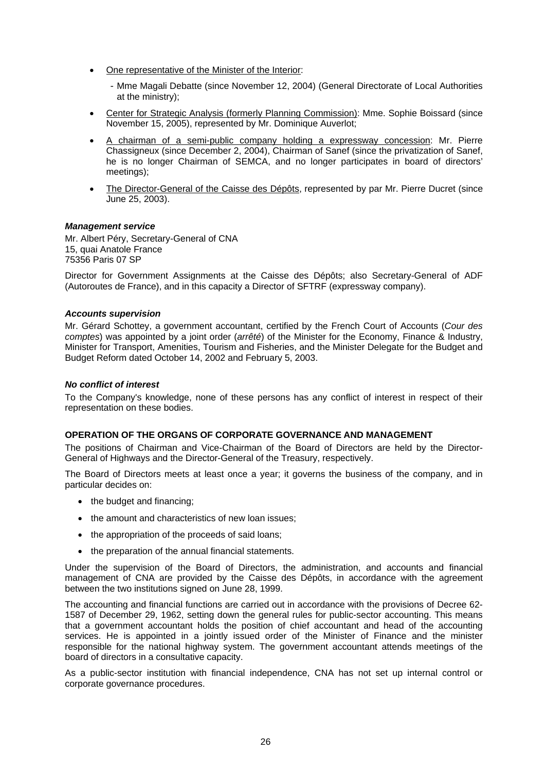- One representative of the Minister of the Interior:
  - Mme Magali Debatte (since November 12, 2004) (General Directorate of Local Authorities at the ministry);
- Center for Strategic Analysis (formerly Planning Commission): Mme. Sophie Boissard (since November 15, 2005), represented by Mr. Dominique Auverlot;
- A chairman of a semi-public company holding a expressway concession: Mr. Pierre Chassigneux (since December 2, 2004), Chairman of Sanef (since the privatization of Sanef, he is no longer Chairman of SEMCA, and no longer participates in board of directors' meetings);
- The Director-General of the Caisse des Dépôts, represented by par Mr. Pierre Ducret (since June 25, 2003).

***Management service***

Mr. Albert Péry, Secretary-General of CNA
15, quai Anatole France
75356 Paris 07 SP

Director for Government Assignments at the Caisse des Dépôts; also Secretary-General of ADF (Autoroutes de France), and in this capacity a Director of SFTRF (expressway company).

***Accounts supervision***

Mr. Gérard Schottey, a government accountant, certified by the French Court of Accounts (*Cour des comptes*) was appointed by a joint order (*arrêté*) of the Minister for the Economy, Finance & Industry, Minister for Transport, Amenities, Tourism and Fisheries, and the Minister Delegate for the Budget and Budget Reform dated October 14, 2002 and February 5, 2003.

***No conflict of interest***

To the Company's knowledge, none of these persons has any conflict of interest in respect of their representation on these bodies.

**OPERATION OF THE ORGANS OF CORPORATE GOVERNANCE AND MANAGEMENT**

The positions of Chairman and Vice-Chairman of the Board of Directors are held by the Director-General of Highways and the Director-General of the Treasury, respectively.

The Board of Directors meets at least once a year; it governs the business of the company, and in particular decides on:

- the budget and financing;
- the amount and characteristics of new loan issues;
- the appropriation of the proceeds of said loans;
- the preparation of the annual financial statements.

Under the supervision of the Board of Directors, the administration, and accounts and financial management of CNA are provided by the Caisse des Dépôts, in accordance with the agreement between the two institutions signed on June 28, 1999.

The accounting and financial functions are carried out in accordance with the provisions of Decree 62-1587 of December 29, 1962, setting down the general rules for public-sector accounting. This means that a government accountant holds the position of chief accountant and head of the accounting services. He is appointed in a jointly issued order of the Minister of Finance and the minister responsible for the national highway system. The government accountant attends meetings of the board of directors in a consultative capacity.

As a public-sector institution with financial independence, CNA has not set up internal control or corporate governance procedures.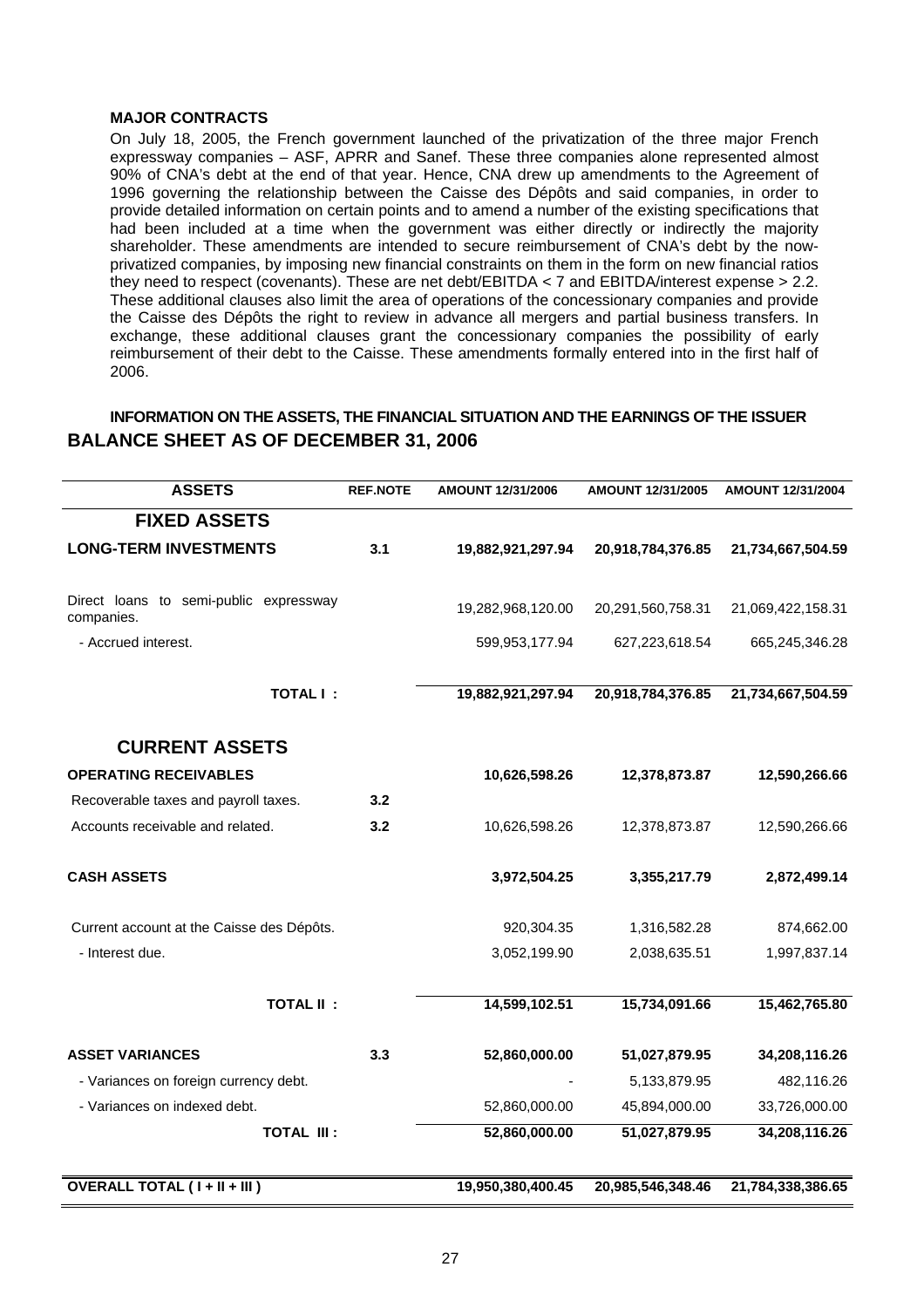**MAJOR CONTRACTS**

On July 18, 2005, the French government launched of the privatization of the three major French expressway companies – ASF, APRR and Sanef. These three companies alone represented almost 90% of CNA's debt at the end of that year. Hence, CNA drew up amendments to the Agreement of 1996 governing the relationship between the Caisse des Dépôts and said companies, in order to provide detailed information on certain points and to amend a number of the existing specifications that had been included at a time when the government was either directly or indirectly the majority shareholder. These amendments are intended to secure reimbursement of CNA's debt by the now-privatized companies, by imposing new financial constraints on them in the form on new financial ratios they need to respect (covenants). These are net debt/EBITDA < 7 and EBITDA/interest expense > 2.2. These additional clauses also limit the area of operations of the concessionary companies and provide the Caisse des Dépôts the right to review in advance all mergers and partial business transfers. In exchange, these additional clauses grant the concessionary companies the possibility of early reimbursement of their debt to the Caisse. These amendments formally entered into in the first half of 2006.

**INFORMATION ON THE ASSETS, THE FINANCIAL SITUATION AND THE EARNINGS OF THE ISSUER**

## BALANCE SHEET AS OF DECEMBER 31, 2006

| ASSETS | REF.NOTE | AMOUNT 12/31/2006 | AMOUNT 12/31/2005 | AMOUNT 12/31/2004 |
|---|---|---|---|---|
| **FIXED ASSETS** | | | | |
| **LONG-TERM INVESTMENTS** | **3.1** | **19,882,921,297.94** | **20,918,784,376.85** | **21,734,667,504.59** |
| Direct loans to semi-public expressway companies. | | 19,282,968,120.00 | 20,291,560,758.31 | 21,069,422,158.31 |
| - Accrued interest. | | 599,953,177.94 | 627,223,618.54 | 665,245,346.28 |
| **TOTAL I :** | | **19,882,921,297.94** | **20,918,784,376.85** | **21,734,667,504.59** |
| **CURRENT ASSETS** | | | | |
| **OPERATING RECEIVABLES** | | **10,626,598.26** | **12,378,873.87** | **12,590,266.66** |
| Recoverable taxes and payroll taxes. | **3.2** | | | |
| Accounts receivable and related. | **3.2** | 10,626,598.26 | 12,378,873.87 | 12,590,266.66 |
| **CASH ASSETS** | | **3,972,504.25** | **3,355,217.79** | **2,872,499.14** |
| Current account at the Caisse des Dépôts. | | 920,304.35 | 1,316,582.28 | 874,662.00 |
| - Interest due. | | 3,052,199.90 | 2,038,635.51 | 1,997,837.14 |
| **TOTAL II :** | | **14,599,102.51** | **15,734,091.66** | **15,462,765.80** |
| **ASSET VARIANCES** | **3.3** | **52,860,000.00** | **51,027,879.95** | **34,208,116.26** |
| - Variances on foreign currency debt. | | - | 5,133,879.95 | 482,116.26 |
| - Variances on indexed debt. | | 52,860,000.00 | 45,894,000.00 | 33,726,000.00 |
| **TOTAL III :** | | **52,860,000.00** | **51,027,879.95** | **34,208,116.26** |
| **OVERALL TOTAL ( I + II + III )** | | **19,950,380,400.45** | **20,985,546,348.46** | **21,784,338,386.65** |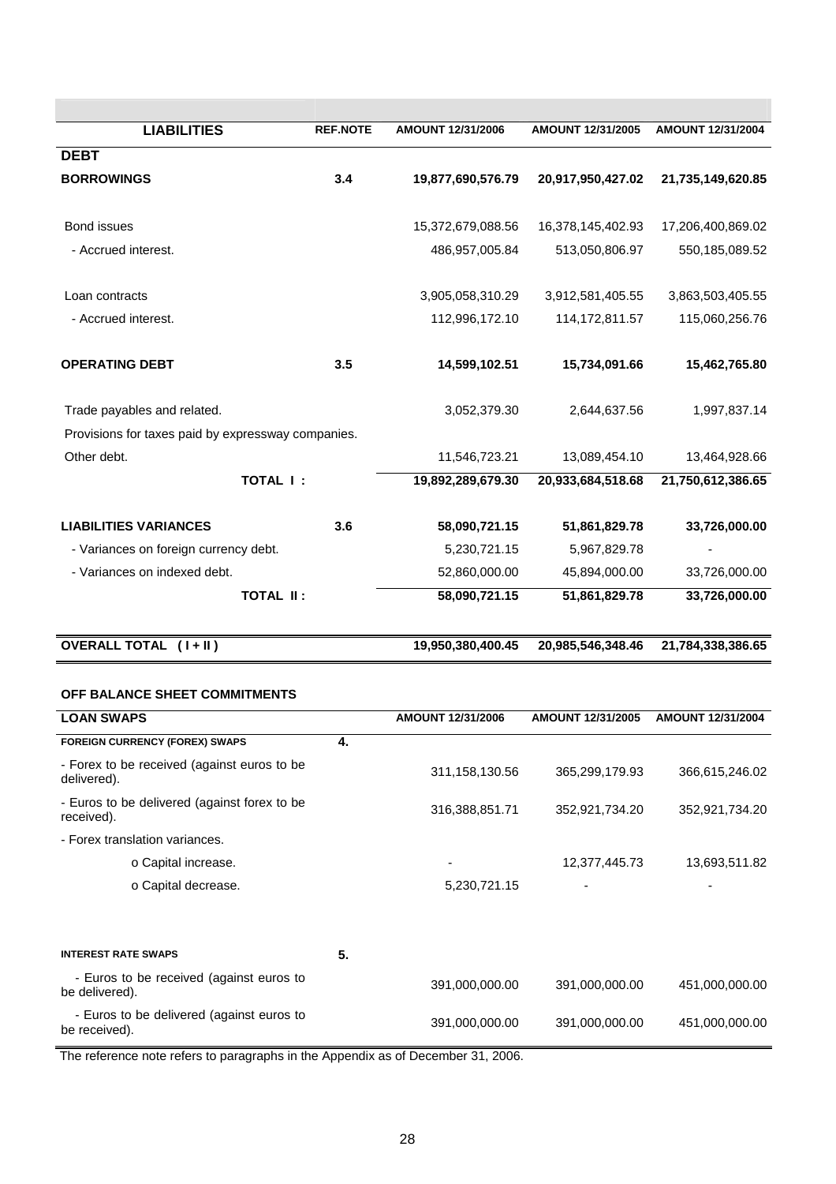| LIABILITIES | REF.NOTE | AMOUNT 12/31/2006 | AMOUNT 12/31/2005 | AMOUNT 12/31/2004 |
|---|---|---|---|---|
| **DEBT** | | | | |
| **BORROWINGS** | **3.4** | **19,877,690,576.79** | **20,917,950,427.02** | **21,735,149,620.85** |
| Bond issues | | 15,372,679,088.56 | 16,378,145,402.93 | 17,206,400,869.02 |
| - Accrued interest. | | 486,957,005.84 | 513,050,806.97 | 550,185,089.52 |
| Loan contracts | | 3,905,058,310.29 | 3,912,581,405.55 | 3,863,503,405.55 |
| - Accrued interest. | | 112,996,172.10 | 114,172,811.57 | 115,060,256.76 |
| **OPERATING DEBT** | **3.5** | **14,599,102.51** | **15,734,091.66** | **15,462,765.80** |
| Trade payables and related. | | 3,052,379.30 | 2,644,637.56 | 1,997,837.14 |
| Provisions for taxes paid by expressway companies. | | | | |
| Other debt. | | 11,546,723.21 | 13,089,454.10 | 13,464,928.66 |
| **TOTAL I :** | | **19,892,289,679.30** | **20,933,684,518.68** | **21,750,612,386.65** |
| **LIABILITIES VARIANCES** | **3.6** | **58,090,721.15** | **51,861,829.78** | **33,726,000.00** |
| - Variances on foreign currency debt. | | 5,230,721.15 | 5,967,829.78 | - |
| - Variances on indexed debt. | | 52,860,000.00 | 45,894,000.00 | 33,726,000.00 |
| **TOTAL II :** | | **58,090,721.15** | **51,861,829.78** | **33,726,000.00** |
| **OVERALL TOTAL ( I + II )** | | **19,950,380,400.45** | **20,985,546,348.46** | **21,784,338,386.65** |

**OFF BALANCE SHEET COMMITMENTS**

| LOAN SWAPS | | AMOUNT 12/31/2006 | AMOUNT 12/31/2005 | AMOUNT 12/31/2004 |
|---|---|---|---|---|
| **FOREIGN CURRENCY (FOREX) SWAPS** | **4.** | | | |
| - Forex to be received (against euros to be delivered). | | 311,158,130.56 | 365,299,179.93 | 366,615,246.02 |
| - Euros to be delivered (against forex to be received). | | 316,388,851.71 | 352,921,734.20 | 352,921,734.20 |
| - Forex translation variances. | | | | |
| o Capital increase. | | - | 12,377,445.73 | 13,693,511.82 |
| o Capital decrease. | | 5,230,721.15 | - | - |
| **INTEREST RATE SWAPS** | **5.** | | | |
| - Euros to be received (against euros to be delivered). | | 391,000,000.00 | 391,000,000.00 | 451,000,000.00 |
| - Euros to be delivered (against euros to be received). | | 391,000,000.00 | 391,000,000.00 | 451,000,000.00 |

The reference note refers to paragraphs in the Appendix as of December 31, 2006.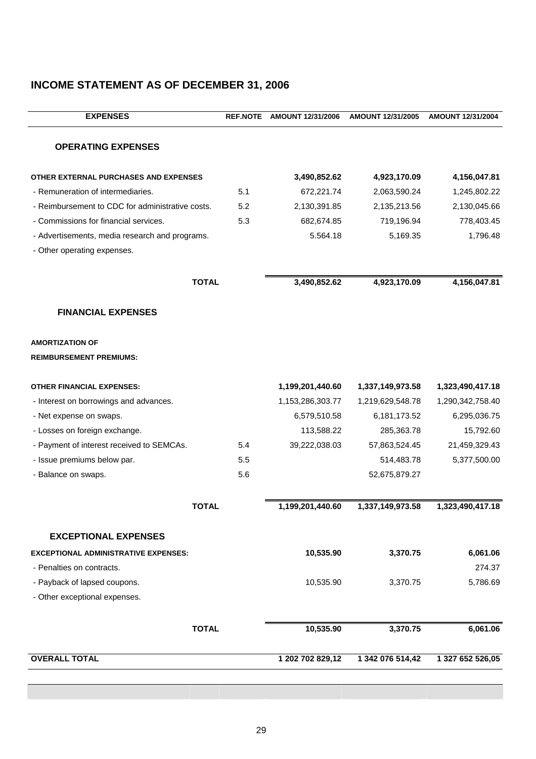## INCOME STATEMENT AS OF DECEMBER 31, 2006

| EXPENSES | REF.NOTE | AMOUNT 12/31/2006 | AMOUNT 12/31/2005 | AMOUNT 12/31/2004 |
|---|---|---|---|---|
| **OPERATING EXPENSES** | | | | |
| **OTHER EXTERNAL PURCHASES AND EXPENSES** | | **3,490,852.62** | **4,923,170.09** | **4,156,047.81** |
| - Remuneration of intermediaries. | 5.1 | 672,221.74 | 2,063,590.24 | 1,245,802.22 |
| - Reimbursement to CDC for administrative costs. | 5.2 | 2,130,391.85 | 2,135,213.56 | 2,130,045.66 |
| - Commissions for financial services. | 5.3 | 682,674.85 | 719,196.94 | 778,403.45 |
| - Advertisements, media research and programs. | | 5.564.18 | 5,169.35 | 1,796.48 |
| - Other operating expenses. | | | | |
| **TOTAL** | | **3,490,852.62** | **4,923,170.09** | **4,156,047.81** |
| **FINANCIAL EXPENSES** | | | | |
| **AMORTIZATION OF REIMBURSEMENT PREMIUMS:** | | | | |
| **OTHER FINANCIAL EXPENSES:** | | **1,199,201,440.60** | **1,337,149,973.58** | **1,323,490,417.18** |
| - Interest on borrowings and advances. | | 1,153,286,303.77 | 1,219,629,548.78 | 1,290,342,758.40 |
| - Net expense on swaps. | | 6,579,510.58 | 6,181,173.52 | 6,295,036.75 |
| - Losses on foreign exchange. | | 113,588.22 | 285,363.78 | 15,792.60 |
| - Payment of interest received to SEMCAs. | 5.4 | 39,222,038.03 | 57,863,524.45 | 21,459,329.43 |
| - Issue premiums below par. | 5.5 | | 514,483.78 | 5,377,500.00 |
| - Balance on swaps. | 5.6 | | 52,675,879.27 | |
| **TOTAL** | | **1,199,201,440.60** | **1,337,149,973.58** | **1,323,490,417.18** |
| **EXCEPTIONAL EXPENSES** | | | | |
| **EXCEPTIONAL ADMINISTRATIVE EXPENSES:** | | **10,535.90** | **3,370.75** | **6,061.06** |
| - Penalties on contracts. | | | | 274.37 |
| - Payback of lapsed coupons. | | 10,535.90 | 3,370.75 | 5,786.69 |
| - Other exceptional expenses. | | | | |
| **TOTAL** | | **10,535.90** | **3,370.75** | **6,061.06** |
| **OVERALL TOTAL** | | **1 202 702 829,12** | **1 342 076 514,42** | **1 327 652 526,05** |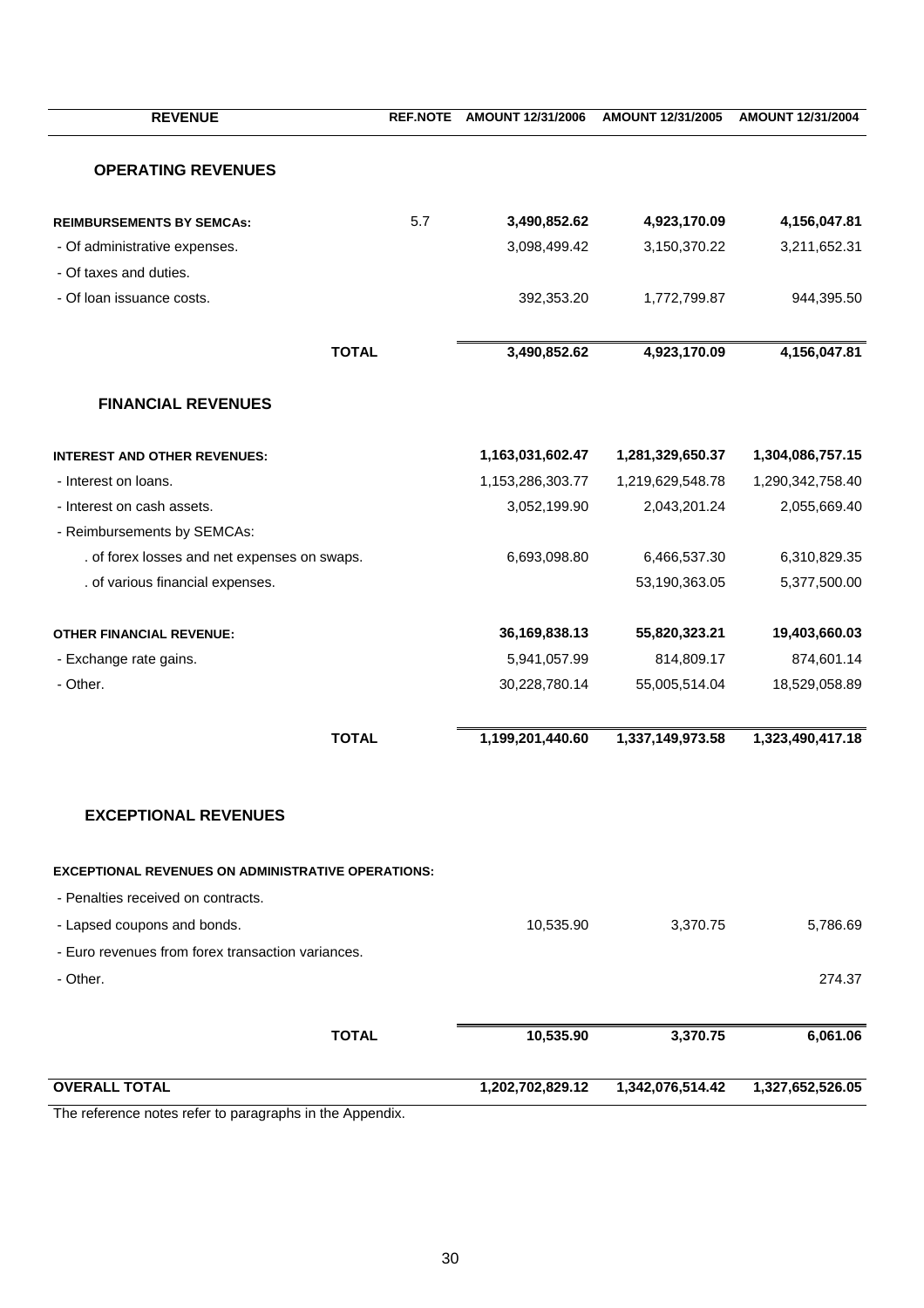| REVENUE | REF.NOTE | AMOUNT 12/31/2006 | AMOUNT 12/31/2005 | AMOUNT 12/31/2004 |
|---|---|---|---|---|
| **OPERATING REVENUES** | | | | |
| **REIMBURSEMENTS BY SEMCAs:** | 5.7 | **3,490,852.62** | **4,923,170.09** | **4,156,047.81** |
| - Of administrative expenses. | | 3,098,499.42 | 3,150,370.22 | 3,211,652.31 |
| - Of taxes and duties. | | | | |
| - Of loan issuance costs. | | 392,353.20 | 1,772,799.87 | 944,395.50 |
| **TOTAL** | | **3,490,852.62** | **4,923,170.09** | **4,156,047.81** |
| **FINANCIAL REVENUES** | | | | |
| **INTEREST AND OTHER REVENUES:** | | **1,163,031,602.47** | **1,281,329,650.37** | **1,304,086,757.15** |
| - Interest on loans. | | 1,153,286,303.77 | 1,219,629,548.78 | 1,290,342,758.40 |
| - Interest on cash assets. | | 3,052,199.90 | 2,043,201.24 | 2,055,669.40 |
| - Reimbursements by SEMCAs: | | | | |
| . of forex losses and net expenses on swaps. | | 6,693,098.80 | 6,466,537.30 | 6,310,829.35 |
| . of various financial expenses. | | | 53,190,363.05 | 5,377,500.00 |
| **OTHER FINANCIAL REVENUE:** | | **36,169,838.13** | **55,820,323.21** | **19,403,660.03** |
| - Exchange rate gains. | | 5,941,057.99 | 814,809.17 | 874,601.14 |
| - Other. | | 30,228,780.14 | 55,005,514.04 | 18,529,058.89 |
| **TOTAL** | | **1,199,201,440.60** | **1,337,149,973.58** | **1,323,490,417.18** |
| **EXCEPTIONAL REVENUES** | | | | |
| **EXCEPTIONAL REVENUES ON ADMINISTRATIVE OPERATIONS:** | | | | |
| - Penalties received on contracts. | | | | |
| - Lapsed coupons and bonds. | | 10,535.90 | 3,370.75 | 5,786.69 |
| - Euro revenues from forex transaction variances. | | | | |
| - Other. | | | | 274.37 |
| **TOTAL** | | **10,535.90** | **3,370.75** | **6,061.06** |
| **OVERALL TOTAL** | | **1,202,702,829.12** | **1,342,076,514.42** | **1,327,652,526.05** |

The reference notes refer to paragraphs in the Appendix.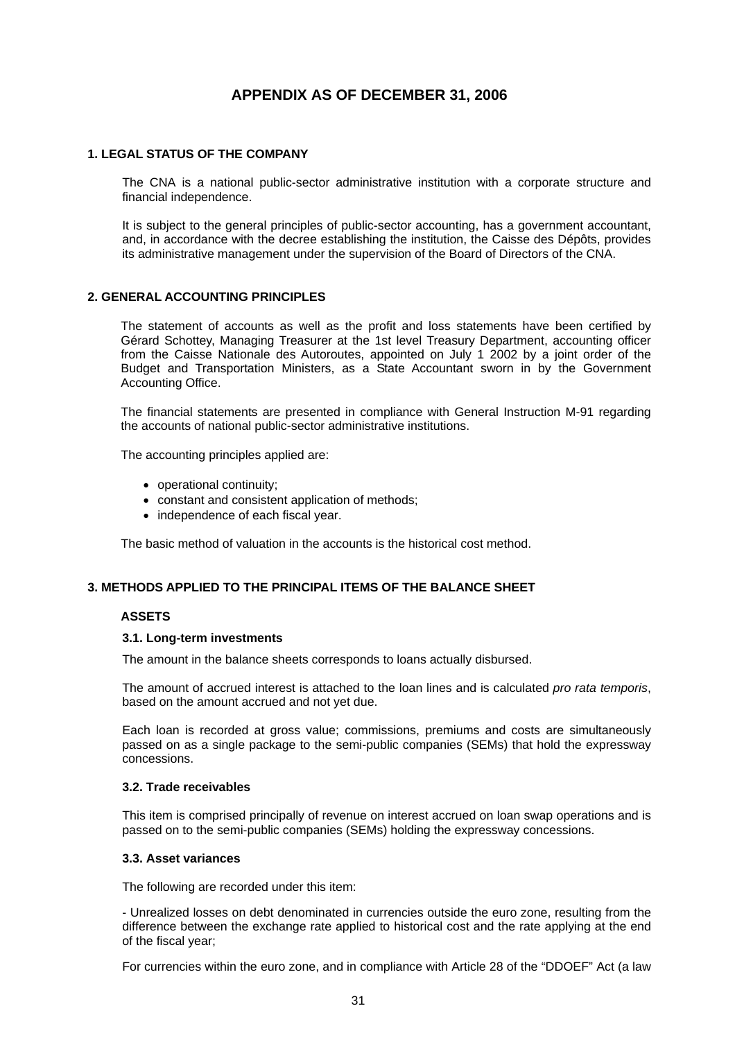# APPENDIX AS OF DECEMBER 31, 2006

## 1. LEGAL STATUS OF THE COMPANY

The CNA is a national public-sector administrative institution with a corporate structure and financial independence.

It is subject to the general principles of public-sector accounting, has a government accountant, and, in accordance with the decree establishing the institution, the Caisse des Dépôts, provides its administrative management under the supervision of the Board of Directors of the CNA.

## 2. GENERAL ACCOUNTING PRINCIPLES

The statement of accounts as well as the profit and loss statements have been certified by Gérard Schottey, Managing Treasurer at the 1st level Treasury Department, accounting officer from the Caisse Nationale des Autoroutes, appointed on July 1 2002 by a joint order of the Budget and Transportation Ministers, as a State Accountant sworn in by the Government Accounting Office.

The financial statements are presented in compliance with General Instruction M-91 regarding the accounts of national public-sector administrative institutions.

The accounting principles applied are:

- operational continuity;
- constant and consistent application of methods;
- independence of each fiscal year.

The basic method of valuation in the accounts is the historical cost method.

## 3. METHODS APPLIED TO THE PRINCIPAL ITEMS OF THE BALANCE SHEET

### ASSETS

#### 3.1. Long-term investments

The amount in the balance sheets corresponds to loans actually disbursed.

The amount of accrued interest is attached to the loan lines and is calculated *pro rata temporis*, based on the amount accrued and not yet due.

Each loan is recorded at gross value; commissions, premiums and costs are simultaneously passed on as a single package to the semi-public companies (SEMs) that hold the expressway concessions.

#### 3.2. Trade receivables

This item is comprised principally of revenue on interest accrued on loan swap operations and is passed on to the semi-public companies (SEMs) holding the expressway concessions.

#### 3.3. Asset variances

The following are recorded under this item:

- Unrealized losses on debt denominated in currencies outside the euro zone, resulting from the difference between the exchange rate applied to historical cost and the rate applying at the end of the fiscal year;

For currencies within the euro zone, and in compliance with Article 28 of the "DDOEF" Act (a law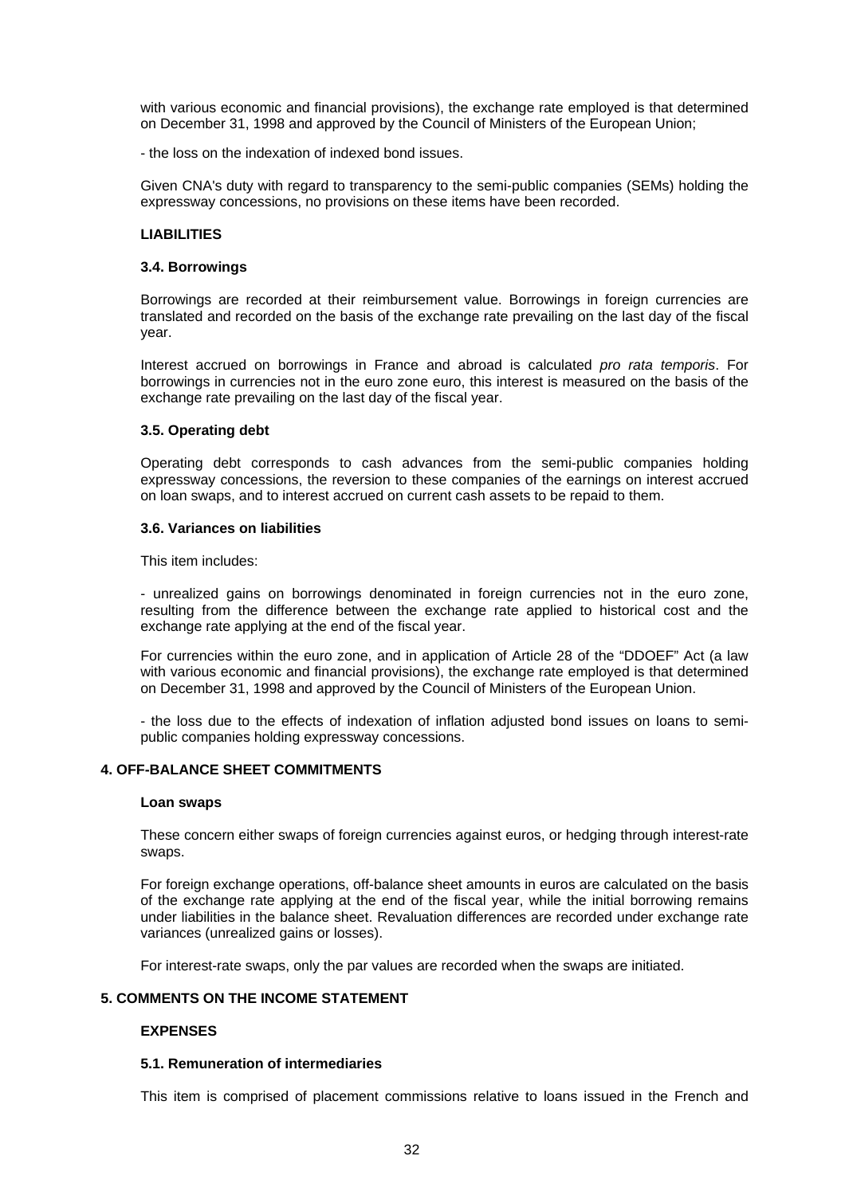with various economic and financial provisions), the exchange rate employed is that determined on December 31, 1998 and approved by the Council of Ministers of the European Union;

- the loss on the indexation of indexed bond issues.

Given CNA's duty with regard to transparency to the semi-public companies (SEMs) holding the expressway concessions, no provisions on these items have been recorded.

**LIABILITIES**

### 3.4. Borrowings

Borrowings are recorded at their reimbursement value. Borrowings in foreign currencies are translated and recorded on the basis of the exchange rate prevailing on the last day of the fiscal year.

Interest accrued on borrowings in France and abroad is calculated *pro rata temporis*. For borrowings in currencies not in the euro zone euro, this interest is measured on the basis of the exchange rate prevailing on the last day of the fiscal year.

### 3.5. Operating debt

Operating debt corresponds to cash advances from the semi-public companies holding expressway concessions, the reversion to these companies of the earnings on interest accrued on loan swaps, and to interest accrued on current cash assets to be repaid to them.

### 3.6. Variances on liabilities

This item includes:

- unrealized gains on borrowings denominated in foreign currencies not in the euro zone, resulting from the difference between the exchange rate applied to historical cost and the exchange rate applying at the end of the fiscal year.

For currencies within the euro zone, and in application of Article 28 of the "DDOEF" Act (a law with various economic and financial provisions), the exchange rate employed is that determined on December 31, 1998 and approved by the Council of Ministers of the European Union.

- the loss due to the effects of indexation of inflation adjusted bond issues on loans to semi-public companies holding expressway concessions.

## 4. OFF-BALANCE SHEET COMMITMENTS

**Loan swaps**

These concern either swaps of foreign currencies against euros, or hedging through interest-rate swaps.

For foreign exchange operations, off-balance sheet amounts in euros are calculated on the basis of the exchange rate applying at the end of the fiscal year, while the initial borrowing remains under liabilities in the balance sheet. Revaluation differences are recorded under exchange rate variances (unrealized gains or losses).

For interest-rate swaps, only the par values are recorded when the swaps are initiated.

## 5. COMMENTS ON THE INCOME STATEMENT

**EXPENSES**

### 5.1. Remuneration of intermediaries

This item is comprised of placement commissions relative to loans issued in the French and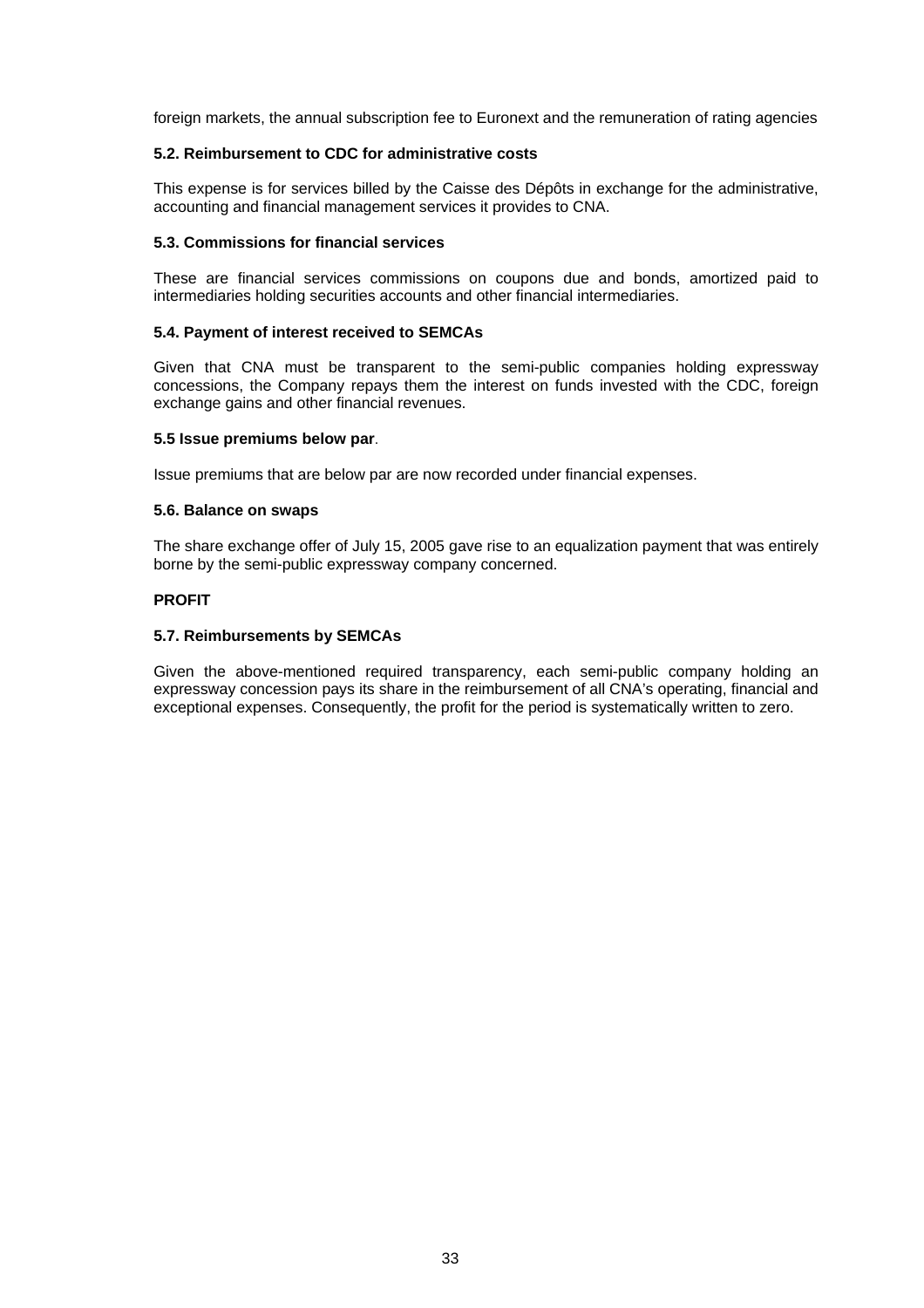foreign markets, the annual subscription fee to Euronext and the remuneration of rating agencies

#### 5.2. Reimbursement to CDC for administrative costs

This expense is for services billed by the Caisse des Dépôts in exchange for the administrative, accounting and financial management services it provides to CNA.

#### 5.3. Commissions for financial services

These are financial services commissions on coupons due and bonds, amortized paid to intermediaries holding securities accounts and other financial intermediaries.

#### 5.4. Payment of interest received to SEMCAs

Given that CNA must be transparent to the semi-public companies holding expressway concessions, the Company repays them the interest on funds invested with the CDC, foreign exchange gains and other financial revenues.

#### 5.5 Issue premiums below par.

Issue premiums that are below par are now recorded under financial expenses.

#### 5.6. Balance on swaps

The share exchange offer of July 15, 2005 gave rise to an equalization payment that was entirely borne by the semi-public expressway company concerned.

### PROFIT

#### 5.7. Reimbursements by SEMCAs

Given the above-mentioned required transparency, each semi-public company holding an expressway concession pays its share in the reimbursement of all CNA's operating, financial and exceptional expenses. Consequently, the profit for the period is systematically written to zero.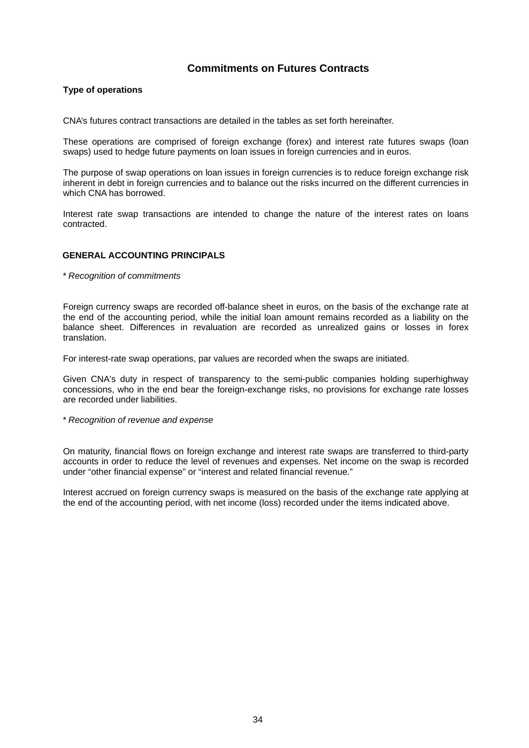# Commitments on Futures Contracts

**Type of operations**

CNA's futures contract transactions are detailed in the tables as set forth hereinafter.

These operations are comprised of foreign exchange (forex) and interest rate futures swaps (loan swaps) used to hedge future payments on loan issues in foreign currencies and in euros.

The purpose of swap operations on loan issues in foreign currencies is to reduce foreign exchange risk inherent in debt in foreign currencies and to balance out the risks incurred on the different currencies in which CNA has borrowed.

Interest rate swap transactions are intended to change the nature of the interest rates on loans contracted.

**GENERAL ACCOUNTING PRINCIPALS**

* *Recognition of commitments*

Foreign currency swaps are recorded off-balance sheet in euros, on the basis of the exchange rate at the end of the accounting period, while the initial loan amount remains recorded as a liability on the balance sheet. Differences in revaluation are recorded as unrealized gains or losses in forex translation.

For interest-rate swap operations, par values are recorded when the swaps are initiated.

Given CNA's duty in respect of transparency to the semi-public companies holding superhighway concessions, who in the end bear the foreign-exchange risks, no provisions for exchange rate losses are recorded under liabilities.

* *Recognition of revenue and expense*

On maturity, financial flows on foreign exchange and interest rate swaps are transferred to third-party accounts in order to reduce the level of revenues and expenses. Net income on the swap is recorded under “other financial expense” or “interest and related financial revenue.”

Interest accrued on foreign currency swaps is measured on the basis of the exchange rate applying at the end of the accounting period, with net income (loss) recorded under the items indicated above.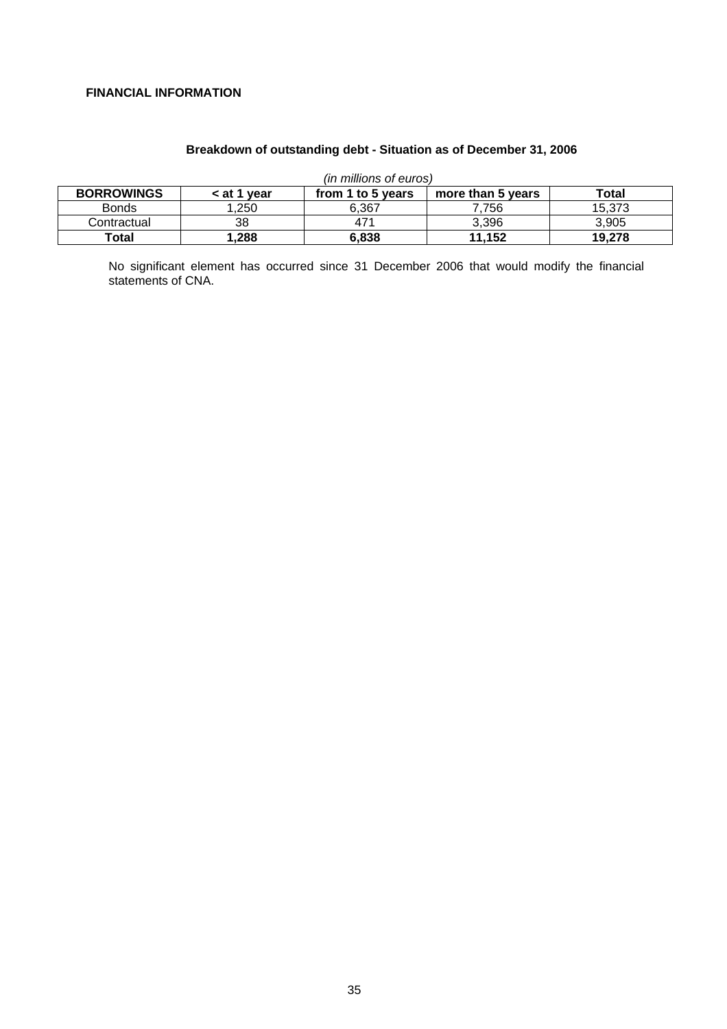**FINANCIAL INFORMATION**

**Breakdown of outstanding debt - Situation as of December 31, 2006**

*(in millions of euros)*

| BORROWINGS | < at 1 year | from 1 to 5 years | more than 5 years | Total |
|---|---|---|---|---|
| Bonds | 1,250 | 6,367 | 7,756 | 15,373 |
| Contractual | 38 | 471 | 3,396 | 3,905 |
| **Total** | **1,288** | **6,838** | **11,152** | **19,278** |

No significant element has occurred since 31 December 2006 that would modify the financial statements of CNA.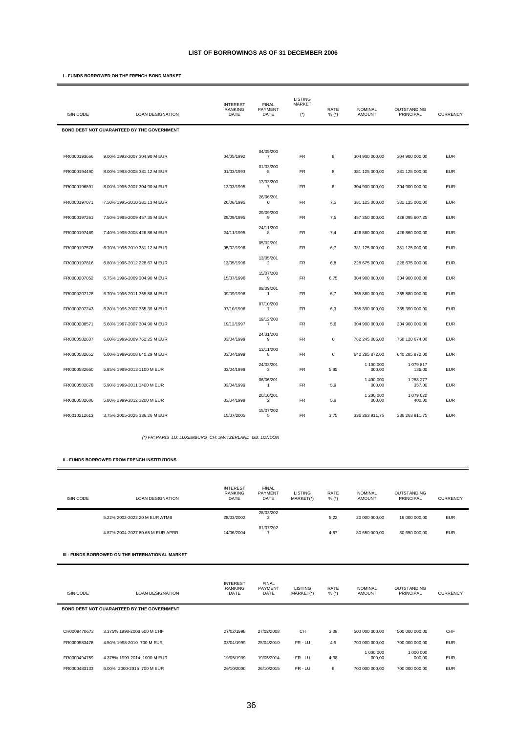# LIST OF BORROWINGS AS OF 31 DECEMBER 2006

## I - FUNDS BORROWED ON THE FRENCH BOND MARKET

| ISIN CODE | LOAN DESIGNATION | INTEREST RANKING DATE | FINAL PAYMENT DATE | LISTING MARKET (*) | RATE % (*) | NOMINAL AMOUNT | OUTSTANDING PRINCIPAL | CURRENCY |
|---|---|---|---|---|---|---|---|---|
| **BOND DEBT NOT GUARANTEED BY THE GOVERNMENT** | | | | | | | | |
| FR0000193666 | 9.00% 1992-2007 304.90 M EUR | 04/05/1992 | 04/05/2007 | FR | 9 | 304 900 000,00 | 304 900 000,00 | EUR |
| FR0000194490 | 8.00% 1993-2008 381.12 M EUR | 01/03/1993 | 01/03/2008 | FR | 8 | 381 125 000,00 | 381 125 000,00 | EUR |
| FR0000196891 | 8.00% 1995-2007 304.90 M EUR | 13/03/1995 | 13/03/2007 | FR | 8 | 304 900 000,00 | 304 900 000,00 | EUR |
| FR0000197071 | 7.50% 1995-2010 381.13 M EUR | 26/06/1995 | 26/06/2010 | FR | 7,5 | 381 125 000,00 | 381 125 000,00 | EUR |
| FR0000197261 | 7.50% 1995-2009 457.35 M EUR | 29/09/1995 | 29/09/2009 | FR | 7,5 | 457 350 000,00 | 428 095 607,25 | EUR |
| FR0000197469 | 7.40% 1995-2008 426.86 M EUR | 24/11/1995 | 24/11/2008 | FR | 7,4 | 426 860 000,00 | 426 860 000,00 | EUR |
| FR0000197576 | 6.70% 1996-2010 381.12 M EUR | 05/02/1996 | 05/02/2010 | FR | 6,7 | 381 125 000,00 | 381 125 000,00 | EUR |
| FR0000197816 | 6.80% 1996-2012 228.67 M EUR | 13/05/1996 | 13/05/2012 | FR | 6,8 | 228 675 000,00 | 228 675 000,00 | EUR |
| FR0000207052 | 6.75% 1996-2009 304.90 M EUR | 15/07/1996 | 15/07/2009 | FR | 6,75 | 304 900 000,00 | 304 900 000,00 | EUR |
| FR0000207128 | 6.70% 1996-2011 365.88 M EUR | 09/09/1996 | 09/09/2011 | FR | 6,7 | 365 880 000,00 | 365 880 000,00 | EUR |
| FR0000207243 | 6.30% 1996-2007 335.39 M EUR | 07/10/1996 | 07/10/2007 | FR | 6,3 | 335 390 000,00 | 335 390 000,00 | EUR |
| FR0000208571 | 5.60% 1997-2007 304.90 M EUR | 19/12/1997 | 19/12/2007 | FR | 5,6 | 304 900 000,00 | 304 900 000,00 | EUR |
| FR0000582637 | 6.00% 1999-2009 762.25 M EUR | 03/04/1999 | 24/01/2009 | FR | 6 | 762 245 086,00 | 758 120 674,00 | EUR |
| FR0000582652 | 6.00% 1999-2008 640.29 M EUR | 03/04/1999 | 13/11/2008 | FR | 6 | 640 285 872,00 | 640 285 872,00 | EUR |
| FR0000582660 | 5.85% 1999-2013 1100 M EUR | 03/04/1999 | 24/03/2013 | FR | 5,85 | 1 100 000 000,00 | 1 079 817 136,00 | EUR |
| FR0000582678 | 5.90% 1999-2011 1400 M EUR | 03/04/1999 | 06/06/2011 | FR | 5,9 | 1 400 000 000,00 | 1 288 277 357,00 | EUR |
| FR0000582686 | 5.80% 1999-2012 1200 M EUR | 03/04/1999 | 20/10/2012 | FR | 5,8 | 1 200 000 000,00 | 1 079 020 400,00 | EUR |
| FR0010212613 | 3.75% 2005-2025 336.26 M EUR | 15/07/2005 | 15/07/2025 | FR | 3,75 | 336 263 911,75 | 336 263 911,75 | EUR |

*(\*) FR: PARIS LU: LUXEMBURG CH: SWITZERLAND GB: LONDON*

## II - FUNDS BORROWED FROM FRENCH INSTITUTIONS

| ISIN CODE | LOAN DESIGNATION | INTEREST RANKING DATE | FINAL PAYMENT DATE | LISTING MARKET(*) | RATE % (*) | NOMINAL AMOUNT | OUTSTANDING PRINCIPAL | CURRENCY |
|---|---|---|---|---|---|---|---|---|
| | 5.22% 2002-2022 20 M EUR ATMB | 28/03/2002 | 28/03/2022 | | 5,22 | 20 000 000,00 | 16 000 000,00 | EUR |
| | 4.87% 2004-2027 80.65 M EUR APRR | 14/06/2004 | 01/07/2027 | | 4,87 | 80 650 000,00 | 80 650 000,00 | EUR |

## III - FUNDS BORROWED ON THE INTERNATIONAL MARKET

| ISIN CODE | LOAN DESIGNATION | INTEREST RANKING DATE | FINAL PAYMENT DATE | LISTING MARKET(*) | RATE % (*) | NOMINAL AMOUNT | OUTSTANDING PRINCIPAL | CURRENCY |
|---|---|---|---|---|---|---|---|---|
| **BOND DEBT NOT GUARANTEED BY THE GOVERNMENT** | | | | | | | | |
| CH0008470673 | 3.375% 1998-2008 500 M CHF | 27/02/1998 | 27/02/2008 | CH | 3,38 | 500 000 000,00 | 500 000 000,00 | CHF |
| FR0000583478 | 4.50% 1998-2010 700 M EUR | 03/04/1999 | 25/04/2010 | FR - LU | 4,5 | 700 000 000,00 | 700 000 000,00 | EUR |
| FR0000494759 | 4.375% 1999-2014 1000 M EUR | 19/05/1999 | 19/05/2014 | FR - LU | 4,38 | 1 000 000 000,00 | 1 000 000 000,00 | EUR |
| FR0000483133 | 6.00% 2000-2015 700 M EUR | 26/10/2000 | 26/10/2015 | FR - LU | 6 | 700 000 000,00 | 700 000 000,00 | EUR |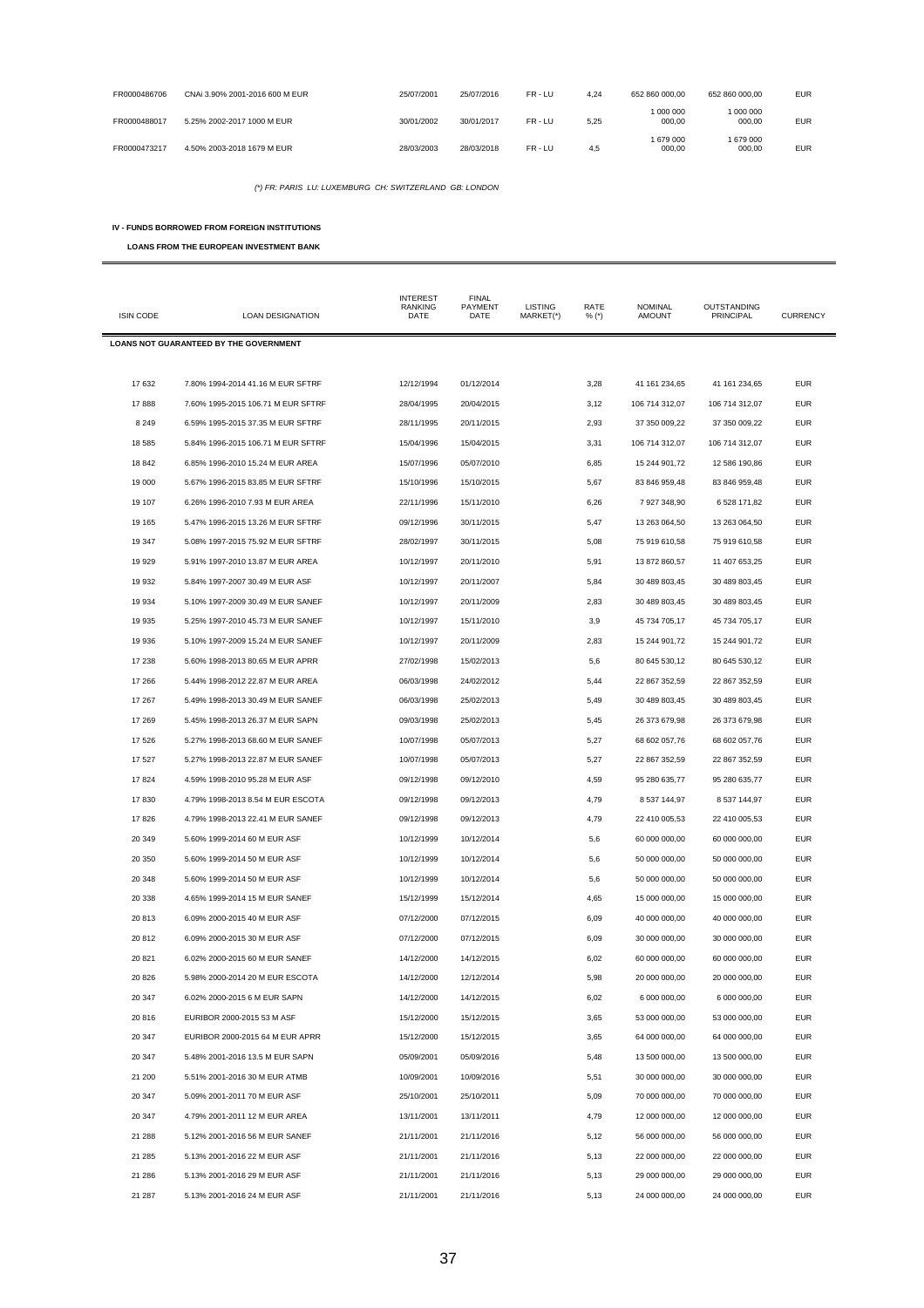| | | | | | | | | |
|---|---|---|---|---|---|---|---|---|
| FR0000486706 | CNAi 3.90% 2001-2016 600 M EUR | 25/07/2001 | 25/07/2016 | FR - LU | 4,24 | 652 860 000,00 | 652 860 000,00 | EUR |
| FR0000488017 | 5.25% 2002-2017 1000 M EUR | 30/01/2002 | 30/01/2017 | FR - LU | 5,25 | 1 000 000 000,00 | 1 000 000 000,00 | EUR |
| FR0000473217 | 4.50% 2003-2018 1679 M EUR | 28/03/2003 | 28/03/2018 | FR - LU | 4,5 | 1 679 000 000,00 | 1 679 000 000,00 | EUR |

*(\*) FR: PARIS LU: LUXEMBURG CH: SWITZERLAND GB: LONDON*

**IV - FUNDS BORROWED FROM FOREIGN INSTITUTIONS**

**LOANS FROM THE EUROPEAN INVESTMENT BANK**

| ISIN CODE | LOAN DESIGNATION | INTEREST RANKING DATE | FINAL PAYMENT DATE | LISTING MARKET(\*) | RATE % (\*) | NOMINAL AMOUNT | OUTSTANDING PRINCIPAL | CURRENCY |
|---|---|---|---|---|---|---|---|---|
| **LOANS NOT GUARANTEED BY THE GOVERNMENT** | | | | | | | | |
| 17 632 | 7.80% 1994-2014 41.16 M EUR SFTRF | 12/12/1994 | 01/12/2014 | | 3,28 | 41 161 234,65 | 41 161 234,65 | EUR |
| 17 888 | 7.60% 1995-2015 106.71 M EUR SFTRF | 28/04/1995 | 20/04/2015 | | 3,12 | 106 714 312,07 | 106 714 312,07 | EUR |
| 8 249 | 6.59% 1995-2015 37.35 M EUR SFTRF | 28/11/1995 | 20/11/2015 | | 2,93 | 37 350 009,22 | 37 350 009,22 | EUR |
| 18 585 | 5.84% 1996-2015 106.71 M EUR SFTRF | 15/04/1996 | 15/04/2015 | | 3,31 | 106 714 312,07 | 106 714 312,07 | EUR |
| 18 842 | 6.85% 1996-2010 15.24 M EUR AREA | 15/07/1996 | 05/07/2010 | | 6,85 | 15 244 901,72 | 12 586 190,86 | EUR |
| 19 000 | 5.67% 1996-2015 83.85 M EUR SFTRF | 15/10/1996 | 15/10/2015 | | 5,67 | 83 846 959,48 | 83 846 959,48 | EUR |
| 19 107 | 6.26% 1996-2010 7.93 M EUR AREA | 22/11/1996 | 15/11/2010 | | 6,26 | 7 927 348,90 | 6 528 171,82 | EUR |
| 19 165 | 5.47% 1996-2015 13.26 M EUR SFTRF | 09/12/1996 | 30/11/2015 | | 5,47 | 13 263 064,50 | 13 263 064,50 | EUR |
| 19 347 | 5.08% 1997-2015 75.92 M EUR SFTRF | 28/02/1997 | 30/11/2015 | | 5,08 | 75 919 610,58 | 75 919 610,58 | EUR |
| 19 929 | 5.91% 1997-2010 13.87 M EUR AREA | 10/12/1997 | 20/11/2010 | | 5,91 | 13 872 860,57 | 11 407 653,25 | EUR |
| 19 932 | 5.84% 1997-2007 30.49 M EUR ASF | 10/12/1997 | 20/11/2007 | | 5,84 | 30 489 803,45 | 30 489 803,45 | EUR |
| 19 934 | 5.10% 1997-2009 30.49 M EUR SANEF | 10/12/1997 | 20/11/2009 | | 2,83 | 30 489 803,45 | 30 489 803,45 | EUR |
| 19 935 | 5.25% 1997-2010 45.73 M EUR SANEF | 10/12/1997 | 15/11/2010 | | 3,9 | 45 734 705,17 | 45 734 705,17 | EUR |
| 19 936 | 5.10% 1997-2009 15.24 M EUR SANEF | 10/12/1997 | 20/11/2009 | | 2,83 | 15 244 901,72 | 15 244 901,72 | EUR |
| 17 238 | 5.60% 1998-2013 80.65 M EUR APRR | 27/02/1998 | 15/02/2013 | | 5,6 | 80 645 530,12 | 80 645 530,12 | EUR |
| 17 266 | 5.44% 1998-2012 22.87 M EUR AREA | 06/03/1998 | 24/02/2012 | | 5,44 | 22 867 352,59 | 22 867 352,59 | EUR |
| 17 267 | 5.49% 1998-2013 30.49 M EUR SANEF | 06/03/1998 | 25/02/2013 | | 5,49 | 30 489 803,45 | 30 489 803,45 | EUR |
| 17 269 | 5.45% 1998-2013 26.37 M EUR SAPN | 09/03/1998 | 25/02/2013 | | 5,45 | 26 373 679,98 | 26 373 679,98 | EUR |
| 17 526 | 5.27% 1998-2013 68.60 M EUR SANEF | 10/07/1998 | 05/07/2013 | | 5,27 | 68 602 057,76 | 68 602 057,76 | EUR |
| 17 527 | 5.27% 1998-2013 22.87 M EUR SANEF | 10/07/1998 | 05/07/2013 | | 5,27 | 22 867 352,59 | 22 867 352,59 | EUR |
| 17 824 | 4.59% 1998-2010 95.28 M EUR ASF | 09/12/1998 | 09/12/2010 | | 4,59 | 95 280 635,77 | 95 280 635,77 | EUR |
| 17 830 | 4.79% 1998-2013 8.54 M EUR ESCOTA | 09/12/1998 | 09/12/2013 | | 4,79 | 8 537 144,97 | 8 537 144,97 | EUR |
| 17 826 | 4.79% 1998-2013 22.41 M EUR SANEF | 09/12/1998 | 09/12/2013 | | 4,79 | 22 410 005,53 | 22 410 005,53 | EUR |
| 20 349 | 5.60% 1999-2014 60 M EUR ASF | 10/12/1999 | 10/12/2014 | | 5,6 | 60 000 000,00 | 60 000 000,00 | EUR |
| 20 350 | 5.60% 1999-2014 50 M EUR ASF | 10/12/1999 | 10/12/2014 | | 5,6 | 50 000 000,00 | 50 000 000,00 | EUR |
| 20 348 | 5.60% 1999-2014 50 M EUR ASF | 10/12/1999 | 10/12/2014 | | 5,6 | 50 000 000,00 | 50 000 000,00 | EUR |
| 20 338 | 4.65% 1999-2014 15 M EUR SANEF | 15/12/1999 | 15/12/2014 | | 4,65 | 15 000 000,00 | 15 000 000,00 | EUR |
| 20 813 | 6.09% 2000-2015 40 M EUR ASF | 07/12/2000 | 07/12/2015 | | 6,09 | 40 000 000,00 | 40 000 000,00 | EUR |
| 20 812 | 6.09% 2000-2015 30 M EUR ASF | 07/12/2000 | 07/12/2015 | | 6,09 | 30 000 000,00 | 30 000 000,00 | EUR |
| 20 821 | 6.02% 2000-2015 60 M EUR SANEF | 14/12/2000 | 14/12/2015 | | 6,02 | 60 000 000,00 | 60 000 000,00 | EUR |
| 20 826 | 5.98% 2000-2014 20 M EUR ESCOTA | 14/12/2000 | 12/12/2014 | | 5,98 | 20 000 000,00 | 20 000 000,00 | EUR |
| 20 347 | 6.02% 2000-2015 6 M EUR SAPN | 14/12/2000 | 14/12/2015 | | 6,02 | 6 000 000,00 | 6 000 000,00 | EUR |
| 20 816 | EURIBOR 2000-2015 53 M ASF | 15/12/2000 | 15/12/2015 | | 3,65 | 53 000 000,00 | 53 000 000,00 | EUR |
| 20 347 | EURIBOR 2000-2015 64 M EUR APRR | 15/12/2000 | 15/12/2015 | | 3,65 | 64 000 000,00 | 64 000 000,00 | EUR |
| 20 347 | 5.48% 2001-2016 13.5 M EUR SAPN | 05/09/2001 | 05/09/2016 | | 5,48 | 13 500 000,00 | 13 500 000,00 | EUR |
| 21 200 | 5.51% 2001-2016 30 M EUR ATMB | 10/09/2001 | 10/09/2016 | | 5,51 | 30 000 000,00 | 30 000 000,00 | EUR |
| 20 347 | 5.09% 2001-2011 70 M EUR ASF | 25/10/2001 | 25/10/2011 | | 5,09 | 70 000 000,00 | 70 000 000,00 | EUR |
| 20 347 | 4.79% 2001-2011 12 M EUR AREA | 13/11/2001 | 13/11/2011 | | 4,79 | 12 000 000,00 | 12 000 000,00 | EUR |
| 21 288 | 5.12% 2001-2016 56 M EUR SANEF | 21/11/2001 | 21/11/2016 | | 5,12 | 56 000 000,00 | 56 000 000,00 | EUR |
| 21 285 | 5.13% 2001-2016 22 M EUR ASF | 21/11/2001 | 21/11/2016 | | 5,13 | 22 000 000,00 | 22 000 000,00 | EUR |
| 21 286 | 5.13% 2001-2016 29 M EUR ASF | 21/11/2001 | 21/11/2016 | | 5,13 | 29 000 000,00 | 29 000 000,00 | EUR |
| 21 287 | 5.13% 2001-2016 24 M EUR ASF | 21/11/2001 | 21/11/2016 | | 5,13 | 24 000 000,00 | 24 000 000,00 | EUR |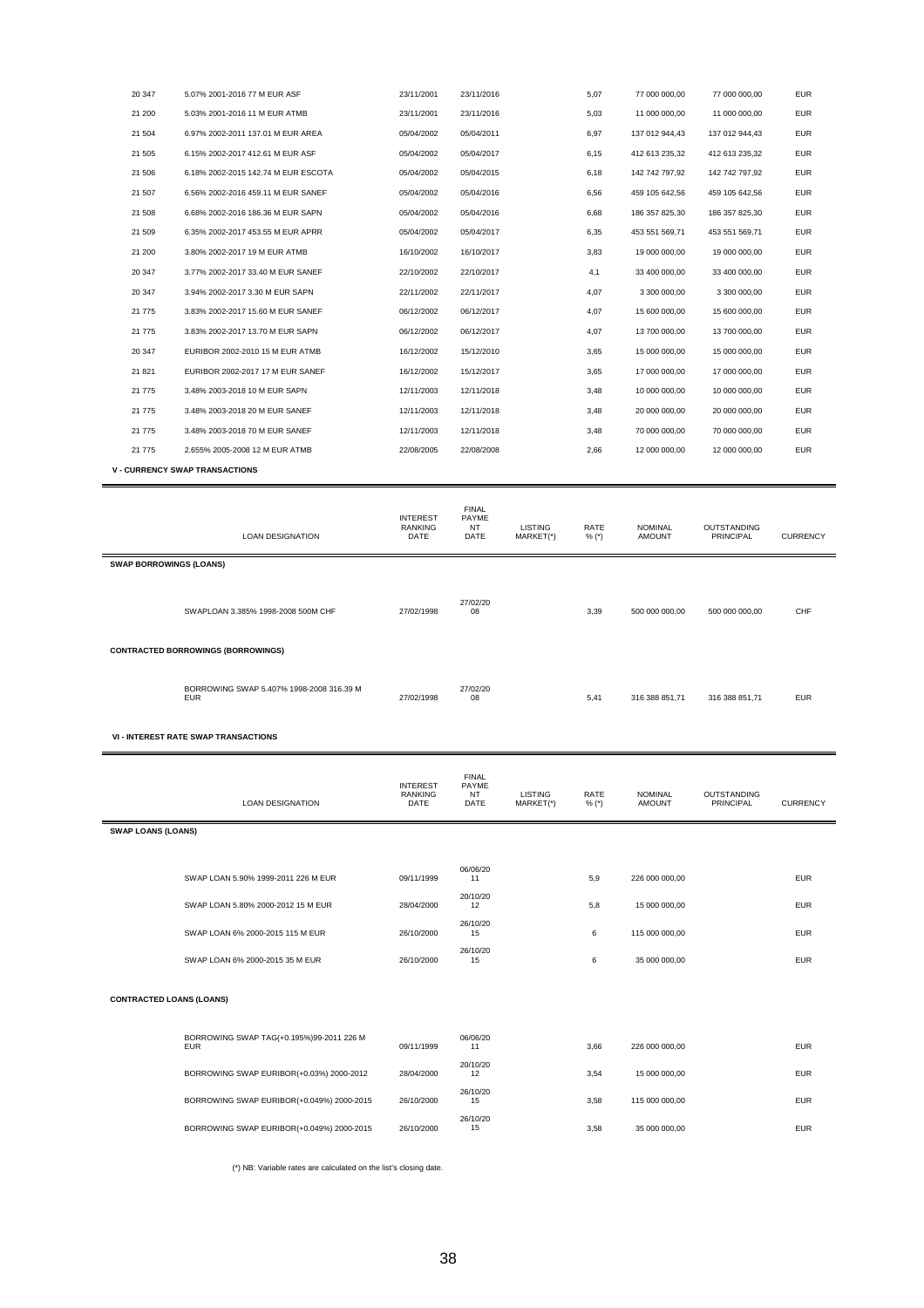| | | | | | | | | |
|---|---|---|---|---|---|---|---|---|
| 20 347 | 5.07% 2001-2016 77 M EUR ASF | 23/11/2001 | 23/11/2016 | | 5,07 | 77 000 000,00 | 77 000 000,00 | EUR |
| 21 200 | 5.03% 2001-2016 11 M EUR ATMB | 23/11/2001 | 23/11/2016 | | 5,03 | 11 000 000,00 | 11 000 000,00 | EUR |
| 21 504 | 6.97% 2002-2011 137.01 M EUR AREA | 05/04/2002 | 05/04/2011 | | 6,97 | 137 012 944,43 | 137 012 944,43 | EUR |
| 21 505 | 6.15% 2002-2017 412.61 M EUR ASF | 05/04/2002 | 05/04/2017 | | 6,15 | 412 613 235,32 | 412 613 235,32 | EUR |
| 21 506 | 6.18% 2002-2015 142.74 M EUR ESCOTA | 05/04/2002 | 05/04/2015 | | 6,18 | 142 742 797,92 | 142 742 797,92 | EUR |
| 21 507 | 6.56% 2002-2016 459.11 M EUR SANEF | 05/04/2002 | 05/04/2016 | | 6,56 | 459 105 642,56 | 459 105 642,56 | EUR |
| 21 508 | 6.68% 2002-2016 186.36 M EUR SAPN | 05/04/2002 | 05/04/2016 | | 6,68 | 186 357 825,30 | 186 357 825,30 | EUR |
| 21 509 | 6.35% 2002-2017 453.55 M EUR APRR | 05/04/2002 | 05/04/2017 | | 6,35 | 453 551 569,71 | 453 551 569,71 | EUR |
| 21 200 | 3.80% 2002-2017 19 M EUR ATMB | 16/10/2002 | 16/10/2017 | | 3,83 | 19 000 000,00 | 19 000 000,00 | EUR |
| 20 347 | 3.77% 2002-2017 33.40 M EUR SANEF | 22/10/2002 | 22/10/2017 | | 4,1 | 33 400 000,00 | 33 400 000,00 | EUR |
| 20 347 | 3.94% 2002-2017 3.30 M EUR SAPN | 22/11/2002 | 22/11/2017 | | 4,07 | 3 300 000,00 | 3 300 000,00 | EUR |
| 21 775 | 3.83% 2002-2017 15.60 M EUR SANEF | 06/12/2002 | 06/12/2017 | | 4,07 | 15 600 000,00 | 15 600 000,00 | EUR |
| 21 775 | 3.83% 2002-2017 13.70 M EUR SAPN | 06/12/2002 | 06/12/2017 | | 4,07 | 13 700 000,00 | 13 700 000,00 | EUR |
| 20 347 | EURIBOR 2002-2010 15 M EUR ATMB | 16/12/2002 | 15/12/2010 | | 3,65 | 15 000 000,00 | 15 000 000,00 | EUR |
| 21 821 | EURIBOR 2002-2017 17 M EUR SANEF | 16/12/2002 | 15/12/2017 | | 3,65 | 17 000 000,00 | 17 000 000,00 | EUR |
| 21 775 | 3.48% 2003-2018 10 M EUR SAPN | 12/11/2003 | 12/11/2018 | | 3,48 | 10 000 000,00 | 10 000 000,00 | EUR |
| 21 775 | 3.48% 2003-2018 20 M EUR SANEF | 12/11/2003 | 12/11/2018 | | 3,48 | 20 000 000,00 | 20 000 000,00 | EUR |
| 21 775 | 3.48% 2003-2018 70 M EUR SANEF | 12/11/2003 | 12/11/2018 | | 3,48 | 70 000 000,00 | 70 000 000,00 | EUR |
| 21 775 | 2.655% 2005-2008 12 M EUR ATMB | 22/08/2005 | 22/08/2008 | | 2,66 | 12 000 000,00 | 12 000 000,00 | EUR |

**V - CURRENCY SWAP TRANSACTIONS**

| LOAN DESIGNATION | INTEREST RANKING DATE | FINAL PAYMENT DATE | LISTING MARKET(*) | RATE % (*) | NOMINAL AMOUNT | OUTSTANDING PRINCIPAL | CURRENCY |
|---|---|---|---|---|---|---|---|
| **SWAP BORROWINGS (LOANS)** | | | | | | | |
| SWAPLOAN 3.385% 1998-2008 500M CHF | 27/02/1998 | 27/02/2008 | | 3,39 | 500 000 000,00 | 500 000 000,00 | CHF |
| **CONTRACTED BORROWINGS (BORROWINGS)** | | | | | | | |
| BORROWING SWAP 5.407% 1998-2008 316.39 M EUR | 27/02/1998 | 27/02/2008 | | 5,41 | 316 388 851,71 | 316 388 851,71 | EUR |

**VI - INTEREST RATE SWAP TRANSACTIONS**

| LOAN DESIGNATION | INTEREST RANKING DATE | FINAL PAYMENT DATE | LISTING MARKET(*) | RATE % (*) | NOMINAL AMOUNT | OUTSTANDING PRINCIPAL | CURRENCY |
|---|---|---|---|---|---|---|---|
| **SWAP LOANS (LOANS)** | | | | | | | |
| SWAP LOAN 5.90% 1999-2011 226 M EUR | 09/11/1999 | 06/06/2011 | | 5,9 | 226 000 000,00 | | EUR |
| SWAP LOAN 5.80% 2000-2012 15 M EUR | 28/04/2000 | 20/10/2012 | | 5,8 | 15 000 000,00 | | EUR |
| SWAP LOAN 6% 2000-2015 115 M EUR | 26/10/2000 | 26/10/2015 | | 6 | 115 000 000,00 | | EUR |
| SWAP LOAN 6% 2000-2015 35 M EUR | 26/10/2000 | 26/10/2015 | | 6 | 35 000 000,00 | | EUR |
| **CONTRACTED LOANS (LOANS)** | | | | | | | |
| BORROWING SWAP TAG(+0.195%)99-2011 226 M EUR | 09/11/1999 | 06/06/2011 | | 3,66 | 226 000 000,00 | | EUR |
| BORROWING SWAP EURIBOR(+0.03%) 2000-2012 | 28/04/2000 | 20/10/2012 | | 3,54 | 15 000 000,00 | | EUR |
| BORROWING SWAP EURIBOR(+0.049%) 2000-2015 | 26/10/2000 | 26/10/2015 | | 3,58 | 115 000 000,00 | | EUR |
| BORROWING SWAP EURIBOR(+0.049%) 2000-2015 | 26/10/2000 | 26/10/2015 | | 3,58 | 35 000 000,00 | | EUR |

(*) NB: Variable rates are calculated on the list's closing date.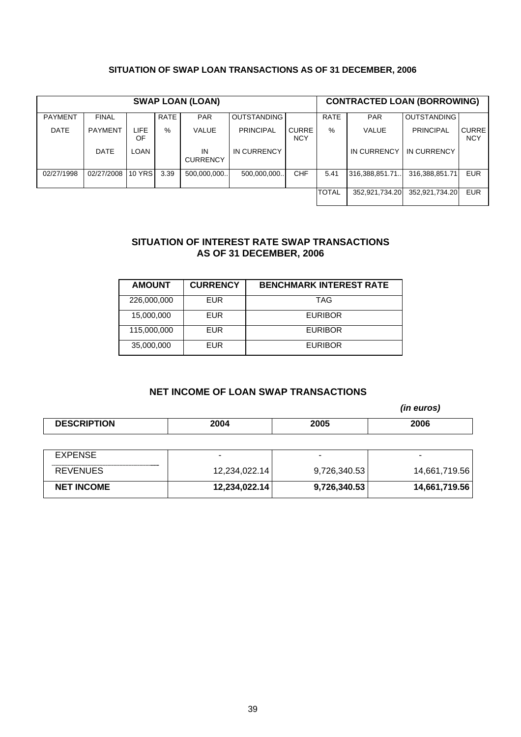## SITUATION OF SWAP LOAN TRANSACTIONS AS OF 31 DECEMBER, 2006

| SWAP LOAN (LOAN) | | | | | | | CONTRACTED LOAN (BORROWING) | | | |
|---|---|---|---|---|---|---|---|---|---|---|
| PAYMENT DATE | FINAL PAYMENT DATE | LIFE OF LOAN | RATE % | PAR VALUE IN CURRENCY | OUTSTANDING PRINCIPAL IN CURRENCY | CURRENCY | RATE % | PAR VALUE IN CURRENCY | OUTSTANDING PRINCIPAL IN CURRENCY | CURRENCY |
| 02/27/1998 | 02/27/2008 | 10 YRS | 3.39 | 500,000,000.. | 500,000,000.. | CHF | 5.41 | 316,388,851.71.. | 316,388,851.71 | EUR |
| | | | | | | | TOTAL | 352,921,734.20 | 352,921,734.20 | EUR |

## SITUATION OF INTEREST RATE SWAP TRANSACTIONS AS OF 31 DECEMBER, 2006

| AMOUNT | CURRENCY | BENCHMARK INTEREST RATE |
|---|---|---|
| 226,000,000 | EUR | TAG |
| 15,000,000 | EUR | EURIBOR |
| 115,000,000 | EUR | EURIBOR |
| 35,000,000 | EUR | EURIBOR |

## NET INCOME OF LOAN SWAP TRANSACTIONS

*(in euros)*

| DESCRIPTION | 2004 | 2005 | 2006 |
|---|---|---|---|
| EXPENSE | - | - | - |
| REVENUES | 12,234,022.14 | 9,726,340.53 | 14,661,719.56 |
| **NET INCOME** | **12,234,022.14** | **9,726,340.53** | **14,661,719.56** |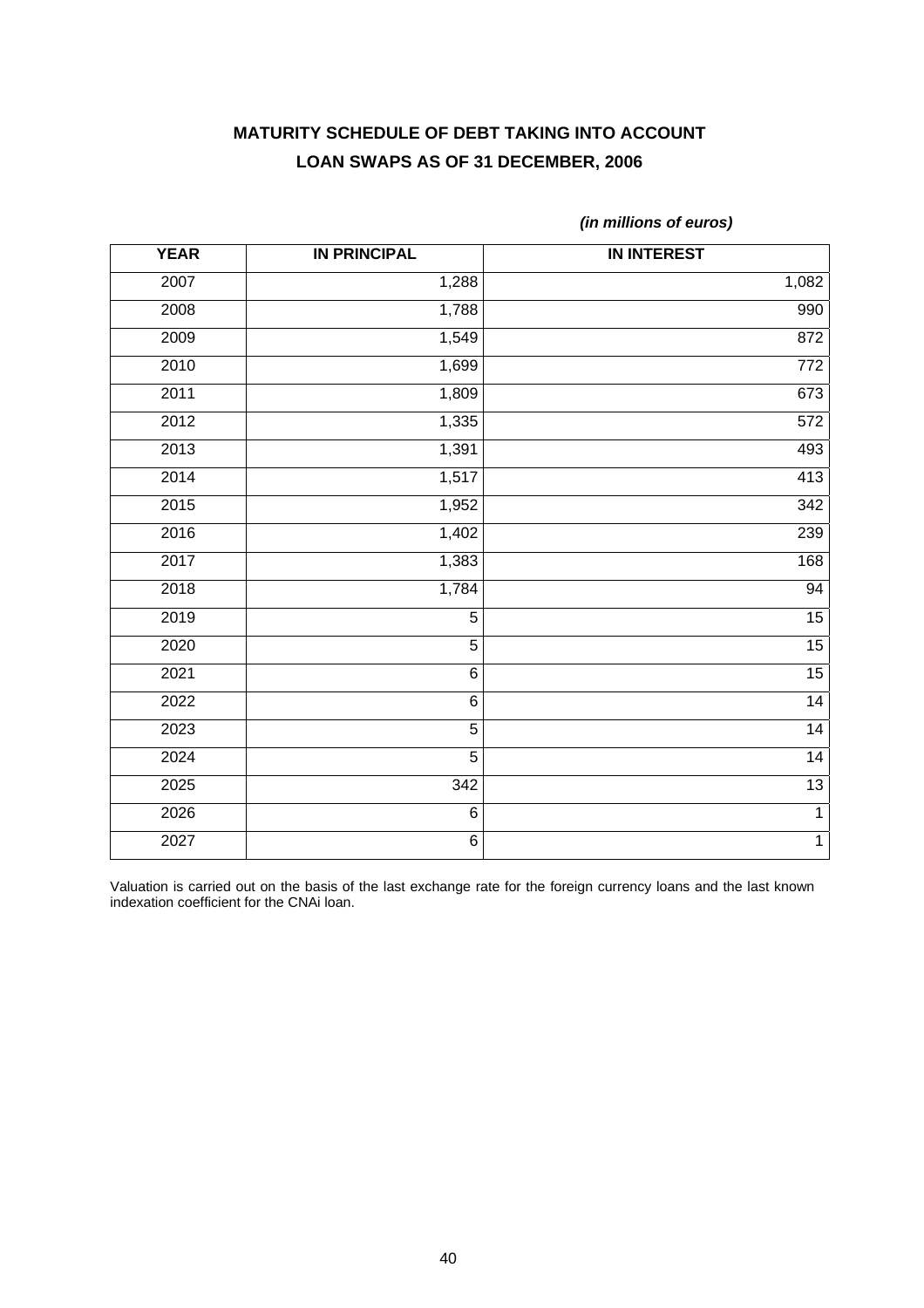# MATURITY SCHEDULE OF DEBT TAKING INTO ACCOUNT LOAN SWAPS AS OF 31 DECEMBER, 2006

*(in millions of euros)*

| YEAR | IN PRINCIPAL | IN INTEREST |
|---|---|---|
| 2007 | 1,288 | 1,082 |
| 2008 | 1,788 | 990 |
| 2009 | 1,549 | 872 |
| 2010 | 1,699 | 772 |
| 2011 | 1,809 | 673 |
| 2012 | 1,335 | 572 |
| 2013 | 1,391 | 493 |
| 2014 | 1,517 | 413 |
| 2015 | 1,952 | 342 |
| 2016 | 1,402 | 239 |
| 2017 | 1,383 | 168 |
| 2018 | 1,784 | 94 |
| 2019 | 5 | 15 |
| 2020 | 5 | 15 |
| 2021 | 6 | 15 |
| 2022 | 6 | 14 |
| 2023 | 5 | 14 |
| 2024 | 5 | 14 |
| 2025 | 342 | 13 |
| 2026 | 6 | 1 |
| 2027 | 6 | 1 |

Valuation is carried out on the basis of the last exchange rate for the foreign currency loans and the last known indexation coefficient for the CNAi loan.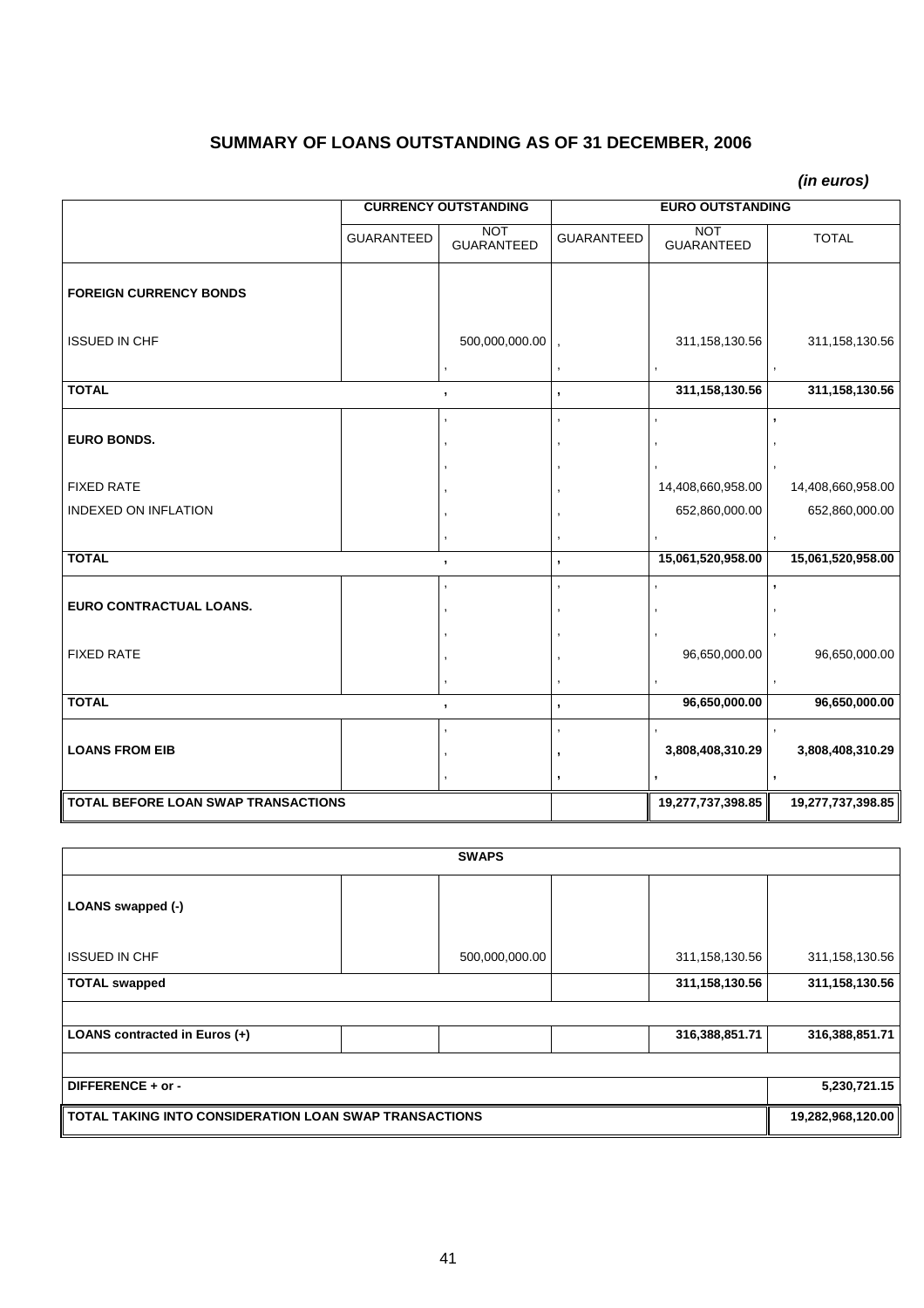# SUMMARY OF LOANS OUTSTANDING AS OF 31 DECEMBER, 2006

***(in euros)***

| | CURRENCY OUTSTANDING | | EURO OUTSTANDING | | |
|---|---|---|---|---|---|
| | GUARANTEED | NOT GUARANTEED | GUARANTEED | NOT GUARANTEED | TOTAL |
| **FOREIGN CURRENCY BONDS** | | | | | |
| ISSUED IN CHF | | 500,000,000.00 | , | 311,158,130.56 | 311,158,130.56 |
| **TOTAL** | | , | , | **311,158,130.56** | **311,158,130.56** |
| **EURO BONDS.** | | , | , | , | , |
| FIXED RATE | | , | , | 14,408,660,958.00 | 14,408,660,958.00 |
| INDEXED ON INFLATION | | , | , | 652,860,000.00 | 652,860,000.00 |
| **TOTAL** | | , | , | **15,061,520,958.00** | **15,061,520,958.00** |
| **EURO CONTRACTUAL LOANS.** | | , | , | , | , |
| FIXED RATE | | , | , | 96,650,000.00 | 96,650,000.00 |
| **TOTAL** | | , | , | **96,650,000.00** | **96,650,000.00** |
| **LOANS FROM EIB** | | , | , | **3,808,408,310.29** | **3,808,408,310.29** |
| **TOTAL BEFORE LOAN SWAP TRANSACTIONS** | | | | **19,277,737,398.85** | **19,277,737,398.85** |

| SWAPS | | | | | |
|---|---|---|---|---|---|
| **LOANS swapped (-)** | | | | | |
| ISSUED IN CHF | | 500,000,000.00 | | 311,158,130.56 | 311,158,130.56 |
| **TOTAL swapped** | | | | **311,158,130.56** | **311,158,130.56** |
| **LOANS contracted in Euros (+)** | | | | **316,388,851.71** | **316,388,851.71** |
| **DIFFERENCE + or -** | | | | | **5,230,721.15** |
| **TOTAL TAKING INTO CONSIDERATION LOAN SWAP TRANSACTIONS** | | | | | **19,282,968,120.00** |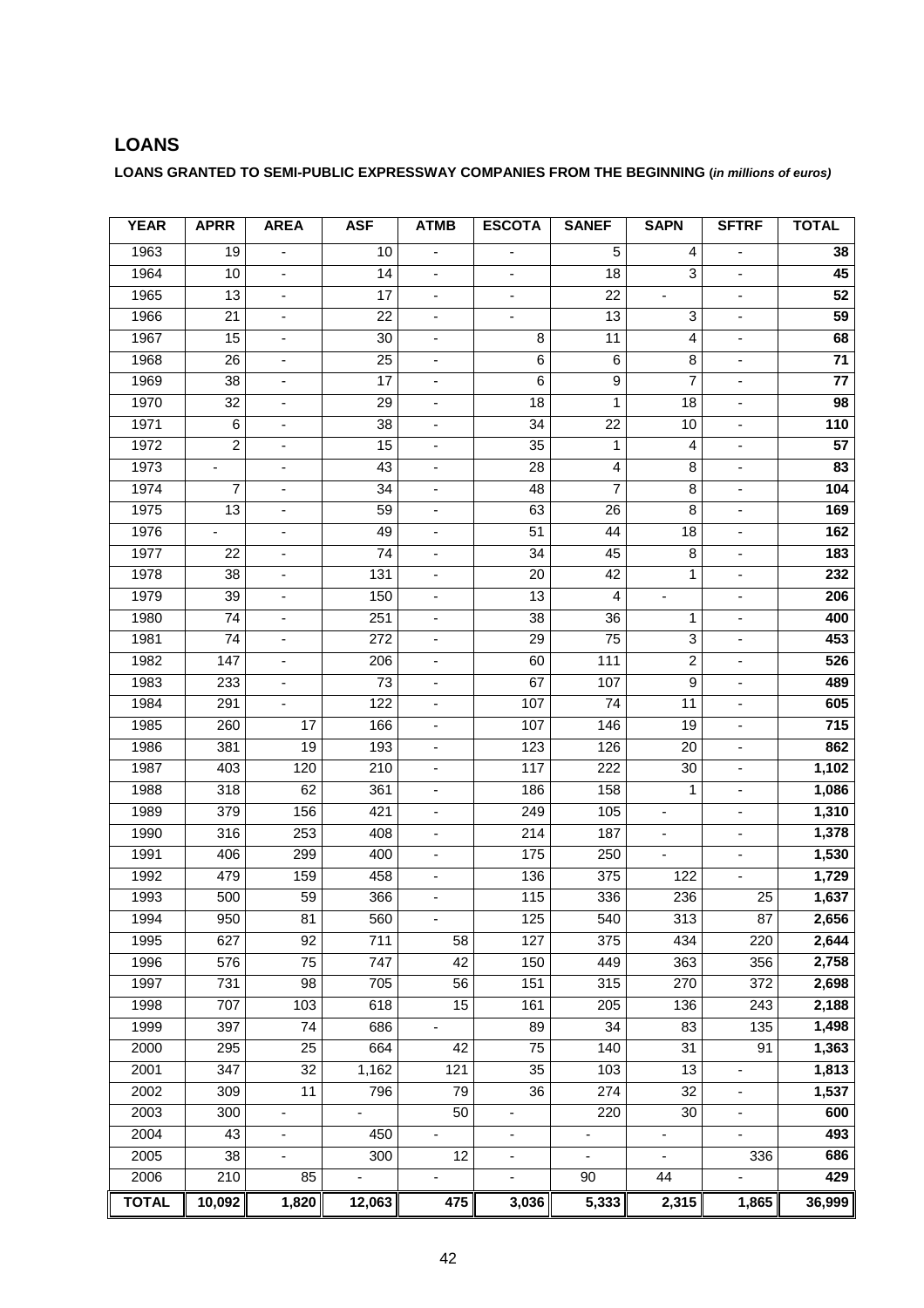## LOANS

**LOANS GRANTED TO SEMI-PUBLIC EXPRESSWAY COMPANIES FROM THE BEGINNING (*in millions of euros*)**

| YEAR | APRR | AREA | ASF | ATMB | ESCOTA | SANEF | SAPN | SFTRF | TOTAL |
|---|---|---|---|---|---|---|---|---|---|
| 1963 | 19 | - | 10 | - | - | 5 | 4 | - | **38** |
| 1964 | 10 | - | 14 | - | - | 18 | 3 | - | **45** |
| 1965 | 13 | - | 17 | - | - | 22 | - | - | **52** |
| 1966 | 21 | - | 22 | - | - | 13 | 3 | - | **59** |
| 1967 | 15 | - | 30 | - | 8 | 11 | 4 | - | **68** |
| 1968 | 26 | - | 25 | - | 6 | 6 | 8 | - | **71** |
| 1969 | 38 | - | 17 | - | 6 | 9 | 7 | - | **77** |
| 1970 | 32 | - | 29 | - | 18 | 1 | 18 | - | **98** |
| 1971 | 6 | - | 38 | - | 34 | 22 | 10 | - | **110** |
| 1972 | 2 | - | 15 | - | 35 | 1 | 4 | - | **57** |
| 1973 | - | - | 43 | - | 28 | 4 | 8 | - | **83** |
| 1974 | 7 | - | 34 | - | 48 | 7 | 8 | - | **104** |
| 1975 | 13 | - | 59 | - | 63 | 26 | 8 | - | **169** |
| 1976 | - | - | 49 | - | 51 | 44 | 18 | - | **162** |
| 1977 | 22 | - | 74 | - | 34 | 45 | 8 | - | **183** |
| 1978 | 38 | - | 131 | - | 20 | 42 | 1 | - | **232** |
| 1979 | 39 | - | 150 | - | 13 | 4 | - | - | **206** |
| 1980 | 74 | - | 251 | - | 38 | 36 | 1 | - | **400** |
| 1981 | 74 | - | 272 | - | 29 | 75 | 3 | - | **453** |
| 1982 | 147 | - | 206 | - | 60 | 111 | 2 | - | **526** |
| 1983 | 233 | - | 73 | - | 67 | 107 | 9 | - | **489** |
| 1984 | 291 | - | 122 | - | 107 | 74 | 11 | - | **605** |
| 1985 | 260 | 17 | 166 | - | 107 | 146 | 19 | - | **715** |
| 1986 | 381 | 19 | 193 | - | 123 | 126 | 20 | - | **862** |
| 1987 | 403 | 120 | 210 | - | 117 | 222 | 30 | - | **1,102** |
| 1988 | 318 | 62 | 361 | - | 186 | 158 | 1 | - | **1,086** |
| 1989 | 379 | 156 | 421 | - | 249 | 105 | - | - | **1,310** |
| 1990 | 316 | 253 | 408 | - | 214 | 187 | - | - | **1,378** |
| 1991 | 406 | 299 | 400 | - | 175 | 250 | - | - | **1,530** |
| 1992 | 479 | 159 | 458 | - | 136 | 375 | 122 | - | **1,729** |
| 1993 | 500 | 59 | 366 | - | 115 | 336 | 236 | 25 | **1,637** |
| 1994 | 950 | 81 | 560 | - | 125 | 540 | 313 | 87 | **2,656** |
| 1995 | 627 | 92 | 711 | 58 | 127 | 375 | 434 | 220 | **2,644** |
| 1996 | 576 | 75 | 747 | 42 | 150 | 449 | 363 | 356 | **2,758** |
| 1997 | 731 | 98 | 705 | 56 | 151 | 315 | 270 | 372 | **2,698** |
| 1998 | 707 | 103 | 618 | 15 | 161 | 205 | 136 | 243 | **2,188** |
| 1999 | 397 | 74 | 686 | - | 89 | 34 | 83 | 135 | **1,498** |
| 2000 | 295 | 25 | 664 | 42 | 75 | 140 | 31 | 91 | **1,363** |
| 2001 | 347 | 32 | 1,162 | 121 | 35 | 103 | 13 | - | **1,813** |
| 2002 | 309 | 11 | 796 | 79 | 36 | 274 | 32 | - | **1,537** |
| 2003 | 300 | - | - | 50 | - | 220 | 30 | - | **600** |
| 2004 | 43 | - | 450 | - | - | - | - | - | **493** |
| 2005 | 38 | - | 300 | 12 | - | - | - | 336 | **686** |
| 2006 | 210 | 85 | - | - | - | 90 | 44 | - | **429** |
| **TOTAL** | **10,092** | **1,820** | **12,063** | **475** | **3,036** | **5,333** | **2,315** | **1,865** | **36,999** |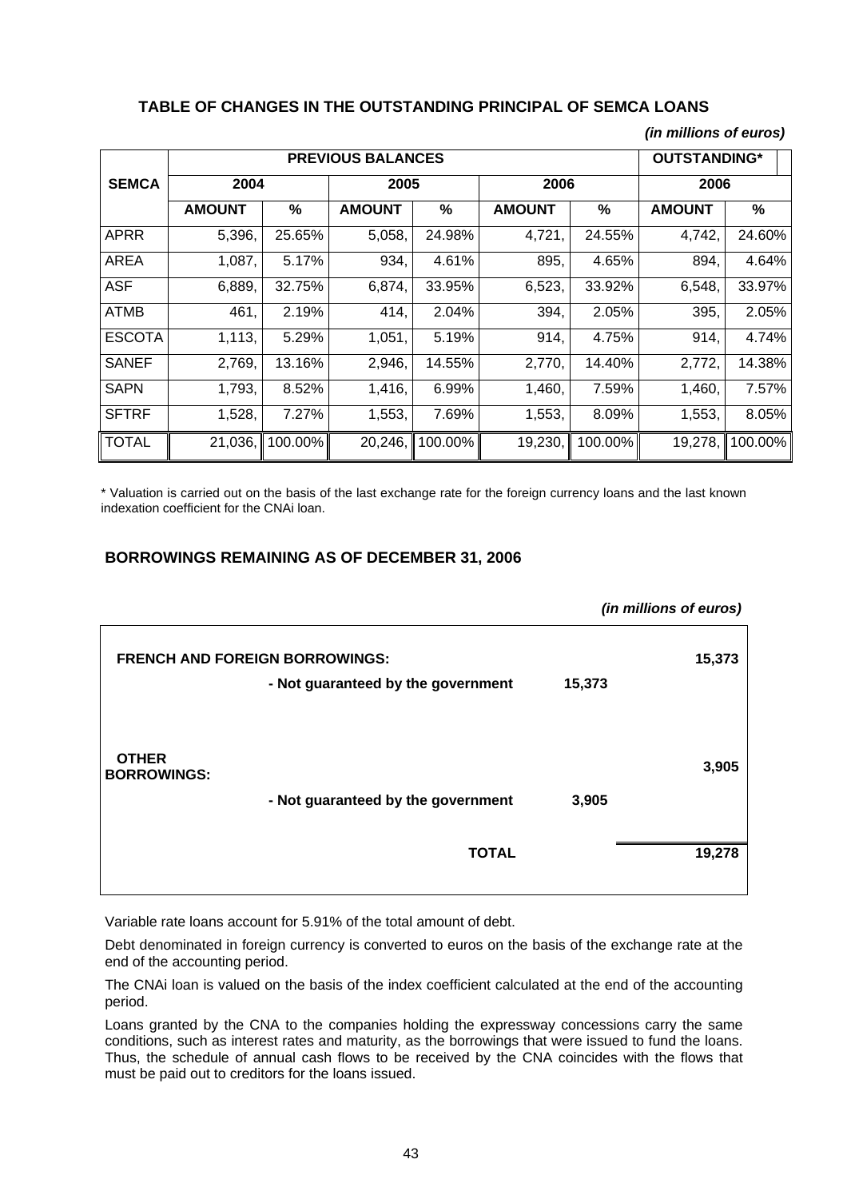## TABLE OF CHANGES IN THE OUTSTANDING PRINCIPAL OF SEMCA LOANS

*(in millions of euros)*

| SEMCA | PREVIOUS BALANCES | | | | | | OUTSTANDING* | |
|---|---|---|---|---|---|---|---|---|
| | 2004 | | 2005 | | 2006 | | 2006 | |
| | AMOUNT | % | AMOUNT | % | AMOUNT | % | AMOUNT | % |
| APRR | 5,396, | 25.65% | 5,058, | 24.98% | 4,721, | 24.55% | 4,742, | 24.60% |
| AREA | 1,087, | 5.17% | 934, | 4.61% | 895, | 4.65% | 894, | 4.64% |
| ASF | 6,889, | 32.75% | 6,874, | 33.95% | 6,523, | 33.92% | 6,548, | 33.97% |
| ATMB | 461, | 2.19% | 414, | 2.04% | 394, | 2.05% | 395, | 2.05% |
| ESCOTA | 1,113, | 5.29% | 1,051, | 5.19% | 914, | 4.75% | 914, | 4.74% |
| SANEF | 2,769, | 13.16% | 2,946, | 14.55% | 2,770, | 14.40% | 2,772, | 14.38% |
| SAPN | 1,793, | 8.52% | 1,416, | 6.99% | 1,460, | 7.59% | 1,460, | 7.57% |
| SFTRF | 1,528, | 7.27% | 1,553, | 7.69% | 1,553, | 8.09% | 1,553, | 8.05% |
| TOTAL | 21,036, | 100.00% | 20,246, | 100.00% | 19,230, | 100.00% | 19,278, | 100.00% |

\* Valuation is carried out on the basis of the last exchange rate for the foreign currency loans and the last known indexation coefficient for the CNAi loan.

## BORROWINGS REMAINING AS OF DECEMBER 31, 2006

*(in millions of euros)*

| | | | |
|---|---|---|---|
| **FRENCH AND FOREIGN BORROWINGS:** | | | **15,373** |
| | **- Not guaranteed by the government** | **15,373** | |
| **OTHER BORROWINGS:** | | | **3,905** |
| | **- Not guaranteed by the government** | **3,905** | |
| | **TOTAL** | | **19,278** |

Variable rate loans account for 5.91% of the total amount of debt.

Debt denominated in foreign currency is converted to euros on the basis of the exchange rate at the end of the accounting period.

The CNAi loan is valued on the basis of the index coefficient calculated at the end of the accounting period.

Loans granted by the CNA to the companies holding the expressway concessions carry the same conditions, such as interest rates and maturity, as the borrowings that were issued to fund the loans. Thus, the schedule of annual cash flows to be received by the CNA coincides with the flows that must be paid out to creditors for the loans issued.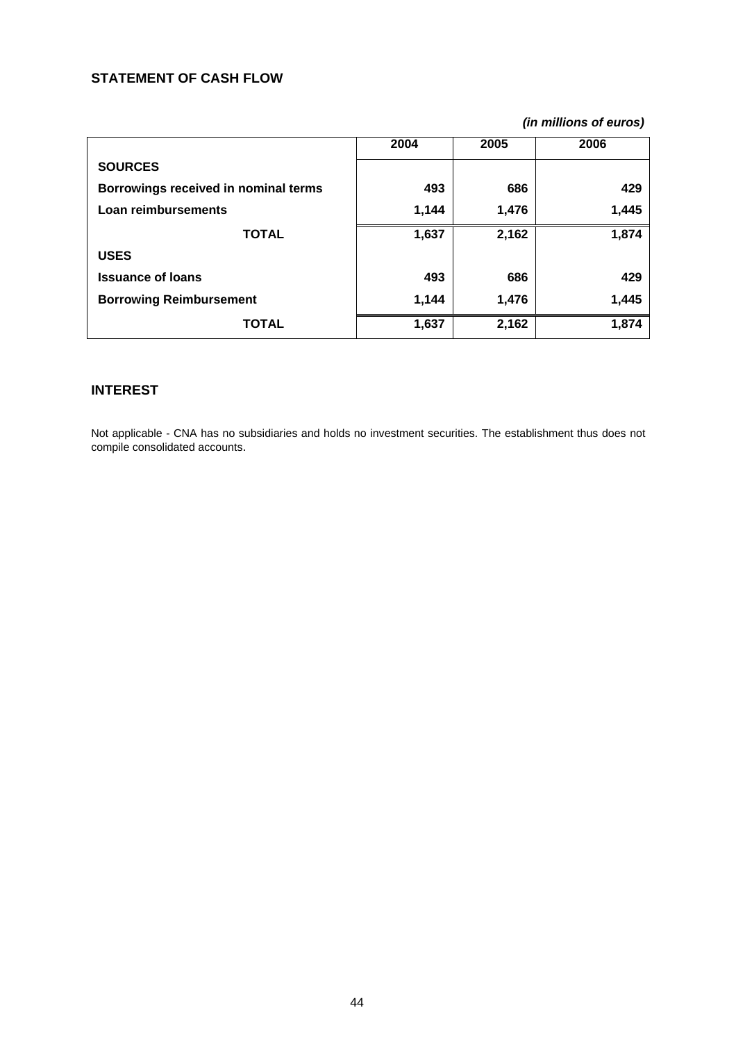## STATEMENT OF CASH FLOW

*(in millions of euros)*

| | 2004 | 2005 | 2006 |
|---|---|---|---|
| **SOURCES** | | | |
| **Borrowings received in nominal terms** | **493** | **686** | **429** |
| **Loan reimbursements** | **1,144** | **1,476** | **1,445** |
| **TOTAL** | **1,637** | **2,162** | **1,874** |
| **USES** | | | |
| **Issuance of loans** | **493** | **686** | **429** |
| **Borrowing Reimbursement** | **1,144** | **1,476** | **1,445** |
| **TOTAL** | **1,637** | **2,162** | **1,874** |

## INTEREST

Not applicable - CNA has no subsidiaries and holds no investment securities. The establishment thus does not compile consolidated accounts.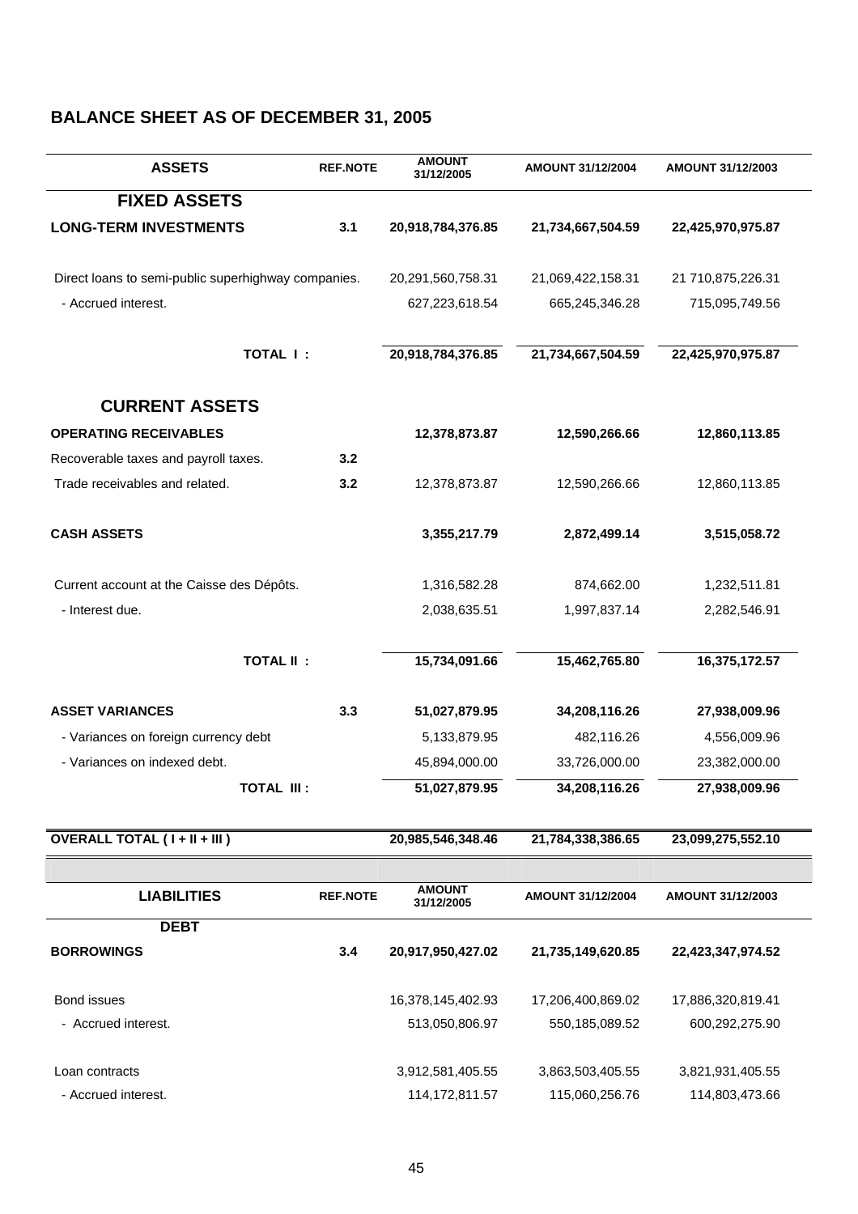## BALANCE SHEET AS OF DECEMBER 31, 2005

| ASSETS | REF.NOTE | AMOUNT 31/12/2005 | AMOUNT 31/12/2004 | AMOUNT 31/12/2003 |
|---|---|---|---|---|
| **FIXED ASSETS** | | | | |
| **LONG-TERM INVESTMENTS** | **3.1** | **20,918,784,376.85** | **21,734,667,504.59** | **22,425,970,975.87** |
| Direct loans to semi-public superhighway companies. | | 20,291,560,758.31 | 21,069,422,158.31 | 21 710,875,226.31 |
| - Accrued interest. | | 627,223,618.54 | 665,245,346.28 | 715,095,749.56 |
| **TOTAL I :** | | **20,918,784,376.85** | **21,734,667,504.59** | **22,425,970,975.87** |
| **CURRENT ASSETS** | | | | |
| **OPERATING RECEIVABLES** | | **12,378,873.87** | **12,590,266.66** | **12,860,113.85** |
| Recoverable taxes and payroll taxes. | **3.2** | | | |
| Trade receivables and related. | **3.2** | 12,378,873.87 | 12,590,266.66 | 12,860,113.85 |
| **CASH ASSETS** | | **3,355,217.79** | **2,872,499.14** | **3,515,058.72** |
| Current account at the Caisse des Dépôts. | | 1,316,582.28 | 874,662.00 | 1,232,511.81 |
| - Interest due. | | 2,038,635.51 | 1,997,837.14 | 2,282,546.91 |
| **TOTAL II :** | | **15,734,091.66** | **15,462,765.80** | **16,375,172.57** |
| **ASSET VARIANCES** | **3.3** | **51,027,879.95** | **34,208,116.26** | **27,938,009.96** |
| - Variances on foreign currency debt | | 5,133,879.95 | 482,116.26 | 4,556,009.96 |
| - Variances on indexed debt. | | 45,894,000.00 | 33,726,000.00 | 23,382,000.00 |
| **TOTAL III :** | | **51,027,879.95** | **34,208,116.26** | **27,938,009.96** |
| **OVERALL TOTAL ( I + II + III )** | | **20,985,546,348.46** | **21,784,338,386.65** | **23,099,275,552.10** |

| LIABILITIES | REF.NOTE | AMOUNT 31/12/2005 | AMOUNT 31/12/2004 | AMOUNT 31/12/2003 |
|---|---|---|---|---|
| **DEBT** | | | | |
| **BORROWINGS** | **3.4** | **20,917,950,427.02** | **21,735,149,620.85** | **22,423,347,974.52** |
| Bond issues | | 16,378,145,402.93 | 17,206,400,869.02 | 17,886,320,819.41 |
| - Accrued interest. | | 513,050,806.97 | 550,185,089.52 | 600,292,275.90 |
| Loan contracts | | 3,912,581,405.55 | 3,863,503,405.55 | 3,821,931,405.55 |
| - Accrued interest. | | 114,172,811.57 | 115,060,256.76 | 114,803,473.66 |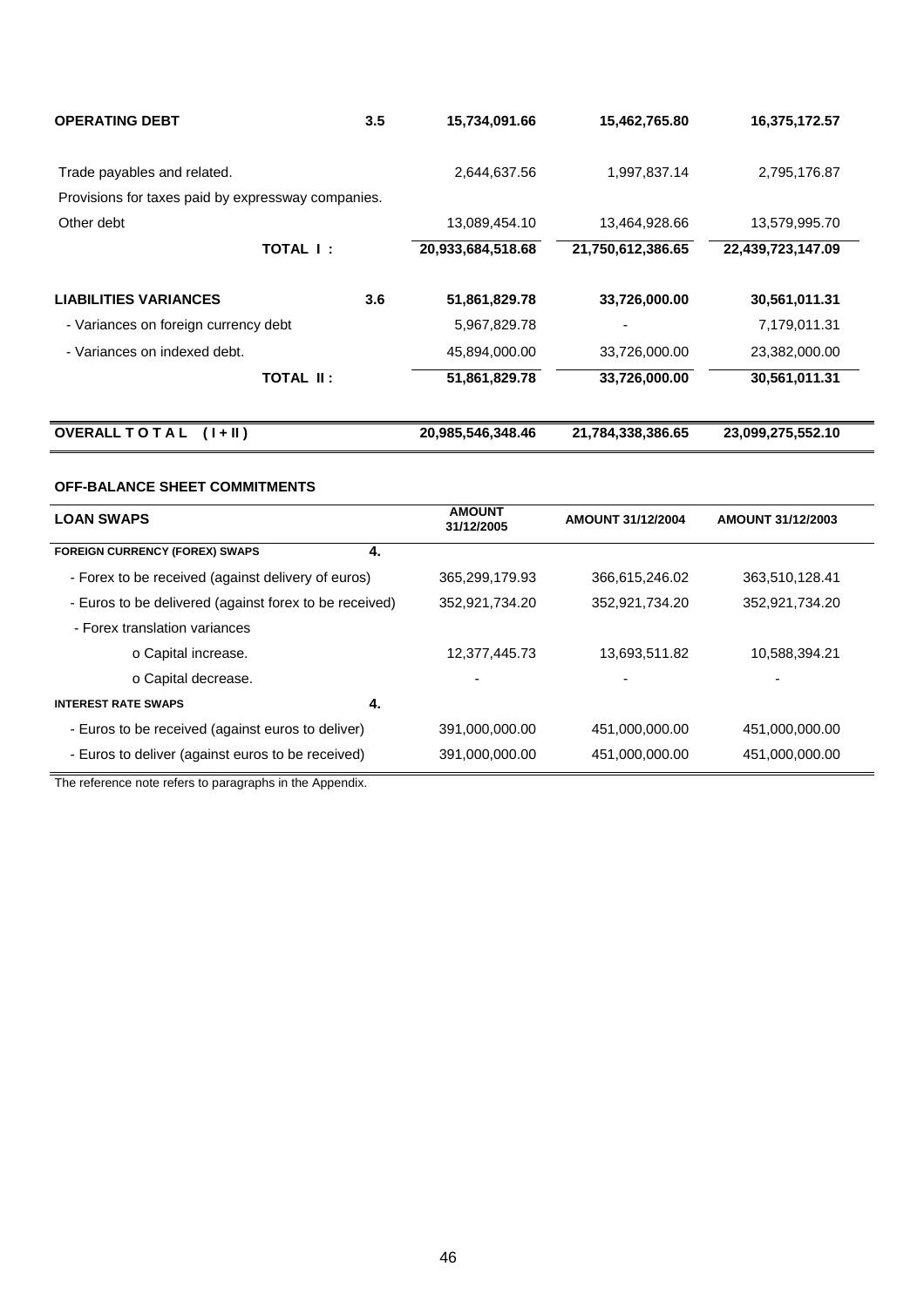| | | | | |
|---|---|---|---|---|
| **OPERATING DEBT** | **3.5** | **15,734,091.66** | **15,462,765.80** | **16,375,172.57** |
| Trade payables and related. | | 2,644,637.56 | 1,997,837.14 | 2,795,176.87 |
| Provisions for taxes paid by expressway companies. | | | | |
| Other debt | | 13,089,454.10 | 13,464,928.66 | 13,579,995.70 |
| **TOTAL I :** | | **20,933,684,518.68** | **21,750,612,386.65** | **22,439,723,147.09** |
| **LIABILITIES VARIANCES** | **3.6** | **51,861,829.78** | **33,726,000.00** | **30,561,011.31** |
| - Variances on foreign currency debt | | 5,967,829.78 | - | 7,179,011.31 |
| - Variances on indexed debt. | | 45,894,000.00 | 33,726,000.00 | 23,382,000.00 |
| **TOTAL II :** | | **51,861,829.78** | **33,726,000.00** | **30,561,011.31** |
| **OVERALL T O T A L ( I + II )** | | **20,985,546,348.46** | **21,784,338,386.65** | **23,099,275,552.10** |

**OFF-BALANCE SHEET COMMITMENTS**

| **LOAN SWAPS** | | **AMOUNT 31/12/2005** | **AMOUNT 31/12/2004** | **AMOUNT 31/12/2003** |
|---|---|---|---|---|
| **FOREIGN CURRENCY (FOREX) SWAPS** | **4.** | | | |
| - Forex to be received (against delivery of euros) | | 365,299,179.93 | 366,615,246.02 | 363,510,128.41 |
| - Euros to be delivered (against forex to be received) | | 352,921,734.20 | 352,921,734.20 | 352,921,734.20 |
| - Forex translation variances | | | | |
| o Capital increase. | | 12,377,445.73 | 13,693,511.82 | 10,588,394.21 |
| o Capital decrease. | | - | - | - |
| **INTEREST RATE SWAPS** | **4.** | | | |
| - Euros to be received (against euros to deliver) | | 391,000,000.00 | 451,000,000.00 | 451,000,000.00 |
| - Euros to deliver (against euros to be received) | | 391,000,000.00 | 451,000,000.00 | 451,000,000.00 |

The reference note refers to paragraphs in the Appendix.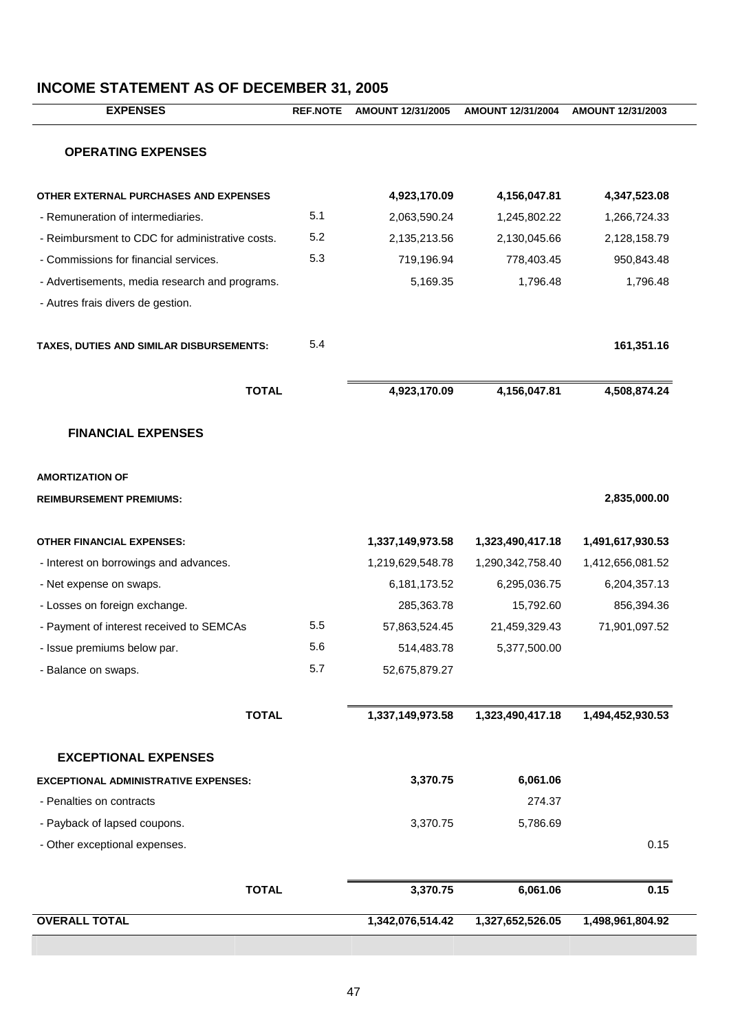# INCOME STATEMENT AS OF DECEMBER 31, 2005

| EXPENSES | REF.NOTE | AMOUNT 12/31/2005 | AMOUNT 12/31/2004 | AMOUNT 12/31/2003 |
|---|---|---|---|---|
| **OPERATING EXPENSES** | | | | |
| **OTHER EXTERNAL PURCHASES AND EXPENSES** | | **4,923,170.09** | **4,156,047.81** | **4,347,523.08** |
| - Remuneration of intermediaries. | 5.1 | 2,063,590.24 | 1,245,802.22 | 1,266,724.33 |
| - Reimbursment to CDC for administrative costs. | 5.2 | 2,135,213.56 | 2,130,045.66 | 2,128,158.79 |
| - Commissions for financial services. | 5.3 | 719,196.94 | 778,403.45 | 950,843.48 |
| - Advertisements, media research and programs. | | 5,169.35 | 1,796.48 | 1,796.48 |
| - Autres frais divers de gestion. | | | | |
| **TAXES, DUTIES AND SIMILAR DISBURSEMENTS:** | 5.4 | | | **161,351.16** |
| **TOTAL** | | **4,923,170.09** | **4,156,047.81** | **4,508,874.24** |
| **FINANCIAL EXPENSES** | | | | |
| **AMORTIZATION OF REIMBURSEMENT PREMIUMS:** | | | | **2,835,000.00** |
| **OTHER FINANCIAL EXPENSES:** | | **1,337,149,973.58** | **1,323,490,417.18** | **1,491,617,930.53** |
| - Interest on borrowings and advances. | | 1,219,629,548.78 | 1,290,342,758.40 | 1,412,656,081.52 |
| - Net expense on swaps. | | 6,181,173.52 | 6,295,036.75 | 6,204,357.13 |
| - Losses on foreign exchange. | | 285,363.78 | 15,792.60 | 856,394.36 |
| - Payment of interest received to SEMCAs | 5.5 | 57,863,524.45 | 21,459,329.43 | 71,901,097.52 |
| - Issue premiums below par. | 5.6 | 514,483.78 | 5,377,500.00 | |
| - Balance on swaps. | 5.7 | 52,675,879.27 | | |
| **TOTAL** | | **1,337,149,973.58** | **1,323,490,417.18** | **1,494,452,930.53** |
| **EXCEPTIONAL EXPENSES** | | | | |
| **EXCEPTIONAL ADMINISTRATIVE EXPENSES:** | | **3,370.75** | **6,061.06** | |
| - Penalties on contracts | | | 274.37 | |
| - Payback of lapsed coupons. | | 3,370.75 | 5,786.69 | |
| - Other exceptional expenses. | | | | 0.15 |
| **TOTAL** | | **3,370.75** | **6,061.06** | **0.15** |
| **OVERALL TOTAL** | | **1,342,076,514.42** | **1,327,652,526.05** | **1,498,961,804.92** |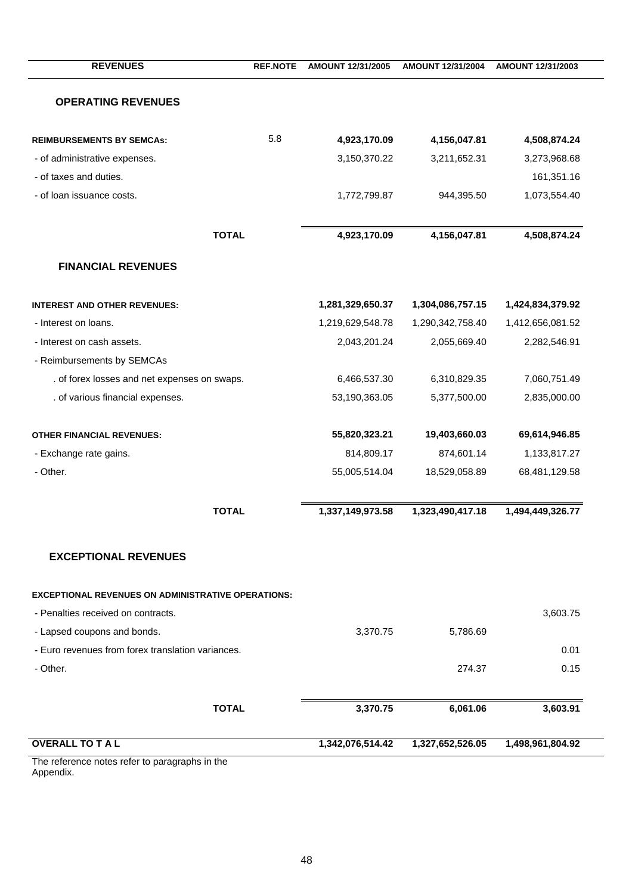| REVENUES | REF.NOTE | AMOUNT 12/31/2005 | AMOUNT 12/31/2004 | AMOUNT 12/31/2003 |
|---|---|---|---|---|
| **OPERATING REVENUES** | | | | |
| **REIMBURSEMENTS BY SEMCAs:** | 5.8 | **4,923,170.09** | **4,156,047.81** | **4,508,874.24** |
| - of administrative expenses. | | 3,150,370.22 | 3,211,652.31 | 3,273,968.68 |
| - of taxes and duties. | | | | 161,351.16 |
| - of loan issuance costs. | | 1,772,799.87 | 944,395.50 | 1,073,554.40 |
| **TOTAL** | | **4,923,170.09** | **4,156,047.81** | **4,508,874.24** |
| **FINANCIAL REVENUES** | | | | |
| **INTEREST AND OTHER REVENUES:** | | **1,281,329,650.37** | **1,304,086,757.15** | **1,424,834,379.92** |
| - Interest on loans. | | 1,219,629,548.78 | 1,290,342,758.40 | 1,412,656,081.52 |
| - Interest on cash assets. | | 2,043,201.24 | 2,055,669.40 | 2,282,546.91 |
| - Reimbursements by SEMCAs | | | | |
| . of forex losses and net expenses on swaps. | | 6,466,537.30 | 6,310,829.35 | 7,060,751.49 |
| . of various financial expenses. | | 53,190,363.05 | 5,377,500.00 | 2,835,000.00 |
| **OTHER FINANCIAL REVENUES:** | | **55,820,323.21** | **19,403,660.03** | **69,614,946.85** |
| - Exchange rate gains. | | 814,809.17 | 874,601.14 | 1,133,817.27 |
| - Other. | | 55,005,514.04 | 18,529,058.89 | 68,481,129.58 |
| **TOTAL** | | **1,337,149,973.58** | **1,323,490,417.18** | **1,494,449,326.77** |
| **EXCEPTIONAL REVENUES** | | | | |
| **EXCEPTIONAL REVENUES ON ADMINISTRATIVE OPERATIONS:** | | | | |
| - Penalties received on contracts. | | | | 3,603.75 |
| - Lapsed coupons and bonds. | | 3,370.75 | 5,786.69 | |
| - Euro revenues from forex translation variances. | | | | 0.01 |
| - Other. | | | 274.37 | 0.15 |
| **TOTAL** | | **3,370.75** | **6,061.06** | **3,603.91** |
| **OVERALL TO T A L** | | **1,342,076,514.42** | **1,327,652,526.05** | **1,498,961,804.92** |

The reference notes refer to paragraphs in the Appendix.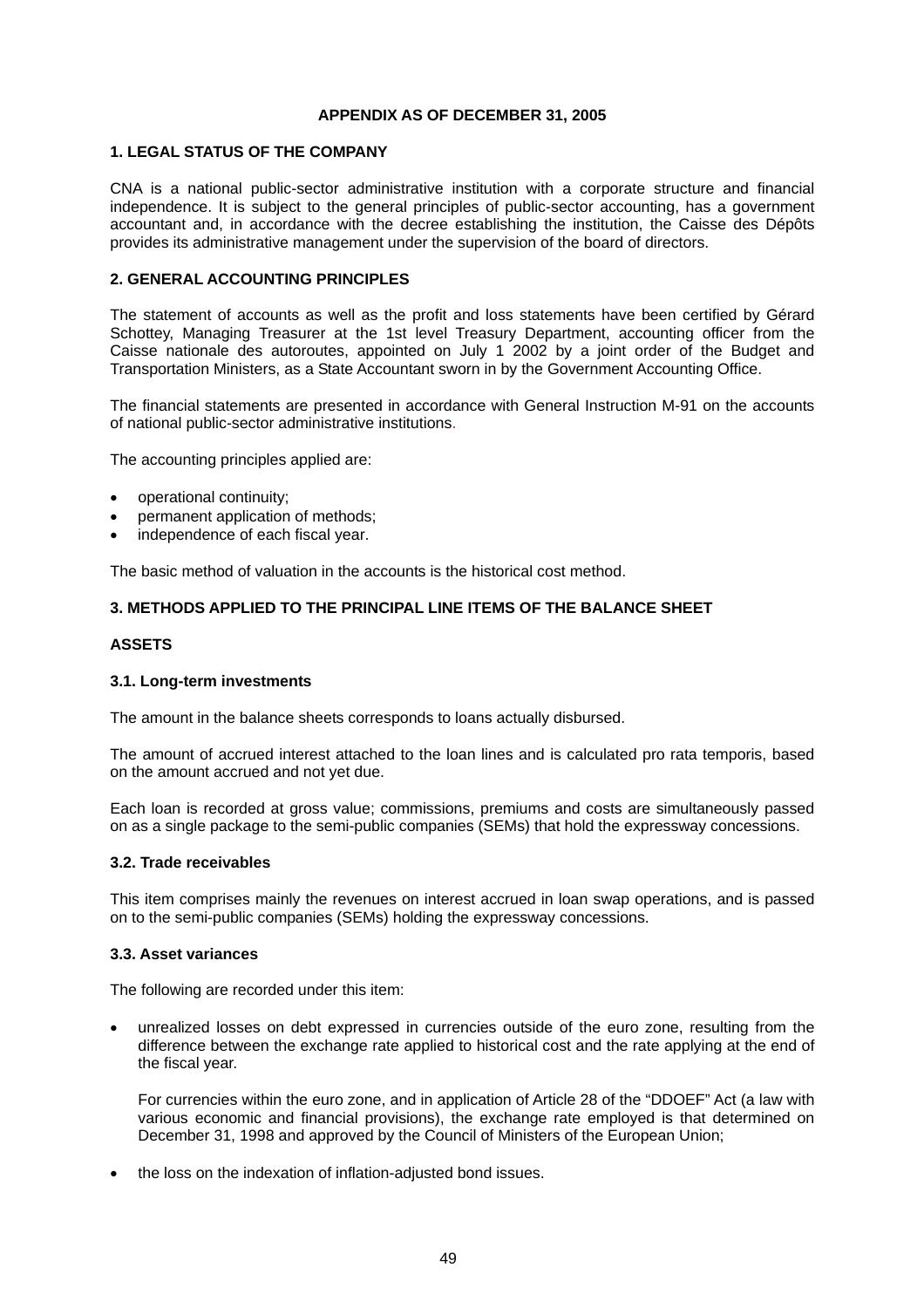**APPENDIX AS OF DECEMBER 31, 2005**

## 1. LEGAL STATUS OF THE COMPANY

CNA is a national public-sector administrative institution with a corporate structure and financial independence. It is subject to the general principles of public-sector accounting, has a government accountant and, in accordance with the decree establishing the institution, the Caisse des Dépôts provides its administrative management under the supervision of the board of directors.

## 2. GENERAL ACCOUNTING PRINCIPLES

The statement of accounts as well as the profit and loss statements have been certified by Gérard Schottey, Managing Treasurer at the 1st level Treasury Department, accounting officer from the Caisse nationale des autoroutes, appointed on July 1 2002 by a joint order of the Budget and Transportation Ministers, as a State Accountant sworn in by the Government Accounting Office.

The financial statements are presented in accordance with General Instruction M-91 on the accounts of national public-sector administrative institutions.

The accounting principles applied are:

- operational continuity;
- permanent application of methods;
- independence of each fiscal year.

The basic method of valuation in the accounts is the historical cost method.

## 3. METHODS APPLIED TO THE PRINCIPAL LINE ITEMS OF THE BALANCE SHEET

### ASSETS

#### 3.1. Long-term investments

The amount in the balance sheets corresponds to loans actually disbursed.

The amount of accrued interest attached to the loan lines and is calculated pro rata temporis, based on the amount accrued and not yet due.

Each loan is recorded at gross value; commissions, premiums and costs are simultaneously passed on as a single package to the semi-public companies (SEMs) that hold the expressway concessions.

#### 3.2. Trade receivables

This item comprises mainly the revenues on interest accrued in loan swap operations, and is passed on to the semi-public companies (SEMs) holding the expressway concessions.

#### 3.3. Asset variances

The following are recorded under this item:

- unrealized losses on debt expressed in currencies outside of the euro zone, resulting from the difference between the exchange rate applied to historical cost and the rate applying at the end of the fiscal year.

  For currencies within the euro zone, and in application of Article 28 of the "DDOEF" Act (a law with various economic and financial provisions), the exchange rate employed is that determined on December 31, 1998 and approved by the Council of Ministers of the European Union;

- the loss on the indexation of inflation-adjusted bond issues.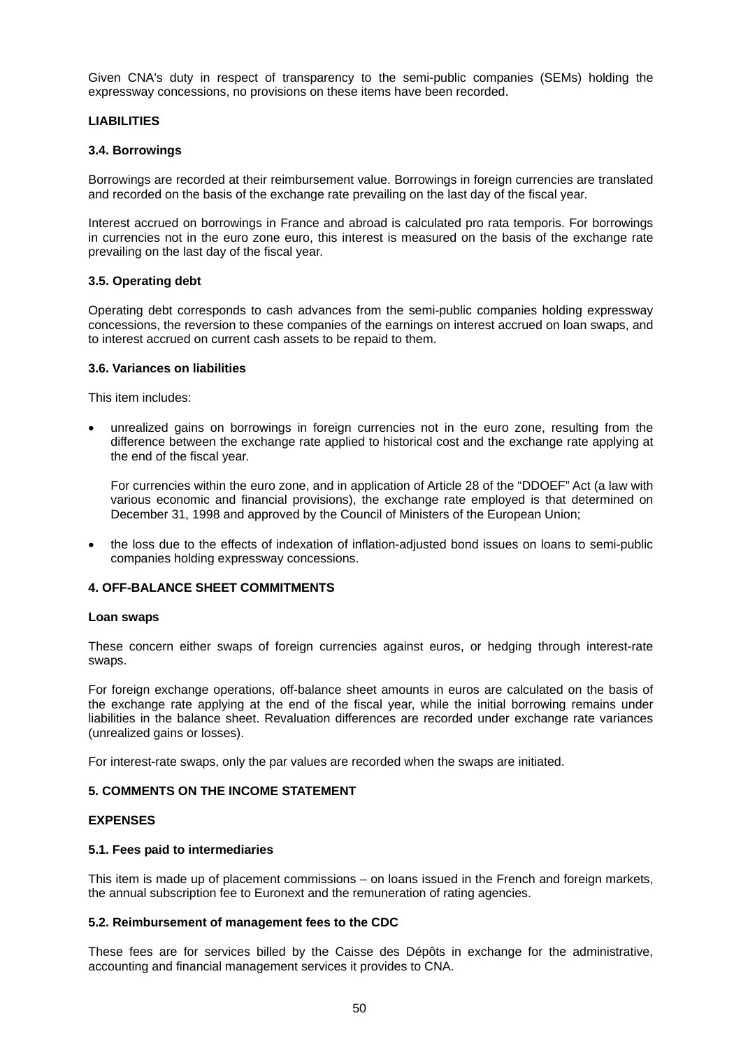Given CNA's duty in respect of transparency to the semi-public companies (SEMs) holding the expressway concessions, no provisions on these items have been recorded.

**LIABILITIES**

**3.4. Borrowings**

Borrowings are recorded at their reimbursement value. Borrowings in foreign currencies are translated and recorded on the basis of the exchange rate prevailing on the last day of the fiscal year.

Interest accrued on borrowings in France and abroad is calculated pro rata temporis. For borrowings in currencies not in the euro zone euro, this interest is measured on the basis of the exchange rate prevailing on the last day of the fiscal year.

**3.5. Operating debt**

Operating debt corresponds to cash advances from the semi-public companies holding expressway concessions, the reversion to these companies of the earnings on interest accrued on loan swaps, and to interest accrued on current cash assets to be repaid to them.

**3.6. Variances on liabilities**

This item includes:

- unrealized gains on borrowings in foreign currencies not in the euro zone, resulting from the difference between the exchange rate applied to historical cost and the exchange rate applying at the end of the fiscal year.

  For currencies within the euro zone, and in application of Article 28 of the "DDOEF" Act (a law with various economic and financial provisions), the exchange rate employed is that determined on December 31, 1998 and approved by the Council of Ministers of the European Union;

- the loss due to the effects of indexation of inflation-adjusted bond issues on loans to semi-public companies holding expressway concessions.

**4. OFF-BALANCE SHEET COMMITMENTS**

**Loan swaps**

These concern either swaps of foreign currencies against euros, or hedging through interest-rate swaps.

For foreign exchange operations, off-balance sheet amounts in euros are calculated on the basis of the exchange rate applying at the end of the fiscal year, while the initial borrowing remains under liabilities in the balance sheet. Revaluation differences are recorded under exchange rate variances (unrealized gains or losses).

For interest-rate swaps, only the par values are recorded when the swaps are initiated.

**5. COMMENTS ON THE INCOME STATEMENT**

**EXPENSES**

**5.1. Fees paid to intermediaries**

This item is made up of placement commissions – on loans issued in the French and foreign markets, the annual subscription fee to Euronext and the remuneration of rating agencies.

**5.2. Reimbursement of management fees to the CDC**

These fees are for services billed by the Caisse des Dépôts in exchange for the administrative, accounting and financial management services it provides to CNA.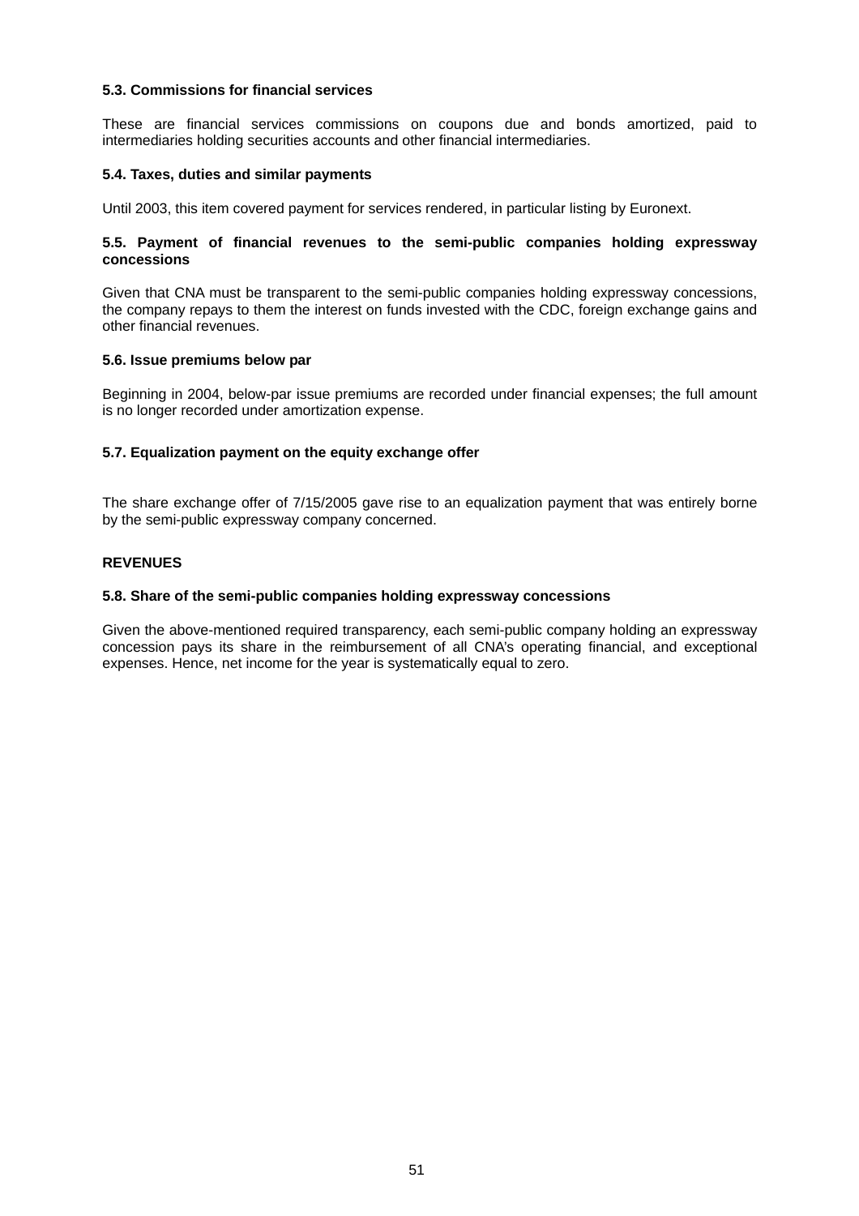**5.3. Commissions for financial services**

These are financial services commissions on coupons due and bonds amortized, paid to intermediaries holding securities accounts and other financial intermediaries.

**5.4. Taxes, duties and similar payments**

Until 2003, this item covered payment for services rendered, in particular listing by Euronext.

**5.5. Payment of financial revenues to the semi-public companies holding expressway concessions**

Given that CNA must be transparent to the semi-public companies holding expressway concessions, the company repays to them the interest on funds invested with the CDC, foreign exchange gains and other financial revenues.

**5.6. Issue premiums below par**

Beginning in 2004, below-par issue premiums are recorded under financial expenses; the full amount is no longer recorded under amortization expense.

**5.7. Equalization payment on the equity exchange offer**

The share exchange offer of 7/15/2005 gave rise to an equalization payment that was entirely borne by the semi-public expressway company concerned.

**REVENUES**

**5.8. Share of the semi-public companies holding expressway concessions**

Given the above-mentioned required transparency, each semi-public company holding an expressway concession pays its share in the reimbursement of all CNA's operating financial, and exceptional expenses. Hence, net income for the year is systematically equal to zero.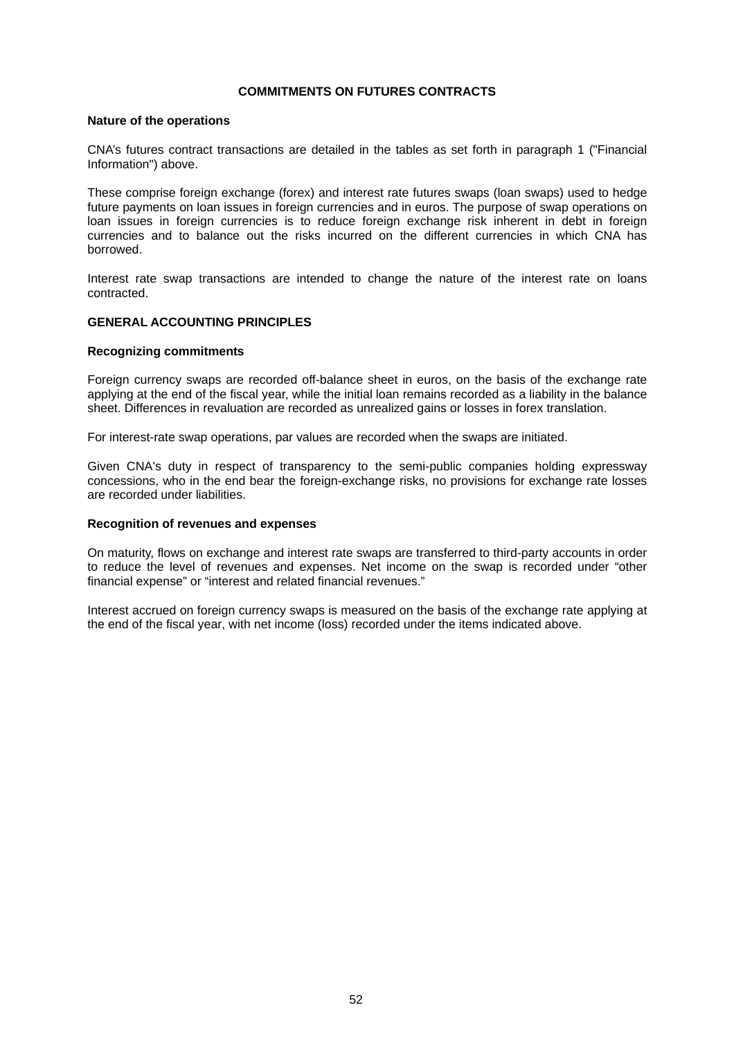## COMMITMENTS ON FUTURES CONTRACTS

**Nature of the operations**

CNA's futures contract transactions are detailed in the tables as set forth in paragraph 1 ("Financial Information") above.

These comprise foreign exchange (forex) and interest rate futures swaps (loan swaps) used to hedge future payments on loan issues in foreign currencies and in euros. The purpose of swap operations on loan issues in foreign currencies is to reduce foreign exchange risk inherent in debt in foreign currencies and to balance out the risks incurred on the different currencies in which CNA has borrowed.

Interest rate swap transactions are intended to change the nature of the interest rate on loans contracted.

**GENERAL ACCOUNTING PRINCIPLES**

**Recognizing commitments**

Foreign currency swaps are recorded off-balance sheet in euros, on the basis of the exchange rate applying at the end of the fiscal year, while the initial loan remains recorded as a liability in the balance sheet. Differences in revaluation are recorded as unrealized gains or losses in forex translation.

For interest-rate swap operations, par values are recorded when the swaps are initiated.

Given CNA's duty in respect of transparency to the semi-public companies holding expressway concessions, who in the end bear the foreign-exchange risks, no provisions for exchange rate losses are recorded under liabilities.

**Recognition of revenues and expenses**

On maturity, flows on exchange and interest rate swaps are transferred to third-party accounts in order to reduce the level of revenues and expenses. Net income on the swap is recorded under "other financial expense" or "interest and related financial revenues."

Interest accrued on foreign currency swaps is measured on the basis of the exchange rate applying at the end of the fiscal year, with net income (loss) recorded under the items indicated above.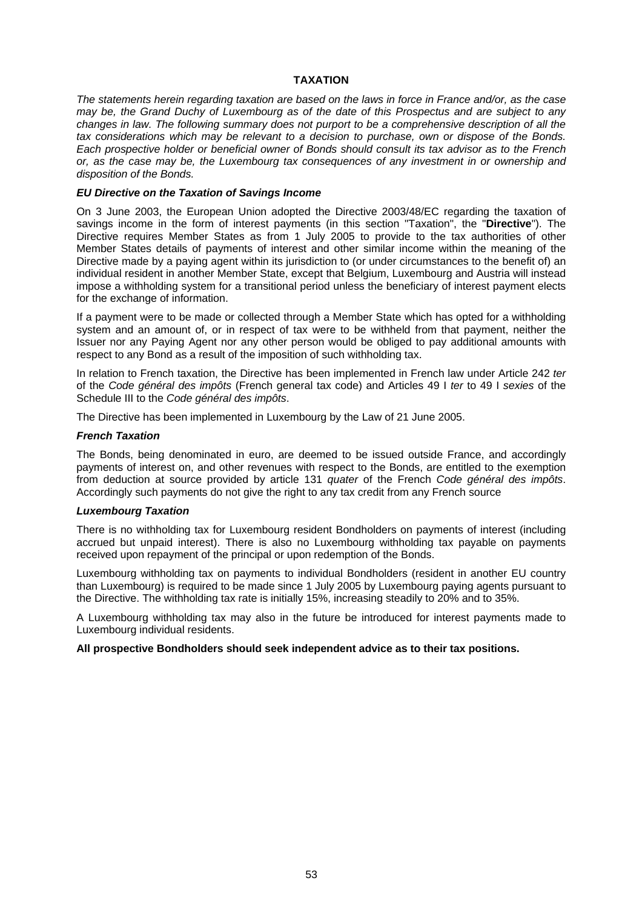# TAXATION

*The statements herein regarding taxation are based on the laws in force in France and/or, as the case may be, the Grand Duchy of Luxembourg as of the date of this Prospectus and are subject to any changes in law. The following summary does not purport to be a comprehensive description of all the tax considerations which may be relevant to a decision to purchase, own or dispose of the Bonds. Each prospective holder or beneficial owner of Bonds should consult its tax advisor as to the French or, as the case may be, the Luxembourg tax consequences of any investment in or ownership and disposition of the Bonds.*

### *EU Directive on the Taxation of Savings Income*

On 3 June 2003, the European Union adopted the Directive 2003/48/EC regarding the taxation of savings income in the form of interest payments (in this section "Taxation", the "**Directive**"). The Directive requires Member States as from 1 July 2005 to provide to the tax authorities of other Member States details of payments of interest and other similar income within the meaning of the Directive made by a paying agent within its jurisdiction to (or under circumstances to the benefit of) an individual resident in another Member State, except that Belgium, Luxembourg and Austria will instead impose a withholding system for a transitional period unless the beneficiary of interest payment elects for the exchange of information.

If a payment were to be made or collected through a Member State which has opted for a withholding system and an amount of, or in respect of tax were to be withheld from that payment, neither the Issuer nor any Paying Agent nor any other person would be obliged to pay additional amounts with respect to any Bond as a result of the imposition of such withholding tax.

In relation to French taxation, the Directive has been implemented in French law under Article 242 *ter* of the *Code général des impôts* (French general tax code) and Articles 49 I *ter* to 49 I *sexies* of the Schedule III to the *Code général des impôts*.

The Directive has been implemented in Luxembourg by the Law of 21 June 2005.

### *French Taxation*

The Bonds, being denominated in euro, are deemed to be issued outside France, and accordingly payments of interest on, and other revenues with respect to the Bonds, are entitled to the exemption from deduction at source provided by article 131 *quater* of the French *Code général des impôts*. Accordingly such payments do not give the right to any tax credit from any French source

### *Luxembourg Taxation*

There is no withholding tax for Luxembourg resident Bondholders on payments of interest (including accrued but unpaid interest). There is also no Luxembourg withholding tax payable on payments received upon repayment of the principal or upon redemption of the Bonds.

Luxembourg withholding tax on payments to individual Bondholders (resident in another EU country than Luxembourg) is required to be made since 1 July 2005 by Luxembourg paying agents pursuant to the Directive. The withholding tax rate is initially 15%, increasing steadily to 20% and to 35%.

A Luxembourg withholding tax may also in the future be introduced for interest payments made to Luxembourg individual residents.

**All prospective Bondholders should seek independent advice as to their tax positions.**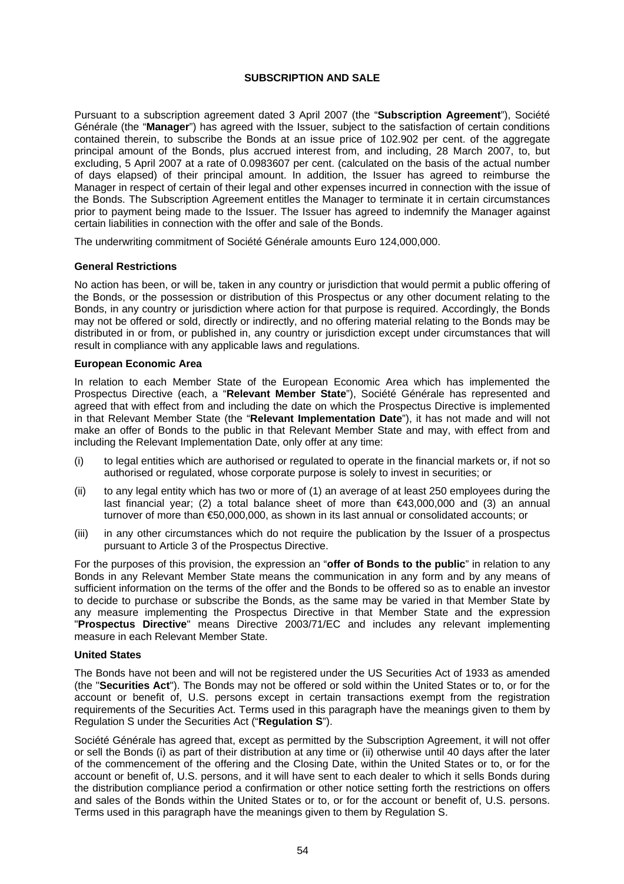## SUBSCRIPTION AND SALE

Pursuant to a subscription agreement dated 3 April 2007 (the "**Subscription Agreement**"), Société Générale (the "**Manager**") has agreed with the Issuer, subject to the satisfaction of certain conditions contained therein, to subscribe the Bonds at an issue price of 102.902 per cent. of the aggregate principal amount of the Bonds, plus accrued interest from, and including, 28 March 2007, to, but excluding, 5 April 2007 at a rate of 0.0983607 per cent. (calculated on the basis of the actual number of days elapsed) of their principal amount. In addition, the Issuer has agreed to reimburse the Manager in respect of certain of their legal and other expenses incurred in connection with the issue of the Bonds. The Subscription Agreement entitles the Manager to terminate it in certain circumstances prior to payment being made to the Issuer. The Issuer has agreed to indemnify the Manager against certain liabilities in connection with the offer and sale of the Bonds.

The underwriting commitment of Société Générale amounts Euro 124,000,000.

### General Restrictions

No action has been, or will be, taken in any country or jurisdiction that would permit a public offering of the Bonds, or the possession or distribution of this Prospectus or any other document relating to the Bonds, in any country or jurisdiction where action for that purpose is required. Accordingly, the Bonds may not be offered or sold, directly or indirectly, and no offering material relating to the Bonds may be distributed in or from, or published in, any country or jurisdiction except under circumstances that will result in compliance with any applicable laws and regulations.

### European Economic Area

In relation to each Member State of the European Economic Area which has implemented the Prospectus Directive (each, a "**Relevant Member State**"), Société Générale has represented and agreed that with effect from and including the date on which the Prospectus Directive is implemented in that Relevant Member State (the "**Relevant Implementation Date**"), it has not made and will not make an offer of Bonds to the public in that Relevant Member State and may, with effect from and including the Relevant Implementation Date, only offer at any time:

(i) to legal entities which are authorised or regulated to operate in the financial markets or, if not so authorised or regulated, whose corporate purpose is solely to invest in securities; or

(ii) to any legal entity which has two or more of (1) an average of at least 250 employees during the last financial year; (2) a total balance sheet of more than €43,000,000 and (3) an annual turnover of more than €50,000,000, as shown in its last annual or consolidated accounts; or

(iii) in any other circumstances which do not require the publication by the Issuer of a prospectus pursuant to Article 3 of the Prospectus Directive.

For the purposes of this provision, the expression an "**offer of Bonds to the public**" in relation to any Bonds in any Relevant Member State means the communication in any form and by any means of sufficient information on the terms of the offer and the Bonds to be offered so as to enable an investor to decide to purchase or subscribe the Bonds, as the same may be varied in that Member State by any measure implementing the Prospectus Directive in that Member State and the expression "**Prospectus Directive**" means Directive 2003/71/EC and includes any relevant implementing measure in each Relevant Member State.

### United States

The Bonds have not been and will not be registered under the US Securities Act of 1933 as amended (the "**Securities Act**"). The Bonds may not be offered or sold within the United States or to, or for the account or benefit of, U.S. persons except in certain transactions exempt from the registration requirements of the Securities Act. Terms used in this paragraph have the meanings given to them by Regulation S under the Securities Act ("**Regulation S**").

Société Générale has agreed that, except as permitted by the Subscription Agreement, it will not offer or sell the Bonds (i) as part of their distribution at any time or (ii) otherwise until 40 days after the later of the commencement of the offering and the Closing Date, within the United States or to, or for the account or benefit of, U.S. persons, and it will have sent to each dealer to which it sells Bonds during the distribution compliance period a confirmation or other notice setting forth the restrictions on offers and sales of the Bonds within the United States or to, or for the account or benefit of, U.S. persons. Terms used in this paragraph have the meanings given to them by Regulation S.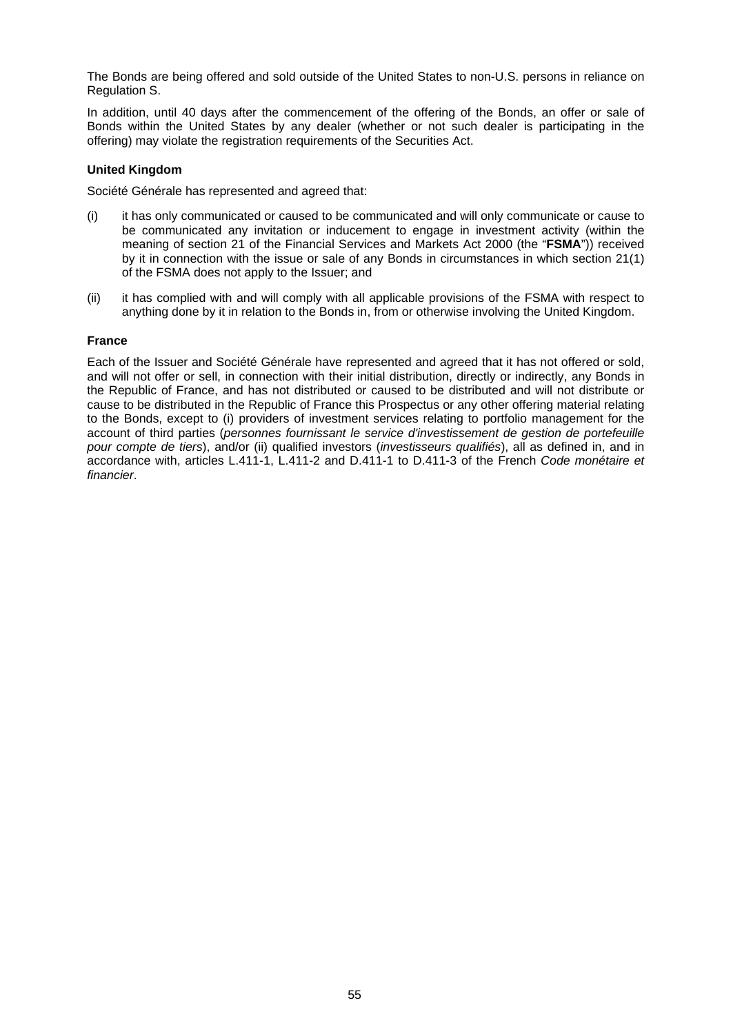The Bonds are being offered and sold outside of the United States to non-U.S. persons in reliance on Regulation S.

In addition, until 40 days after the commencement of the offering of the Bonds, an offer or sale of Bonds within the United States by any dealer (whether or not such dealer is participating in the offering) may violate the registration requirements of the Securities Act.

**United Kingdom**

Société Générale has represented and agreed that:

(i) it has only communicated or caused to be communicated and will only communicate or cause to be communicated any invitation or inducement to engage in investment activity (within the meaning of section 21 of the Financial Services and Markets Act 2000 (the "**FSMA**")) received by it in connection with the issue or sale of any Bonds in circumstances in which section 21(1) of the FSMA does not apply to the Issuer; and

(ii) it has complied with and will comply with all applicable provisions of the FSMA with respect to anything done by it in relation to the Bonds in, from or otherwise involving the United Kingdom.

**France**

Each of the Issuer and Société Générale have represented and agreed that it has not offered or sold, and will not offer or sell, in connection with their initial distribution, directly or indirectly, any Bonds in the Republic of France, and has not distributed or caused to be distributed and will not distribute or cause to be distributed in the Republic of France this Prospectus or any other offering material relating to the Bonds, except to (i) providers of investment services relating to portfolio management for the account of third parties (*personnes fournissant le service d'investissement de gestion de portefeuille pour compte de tiers*), and/or (ii) qualified investors (*investisseurs qualifiés*), all as defined in, and in accordance with, articles L.411-1, L.411-2 and D.411-1 to D.411-3 of the French *Code monétaire et financier*.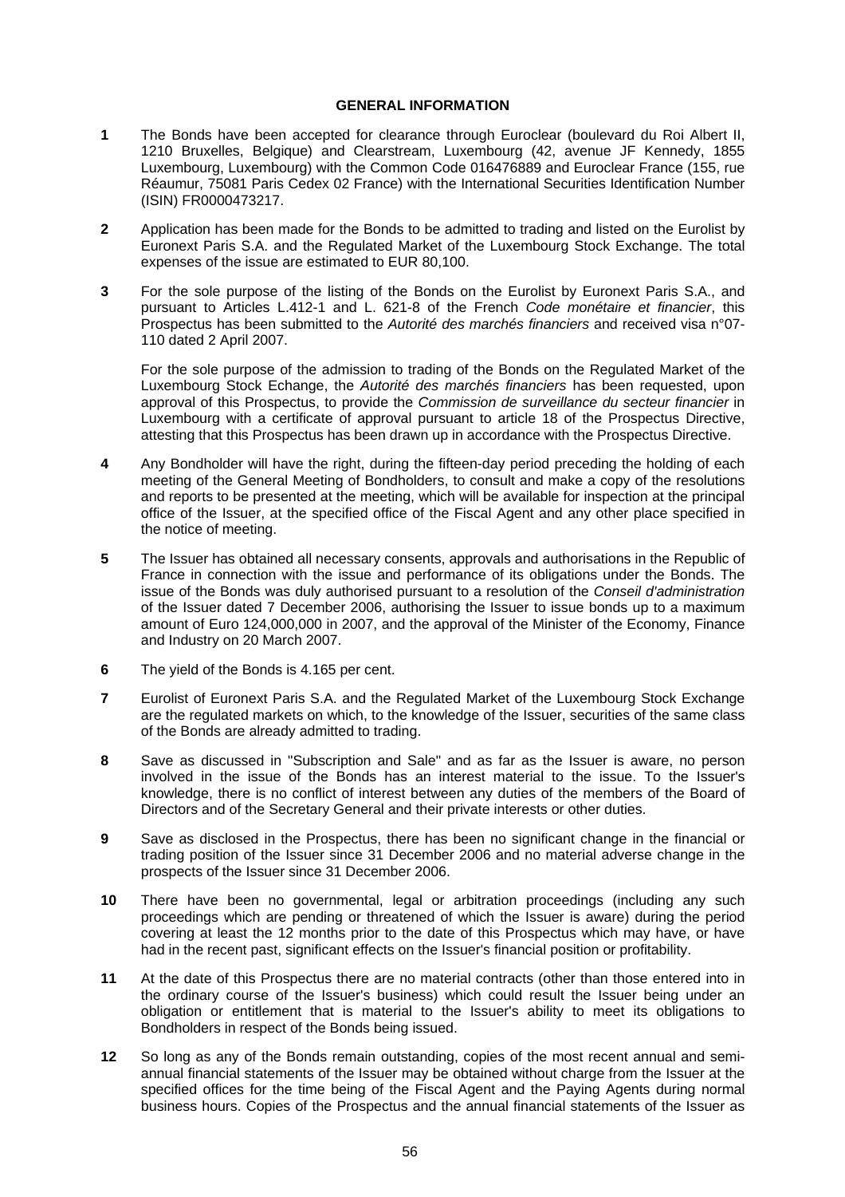## GENERAL INFORMATION

**1** The Bonds have been accepted for clearance through Euroclear (boulevard du Roi Albert II, 1210 Bruxelles, Belgique) and Clearstream, Luxembourg (42, avenue JF Kennedy, 1855 Luxembourg, Luxembourg) with the Common Code 016476889 and Euroclear France (155, rue Réaumur, 75081 Paris Cedex 02 France) with the International Securities Identification Number (ISIN) FR0000473217.

**2** Application has been made for the Bonds to be admitted to trading and listed on the Eurolist by Euronext Paris S.A. and the Regulated Market of the Luxembourg Stock Exchange. The total expenses of the issue are estimated to EUR 80,100.

**3** For the sole purpose of the listing of the Bonds on the Eurolist by Euronext Paris S.A., and pursuant to Articles L.412-1 and L. 621-8 of the French *Code monétaire et financier*, this Prospectus has been submitted to the *Autorité des marchés financiers* and received visa n°07-110 dated 2 April 2007.

For the sole purpose of the admission to trading of the Bonds on the Regulated Market of the Luxembourg Stock Echange, the *Autorité des marchés financiers* has been requested, upon approval of this Prospectus, to provide the *Commission de surveillance du secteur financier* in Luxembourg with a certificate of approval pursuant to article 18 of the Prospectus Directive, attesting that this Prospectus has been drawn up in accordance with the Prospectus Directive.

**4** Any Bondholder will have the right, during the fifteen-day period preceding the holding of each meeting of the General Meeting of Bondholders, to consult and make a copy of the resolutions and reports to be presented at the meeting, which will be available for inspection at the principal office of the Issuer, at the specified office of the Fiscal Agent and any other place specified in the notice of meeting.

**5** The Issuer has obtained all necessary consents, approvals and authorisations in the Republic of France in connection with the issue and performance of its obligations under the Bonds. The issue of the Bonds was duly authorised pursuant to a resolution of the *Conseil d'administration* of the Issuer dated 7 December 2006, authorising the Issuer to issue bonds up to a maximum amount of Euro 124,000,000 in 2007, and the approval of the Minister of the Economy, Finance and Industry on 20 March 2007.

**6** The yield of the Bonds is 4.165 per cent.

**7** Eurolist of Euronext Paris S.A. and the Regulated Market of the Luxembourg Stock Exchange are the regulated markets on which, to the knowledge of the Issuer, securities of the same class of the Bonds are already admitted to trading.

**8** Save as discussed in "Subscription and Sale" and as far as the Issuer is aware, no person involved in the issue of the Bonds has an interest material to the issue. To the Issuer's knowledge, there is no conflict of interest between any duties of the members of the Board of Directors and of the Secretary General and their private interests or other duties.

**9** Save as disclosed in the Prospectus, there has been no significant change in the financial or trading position of the Issuer since 31 December 2006 and no material adverse change in the prospects of the Issuer since 31 December 2006.

**10** There have been no governmental, legal or arbitration proceedings (including any such proceedings which are pending or threatened of which the Issuer is aware) during the period covering at least the 12 months prior to the date of this Prospectus which may have, or have had in the recent past, significant effects on the Issuer's financial position or profitability.

**11** At the date of this Prospectus there are no material contracts (other than those entered into in the ordinary course of the Issuer's business) which could result the Issuer being under an obligation or entitlement that is material to the Issuer's ability to meet its obligations to Bondholders in respect of the Bonds being issued.

**12** So long as any of the Bonds remain outstanding, copies of the most recent annual and semi-annual financial statements of the Issuer may be obtained without charge from the Issuer at the specified offices for the time being of the Fiscal Agent and the Paying Agents during normal business hours. Copies of the Prospectus and the annual financial statements of the Issuer as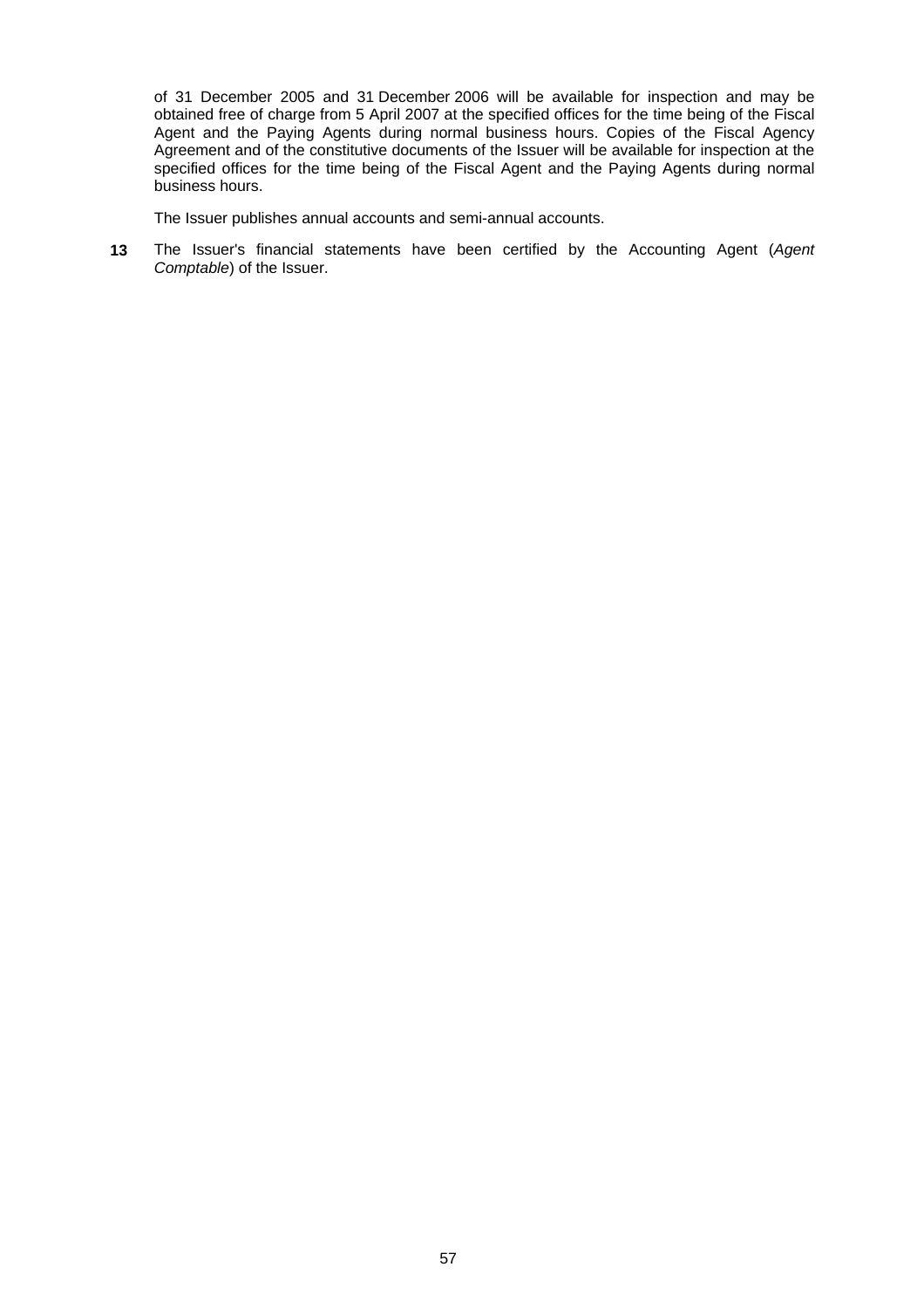of 31 December 2005 and 31 December 2006 will be available for inspection and may be obtained free of charge from 5 April 2007 at the specified offices for the time being of the Fiscal Agent and the Paying Agents during normal business hours. Copies of the Fiscal Agency Agreement and of the constitutive documents of the Issuer will be available for inspection at the specified offices for the time being of the Fiscal Agent and the Paying Agents during normal business hours.

The Issuer publishes annual accounts and semi-annual accounts.

**13** The Issuer's financial statements have been certified by the Accounting Agent (*Agent Comptable*) of the Issuer.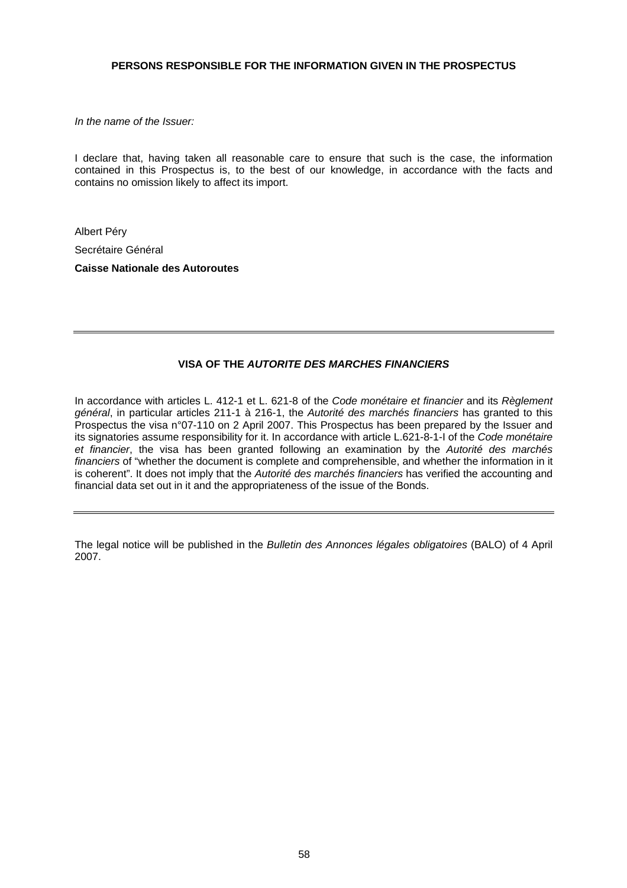## PERSONS RESPONSIBLE FOR THE INFORMATION GIVEN IN THE PROSPECTUS

*In the name of the Issuer:*

I declare that, having taken all reasonable care to ensure that such is the case, the information contained in this Prospectus is, to the best of our knowledge, in accordance with the facts and contains no omission likely to affect its import.

Albert Péry

Secrétaire Général

**Caisse Nationale des Autoroutes**

---

## VISA OF THE *AUTORITE DES MARCHES FINANCIERS*

In accordance with articles L. 412-1 et L. 621-8 of the *Code monétaire et financier* and its *Règlement général*, in particular articles 211-1 à 216-1, the *Autorité des marchés financiers* has granted to this Prospectus the visa n°07-110 on 2 April 2007. This Prospectus has been prepared by the Issuer and its signatories assume responsibility for it. In accordance with article L.621-8-1-I of the *Code monétaire et financier*, the visa has been granted following an examination by the *Autorité des marchés financiers* of "whether the document is complete and comprehensible, and whether the information in it is coherent". It does not imply that the *Autorité des marchés financiers* has verified the accounting and financial data set out in it and the appropriateness of the issue of the Bonds.

---

The legal notice will be published in the *Bulletin des Annonces légales obligatoires* (BALO) of 4 April 2007.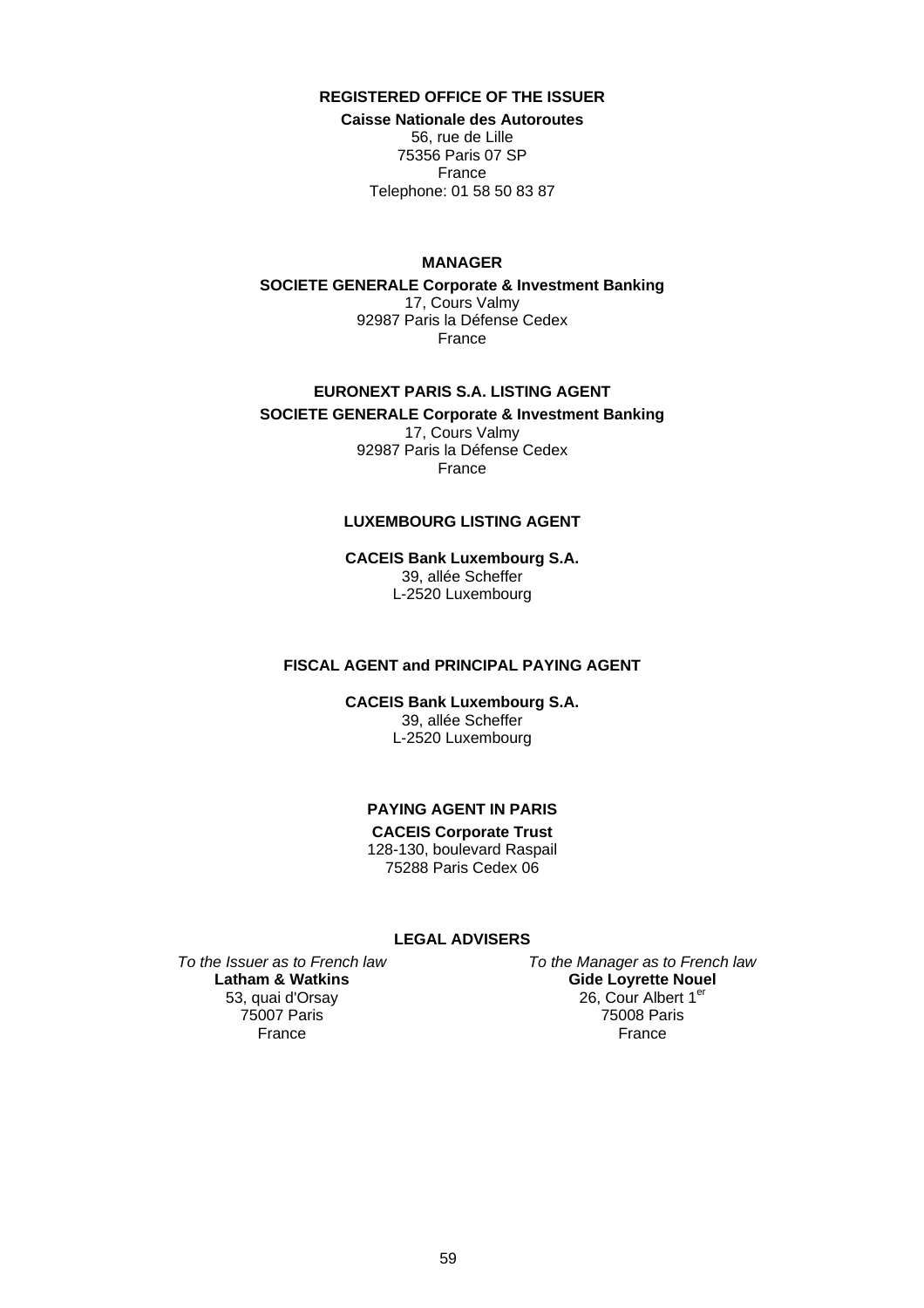**REGISTERED OFFICE OF THE ISSUER**

**Caisse Nationale des Autoroutes**
56, rue de Lille
75356 Paris 07 SP
France
Telephone: 01 58 50 83 87

**MANAGER**

**SOCIETE GENERALE Corporate & Investment Banking**
17, Cours Valmy
92987 Paris la Défense Cedex
France

**EURONEXT PARIS S.A. LISTING AGENT**

**SOCIETE GENERALE Corporate & Investment Banking**
17, Cours Valmy
92987 Paris la Défense Cedex
France

**LUXEMBOURG LISTING AGENT**

**CACEIS Bank Luxembourg S.A.**
39, allée Scheffer
L-2520 Luxembourg

**FISCAL AGENT and PRINCIPAL PAYING AGENT**

**CACEIS Bank Luxembourg S.A.**
39, allée Scheffer
L-2520 Luxembourg

**PAYING AGENT IN PARIS**

**CACEIS Corporate Trust**
128-130, boulevard Raspail
75288 Paris Cedex 06

**LEGAL ADVISERS**

*To the Issuer as to French law*
**Latham & Watkins**
53, quai d'Orsay
75007 Paris
France

*To the Manager as to French law*
**Gide Loyrette Nouel**
26, Cour Albert 1er
75008 Paris
France